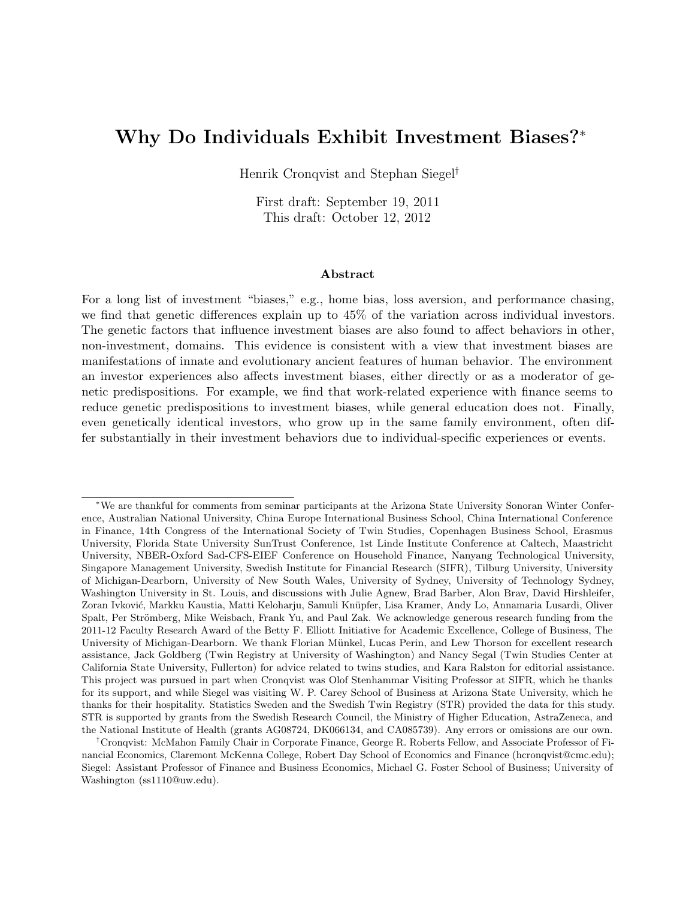# Why Do Individuals Exhibit Investment Biases?*

Henrik Cronqvist and Stephan Siegel†

First draft: September 19, 2011
This draft: October 12, 2012

## Abstract

For a long list of investment "biases," e.g., home bias, loss aversion, and performance chasing, we find that genetic differences explain up to 45% of the variation across individual investors. The genetic factors that influence investment biases are also found to affect behaviors in other, non-investment, domains. This evidence is consistent with a view that investment biases are manifestations of innate and evolutionary ancient features of human behavior. The environment an investor experiences also affects investment biases, either directly or as a moderator of genetic predispositions. For example, we find that work-related experience with finance seems to reduce genetic predispositions to investment biases, while general education does not. Finally, even genetically identical investors, who grow up in the same family environment, often differ substantially in their investment behaviors due to individual-specific experiences or events.

---

*We are thankful for comments from seminar participants at the Arizona State University Sonoran Winter Conference, Australian National University, China Europe International Business School, China International Conference in Finance, 14th Congress of the International Society of Twin Studies, Copenhagen Business School, Erasmus University, Florida State University SunTrust Conference, 1st Linde Institute Conference at Caltech, Maastricht University, NBER-Oxford Sad-CFS-EIEF Conference on Household Finance, Nanyang Technological University, Singapore Management University, Swedish Institute for Financial Research (SIFR), Tilburg University, University of Michigan-Dearborn, University of New South Wales, University of Sydney, University of Technology Sydney, Washington University in St. Louis, and discussions with Julie Agnew, Brad Barber, Alon Brav, David Hirshleifer, Zoran Ivković, Markku Kaustia, Matti Keloharju, Samuli Knüpfer, Lisa Kramer, Andy Lo, Annamaria Lusardi, Oliver Spalt, Per Strömberg, Mike Weisbach, Frank Yu, and Paul Zak. We acknowledge generous research funding from the 2011-12 Faculty Research Award of the Betty F. Elliott Initiative for Academic Excellence, College of Business, The University of Michigan-Dearborn. We thank Florian Münkel, Lucas Perin, and Lew Thorson for excellent research assistance, Jack Goldberg (Twin Registry at University of Washington) and Nancy Segal (Twin Studies Center at California State University, Fullerton) for advice related to twins studies, and Kara Ralston for editorial assistance. This project was pursued in part when Cronqvist was Olof Stenhammar Visiting Professor at SIFR, which he thanks for its support, and while Siegel was visiting W. P. Carey School of Business at Arizona State University, which he thanks for their hospitality. Statistics Sweden and the Swedish Twin Registry (STR) provided the data for this study. STR is supported by grants from the Swedish Research Council, the Ministry of Higher Education, AstraZeneca, and the National Institute of Health (grants AG08724, DK066134, and CA085739). Any errors or omissions are our own.

†Cronqvist: McMahon Family Chair in Corporate Finance, George R. Roberts Fellow, and Associate Professor of Financial Economics, Claremont McKenna College, Robert Day School of Economics and Finance (hcronqvist@cmc.edu); Siegel: Assistant Professor of Finance and Business Economics, Michael G. Foster School of Business; University of Washington (ss1110@uw.edu).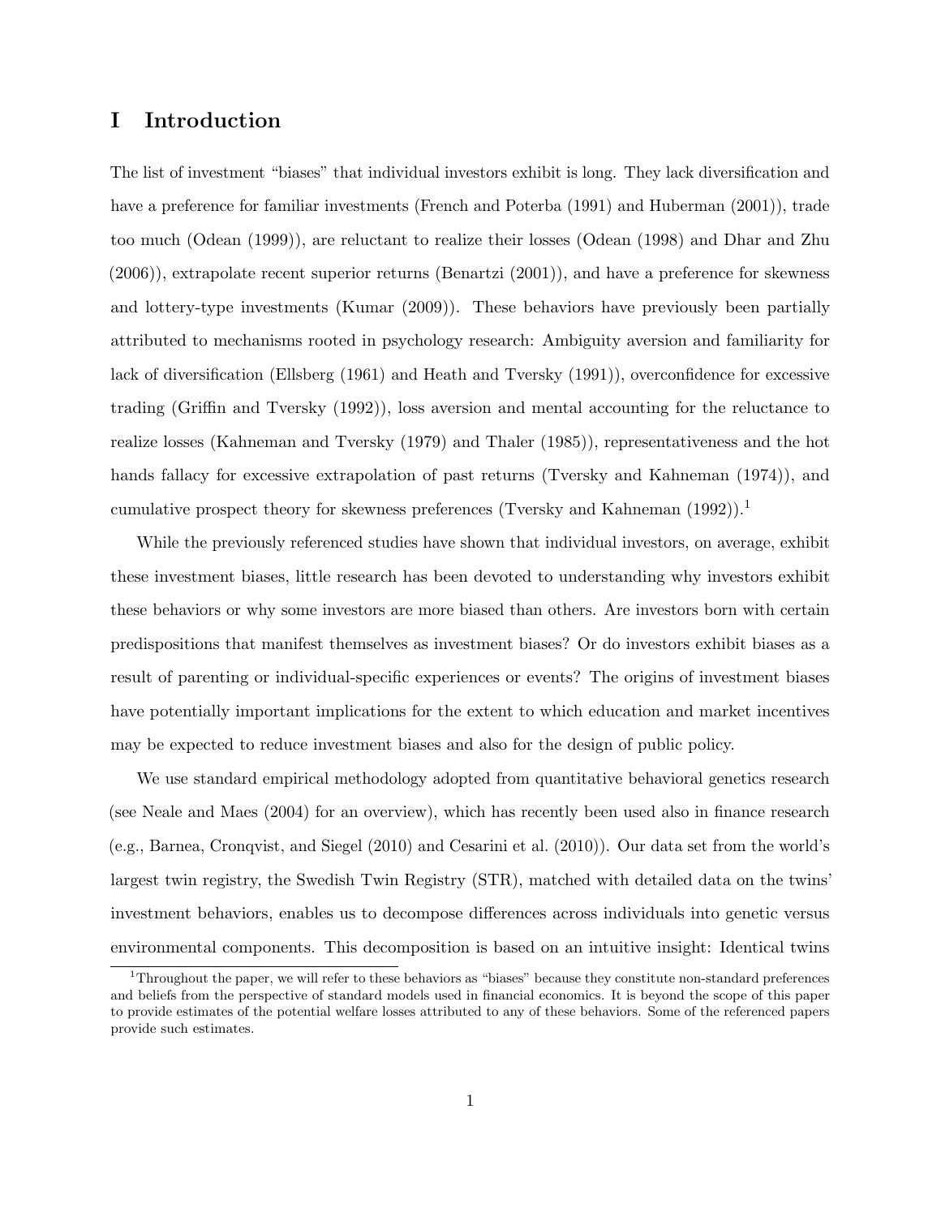# I Introduction

The list of investment "biases" that individual investors exhibit is long. They lack diversification and have a preference for familiar investments (French and Poterba (1991) and Huberman (2001)), trade too much (Odean (1999)), are reluctant to realize their losses (Odean (1998) and Dhar and Zhu (2006)), extrapolate recent superior returns (Benartzi (2001)), and have a preference for skewness and lottery-type investments (Kumar (2009)). These behaviors have previously been partially attributed to mechanisms rooted in psychology research: Ambiguity aversion and familiarity for lack of diversification (Ellsberg (1961) and Heath and Tversky (1991)), overconfidence for excessive trading (Griffin and Tversky (1992)), loss aversion and mental accounting for the reluctance to realize losses (Kahneman and Tversky (1979) and Thaler (1985)), representativeness and the hot hands fallacy for excessive extrapolation of past returns (Tversky and Kahneman (1974)), and cumulative prospect theory for skewness preferences (Tversky and Kahneman (1992)).[1]

While the previously referenced studies have shown that individual investors, on average, exhibit these investment biases, little research has been devoted to understanding why investors exhibit these behaviors or why some investors are more biased than others. Are investors born with certain predispositions that manifest themselves as investment biases? Or do investors exhibit biases as a result of parenting or individual-specific experiences or events? The origins of investment biases have potentially important implications for the extent to which education and market incentives may be expected to reduce investment biases and also for the design of public policy.

We use standard empirical methodology adopted from quantitative behavioral genetics research (see Neale and Maes (2004) for an overview), which has recently been used also in finance research (e.g., Barnea, Cronqvist, and Siegel (2010) and Cesarini et al. (2010)). Our data set from the world's largest twin registry, the Swedish Twin Registry (STR), matched with detailed data on the twins' investment behaviors, enables us to decompose differences across individuals into genetic versus environmental components. This decomposition is based on an intuitive insight: Identical twins

[1] Throughout the paper, we will refer to these behaviors as "biases" because they constitute non-standard preferences and beliefs from the perspective of standard models used in financial economics. It is beyond the scope of this paper to provide estimates of the potential welfare losses attributed to any of these behaviors. Some of the referenced papers provide such estimates.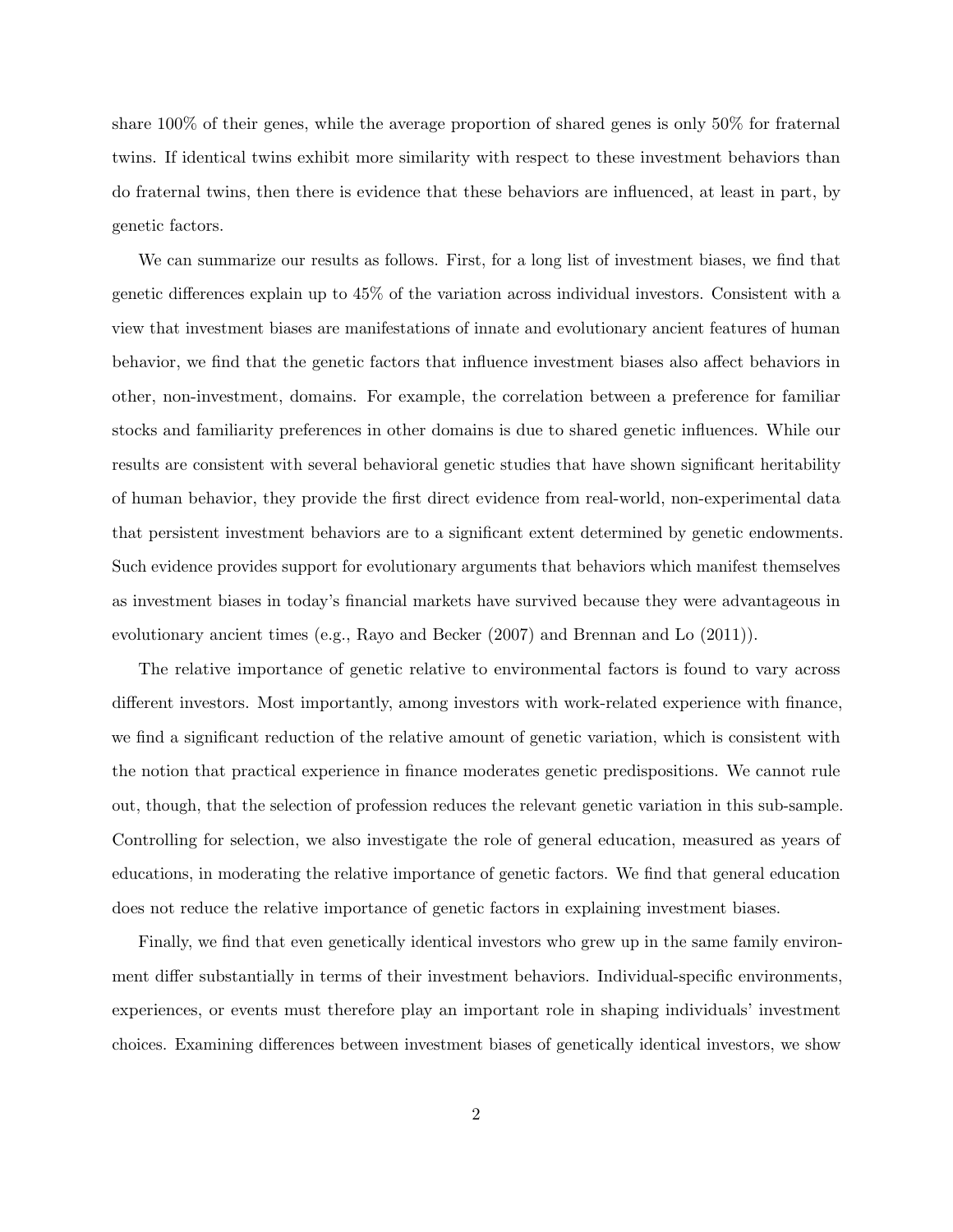share 100% of their genes, while the average proportion of shared genes is only 50% for fraternal twins. If identical twins exhibit more similarity with respect to these investment behaviors than do fraternal twins, then there is evidence that these behaviors are influenced, at least in part, by genetic factors.

We can summarize our results as follows. First, for a long list of investment biases, we find that genetic differences explain up to 45% of the variation across individual investors. Consistent with a view that investment biases are manifestations of innate and evolutionary ancient features of human behavior, we find that the genetic factors that influence investment biases also affect behaviors in other, non-investment, domains. For example, the correlation between a preference for familiar stocks and familiarity preferences in other domains is due to shared genetic influences. While our results are consistent with several behavioral genetic studies that have shown significant heritability of human behavior, they provide the first direct evidence from real-world, non-experimental data that persistent investment behaviors are to a significant extent determined by genetic endowments. Such evidence provides support for evolutionary arguments that behaviors which manifest themselves as investment biases in today's financial markets have survived because they were advantageous in evolutionary ancient times (e.g., Rayo and Becker (2007) and Brennan and Lo (2011)).

The relative importance of genetic relative to environmental factors is found to vary across different investors. Most importantly, among investors with work-related experience with finance, we find a significant reduction of the relative amount of genetic variation, which is consistent with the notion that practical experience in finance moderates genetic predispositions. We cannot rule out, though, that the selection of profession reduces the relevant genetic variation in this sub-sample. Controlling for selection, we also investigate the role of general education, measured as years of educations, in moderating the relative importance of genetic factors. We find that general education does not reduce the relative importance of genetic factors in explaining investment biases.

Finally, we find that even genetically identical investors who grew up in the same family environment differ substantially in terms of their investment behaviors. Individual-specific environments, experiences, or events must therefore play an important role in shaping individuals' investment choices. Examining differences between investment biases of genetically identical investors, we show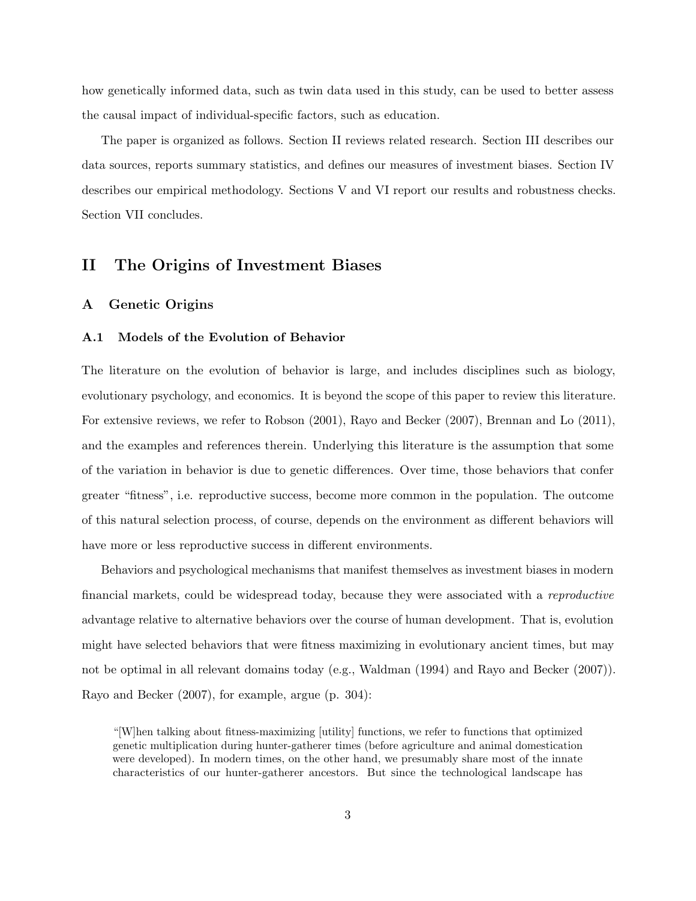how genetically informed data, such as twin data used in this study, can be used to better assess the causal impact of individual-specific factors, such as education.

The paper is organized as follows. Section II reviews related research. Section III describes our data sources, reports summary statistics, and defines our measures of investment biases. Section IV describes our empirical methodology. Sections V and VI report our results and robustness checks. Section VII concludes.

## II The Origins of Investment Biases

### A Genetic Origins

#### A.1 Models of the Evolution of Behavior

The literature on the evolution of behavior is large, and includes disciplines such as biology, evolutionary psychology, and economics. It is beyond the scope of this paper to review this literature. For extensive reviews, we refer to Robson (2001), Rayo and Becker (2007), Brennan and Lo (2011), and the examples and references therein. Underlying this literature is the assumption that some of the variation in behavior is due to genetic differences. Over time, those behaviors that confer greater "fitness", i.e. reproductive success, become more common in the population. The outcome of this natural selection process, of course, depends on the environment as different behaviors will have more or less reproductive success in different environments.

Behaviors and psychological mechanisms that manifest themselves as investment biases in modern financial markets, could be widespread today, because they were associated with a *reproductive* advantage relative to alternative behaviors over the course of human development. That is, evolution might have selected behaviors that were fitness maximizing in evolutionary ancient times, but may not be optimal in all relevant domains today (e.g., Waldman (1994) and Rayo and Becker (2007)). Rayo and Becker (2007), for example, argue (p. 304):

> "[W]hen talking about fitness-maximizing [utility] functions, we refer to functions that optimized genetic multiplication during hunter-gatherer times (before agriculture and animal domestication were developed). In modern times, on the other hand, we presumably share most of the innate characteristics of our hunter-gatherer ancestors. But since the technological landscape has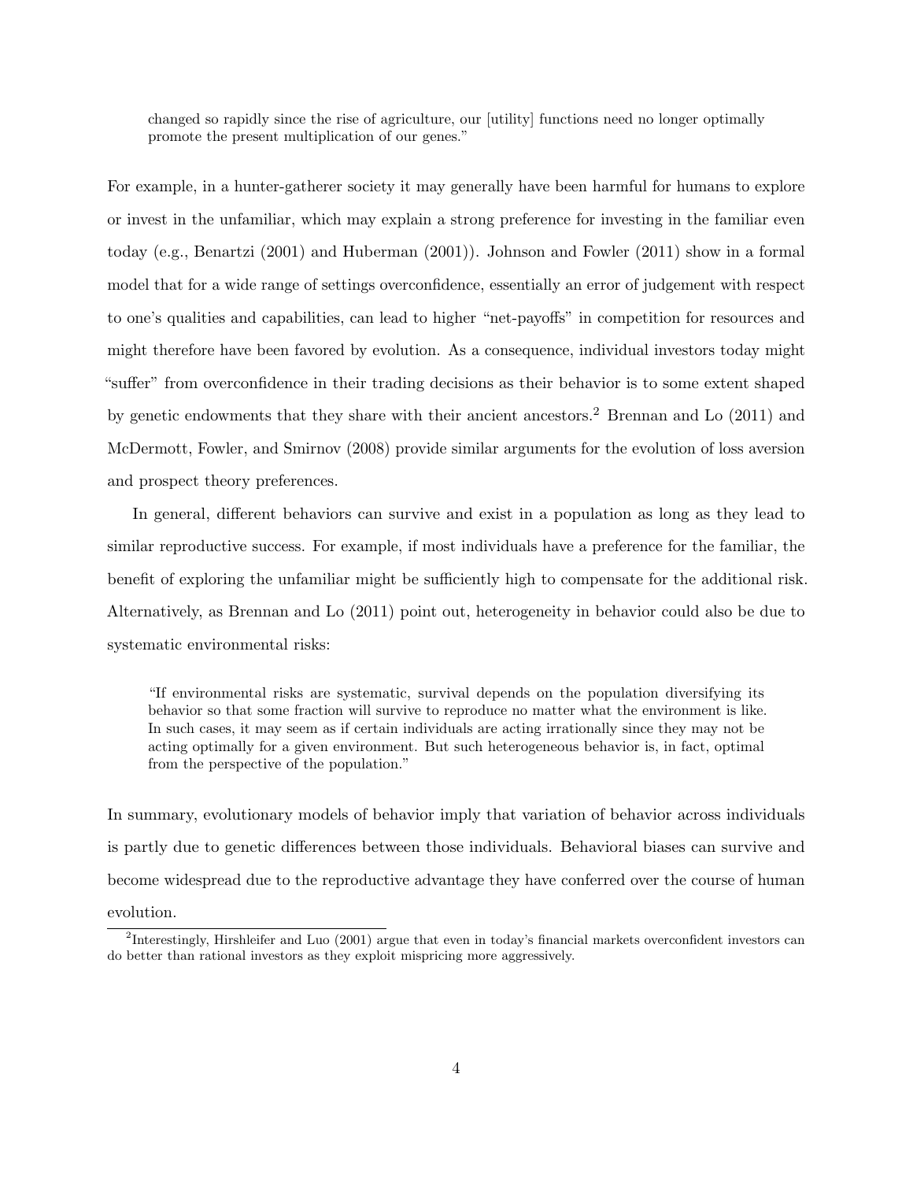> changed so rapidly since the rise of agriculture, our [utility] functions need no longer optimally promote the present multiplication of our genes."

For example, in a hunter-gatherer society it may generally have been harmful for humans to explore or invest in the unfamiliar, which may explain a strong preference for investing in the familiar even today (e.g., Benartzi (2001) and Huberman (2001)). Johnson and Fowler (2011) show in a formal model that for a wide range of settings overconfidence, essentially an error of judgement with respect to one's qualities and capabilities, can lead to higher "net-payoffs" in competition for resources and might therefore have been favored by evolution. As a consequence, individual investors today might "suffer" from overconfidence in their trading decisions as their behavior is to some extent shaped by genetic endowments that they share with their ancient ancestors.[2] Brennan and Lo (2011) and McDermott, Fowler, and Smirnov (2008) provide similar arguments for the evolution of loss aversion and prospect theory preferences.

In general, different behaviors can survive and exist in a population as long as they lead to similar reproductive success. For example, if most individuals have a preference for the familiar, the benefit of exploring the unfamiliar might be sufficiently high to compensate for the additional risk. Alternatively, as Brennan and Lo (2011) point out, heterogeneity in behavior could also be due to systematic environmental risks:

> "If environmental risks are systematic, survival depends on the population diversifying its behavior so that some fraction will survive to reproduce no matter what the environment is like. In such cases, it may seem as if certain individuals are acting irrationally since they may not be acting optimally for a given environment. But such heterogeneous behavior is, in fact, optimal from the perspective of the population."

In summary, evolutionary models of behavior imply that variation of behavior across individuals is partly due to genetic differences between those individuals. Behavioral biases can survive and become widespread due to the reproductive advantage they have conferred over the course of human evolution.

[2] Interestingly, Hirshleifer and Luo (2001) argue that even in today's financial markets overconfident investors can do better than rational investors as they exploit mispricing more aggressively.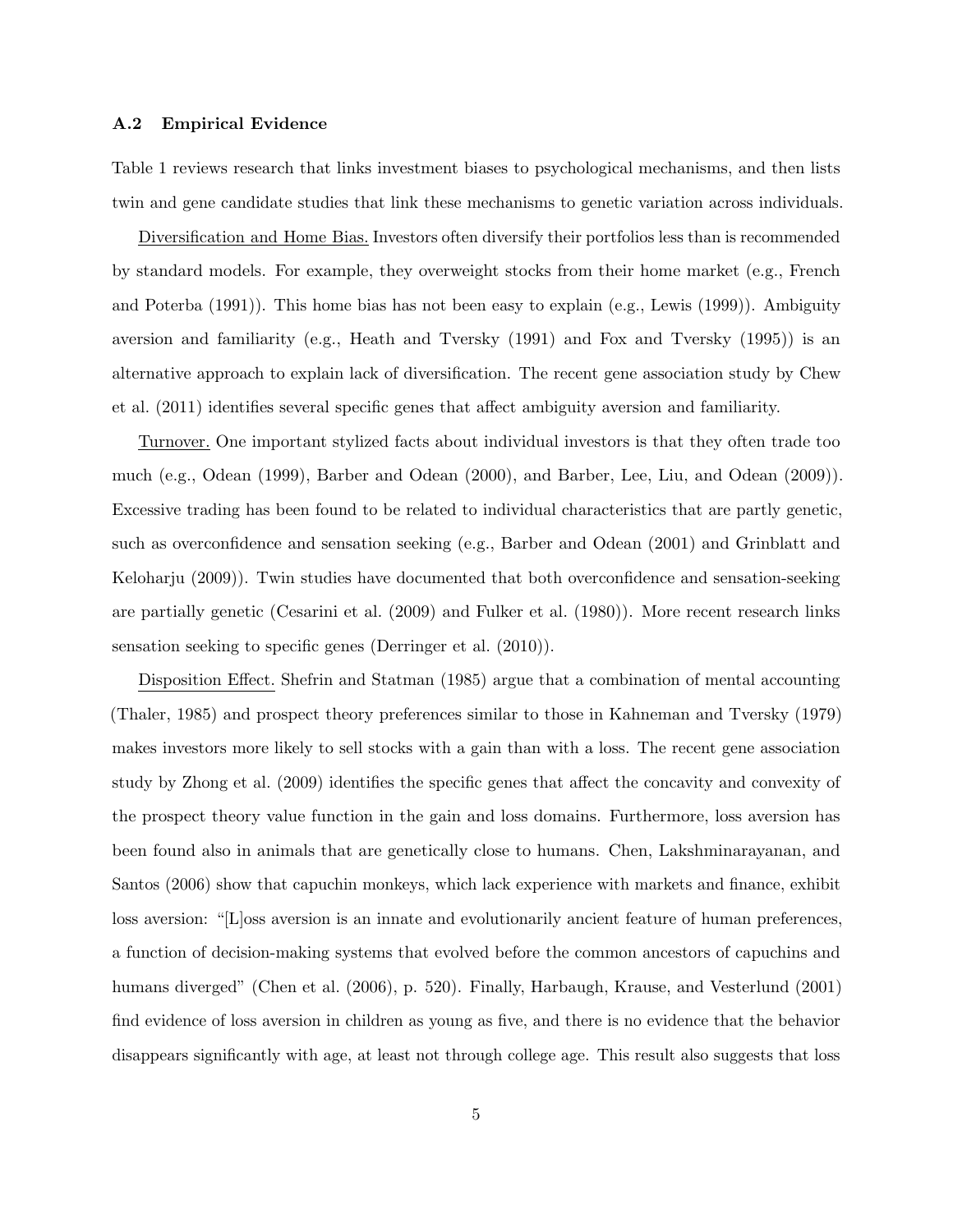### A.2 Empirical Evidence

Table 1 reviews research that links investment biases to psychological mechanisms, and then lists twin and gene candidate studies that link these mechanisms to genetic variation across individuals.

Diversification and Home Bias. Investors often diversify their portfolios less than is recommended by standard models. For example, they overweight stocks from their home market (e.g., French and Poterba (1991)). This home bias has not been easy to explain (e.g., Lewis (1999)). Ambiguity aversion and familiarity (e.g., Heath and Tversky (1991) and Fox and Tversky (1995)) is an alternative approach to explain lack of diversification. The recent gene association study by Chew et al. (2011) identifies several specific genes that affect ambiguity aversion and familiarity.

Turnover. One important stylized facts about individual investors is that they often trade too much (e.g., Odean (1999), Barber and Odean (2000), and Barber, Lee, Liu, and Odean (2009)). Excessive trading has been found to be related to individual characteristics that are partly genetic, such as overconfidence and sensation seeking (e.g., Barber and Odean (2001) and Grinblatt and Keloharju (2009)). Twin studies have documented that both overconfidence and sensation-seeking are partially genetic (Cesarini et al. (2009) and Fulker et al. (1980)). More recent research links sensation seeking to specific genes (Derringer et al. (2010)).

Disposition Effect. Shefrin and Statman (1985) argue that a combination of mental accounting (Thaler, 1985) and prospect theory preferences similar to those in Kahneman and Tversky (1979) makes investors more likely to sell stocks with a gain than with a loss. The recent gene association study by Zhong et al. (2009) identifies the specific genes that affect the concavity and convexity of the prospect theory value function in the gain and loss domains. Furthermore, loss aversion has been found also in animals that are genetically close to humans. Chen, Lakshminarayanan, and Santos (2006) show that capuchin monkeys, which lack experience with markets and finance, exhibit loss aversion: "[L]oss aversion is an innate and evolutionarily ancient feature of human preferences, a function of decision-making systems that evolved before the common ancestors of capuchins and humans diverged" (Chen et al. (2006), p. 520). Finally, Harbaugh, Krause, and Vesterlund (2001) find evidence of loss aversion in children as young as five, and there is no evidence that the behavior disappears significantly with age, at least not through college age. This result also suggests that loss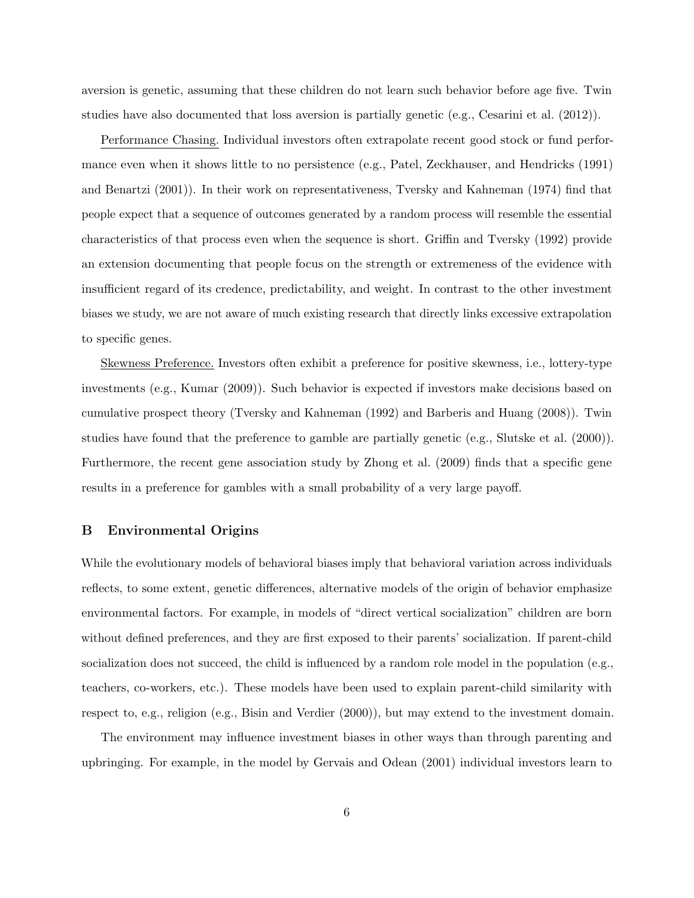aversion is genetic, assuming that these children do not learn such behavior before age five. Twin studies have also documented that loss aversion is partially genetic (e.g., Cesarini et al. (2012)).

Performance Chasing. Individual investors often extrapolate recent good stock or fund performance even when it shows little to no persistence (e.g., Patel, Zeckhauser, and Hendricks (1991) and Benartzi (2001)). In their work on representativeness, Tversky and Kahneman (1974) find that people expect that a sequence of outcomes generated by a random process will resemble the essential characteristics of that process even when the sequence is short. Griffin and Tversky (1992) provide an extension documenting that people focus on the strength or extremeness of the evidence with insufficient regard of its credence, predictability, and weight. In contrast to the other investment biases we study, we are not aware of much existing research that directly links excessive extrapolation to specific genes.

Skewness Preference. Investors often exhibit a preference for positive skewness, i.e., lottery-type investments (e.g., Kumar (2009)). Such behavior is expected if investors make decisions based on cumulative prospect theory (Tversky and Kahneman (1992) and Barberis and Huang (2008)). Twin studies have found that the preference to gamble are partially genetic (e.g., Slutske et al. (2000)). Furthermore, the recent gene association study by Zhong et al. (2009) finds that a specific gene results in a preference for gambles with a small probability of a very large payoff.

## B Environmental Origins

While the evolutionary models of behavioral biases imply that behavioral variation across individuals reflects, to some extent, genetic differences, alternative models of the origin of behavior emphasize environmental factors. For example, in models of "direct vertical socialization" children are born without defined preferences, and they are first exposed to their parents' socialization. If parent-child socialization does not succeed, the child is influenced by a random role model in the population (e.g., teachers, co-workers, etc.). These models have been used to explain parent-child similarity with respect to, e.g., religion (e.g., Bisin and Verdier (2000)), but may extend to the investment domain.

The environment may influence investment biases in other ways than through parenting and upbringing. For example, in the model by Gervais and Odean (2001) individual investors learn to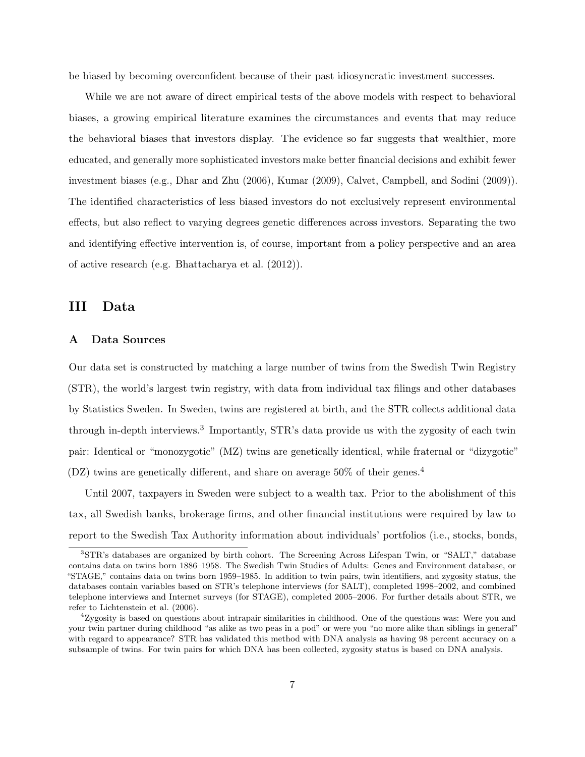be biased by becoming overconfident because of their past idiosyncratic investment successes.

While we are not aware of direct empirical tests of the above models with respect to behavioral biases, a growing empirical literature examines the circumstances and events that may reduce the behavioral biases that investors display. The evidence so far suggests that wealthier, more educated, and generally more sophisticated investors make better financial decisions and exhibit fewer investment biases (e.g., Dhar and Zhu (2006), Kumar (2009), Calvet, Campbell, and Sodini (2009)). The identified characteristics of less biased investors do not exclusively represent environmental effects, but also reflect to varying degrees genetic differences across investors. Separating the two and identifying effective intervention is, of course, important from a policy perspective and an area of active research (e.g. Bhattacharya et al. (2012)).

## III Data

### A Data Sources

Our data set is constructed by matching a large number of twins from the Swedish Twin Registry (STR), the world's largest twin registry, with data from individual tax filings and other databases by Statistics Sweden. In Sweden, twins are registered at birth, and the STR collects additional data through in-depth interviews.[3] Importantly, STR's data provide us with the zygosity of each twin pair: Identical or "monozygotic" (MZ) twins are genetically identical, while fraternal or "dizygotic" (DZ) twins are genetically different, and share on average 50% of their genes.[4]

Until 2007, taxpayers in Sweden were subject to a wealth tax. Prior to the abolishment of this tax, all Swedish banks, brokerage firms, and other financial institutions were required by law to report to the Swedish Tax Authority information about individuals' portfolios (i.e., stocks, bonds,

[3] STR's databases are organized by birth cohort. The Screening Across Lifespan Twin, or "SALT," database contains data on twins born 1886–1958. The Swedish Twin Studies of Adults: Genes and Environment database, or "STAGE," contains data on twins born 1959–1985. In addition to twin pairs, twin identifiers, and zygosity status, the databases contain variables based on STR's telephone interviews (for SALT), completed 1998–2002, and combined telephone interviews and Internet surveys (for STAGE), completed 2005–2006. For further details about STR, we refer to Lichtenstein et al. (2006).

[4] Zygosity is based on questions about intrapair similarities in childhood. One of the questions was: Were you and your twin partner during childhood "as alike as two peas in a pod" or were you "no more alike than siblings in general" with regard to appearance? STR has validated this method with DNA analysis as having 98 percent accuracy on a subsample of twins. For twin pairs for which DNA has been collected, zygosity status is based on DNA analysis.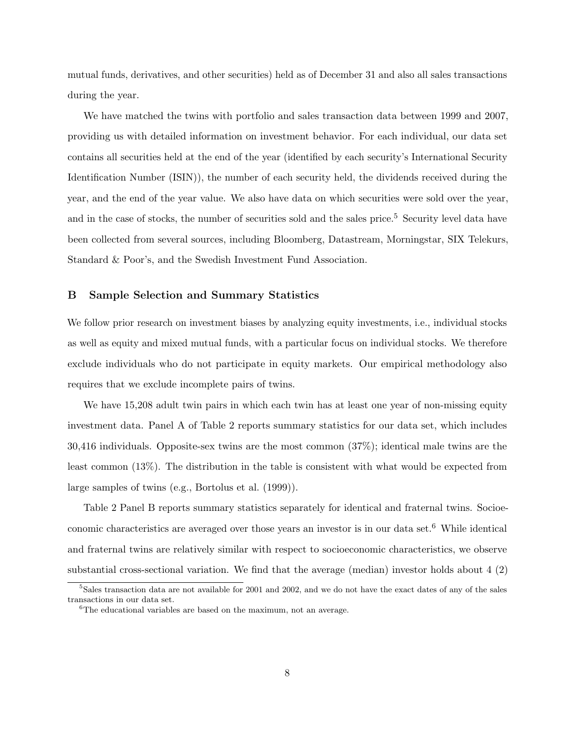mutual funds, derivatives, and other securities) held as of December 31 and also all sales transactions during the year.

We have matched the twins with portfolio and sales transaction data between 1999 and 2007, providing us with detailed information on investment behavior. For each individual, our data set contains all securities held at the end of the year (identified by each security's International Security Identification Number (ISIN)), the number of each security held, the dividends received during the year, and the end of the year value. We also have data on which securities were sold over the year, and in the case of stocks, the number of securities sold and the sales price.[5] Security level data have been collected from several sources, including Bloomberg, Datastream, Morningstar, SIX Telekurs, Standard & Poor's, and the Swedish Investment Fund Association.

### B Sample Selection and Summary Statistics

We follow prior research on investment biases by analyzing equity investments, i.e., individual stocks as well as equity and mixed mutual funds, with a particular focus on individual stocks. We therefore exclude individuals who do not participate in equity markets. Our empirical methodology also requires that we exclude incomplete pairs of twins.

We have 15,208 adult twin pairs in which each twin has at least one year of non-missing equity investment data. Panel A of Table 2 reports summary statistics for our data set, which includes 30,416 individuals. Opposite-sex twins are the most common (37%); identical male twins are the least common (13%). The distribution in the table is consistent with what would be expected from large samples of twins (e.g., Bortolus et al. (1999)).

Table 2 Panel B reports summary statistics separately for identical and fraternal twins. Socioeconomic characteristics are averaged over those years an investor is in our data set.[6] While identical and fraternal twins are relatively similar with respect to socioeconomic characteristics, we observe substantial cross-sectional variation. We find that the average (median) investor holds about 4 (2)

[5] Sales transaction data are not available for 2001 and 2002, and we do not have the exact dates of any of the sales transactions in our data set.

[6] The educational variables are based on the maximum, not an average.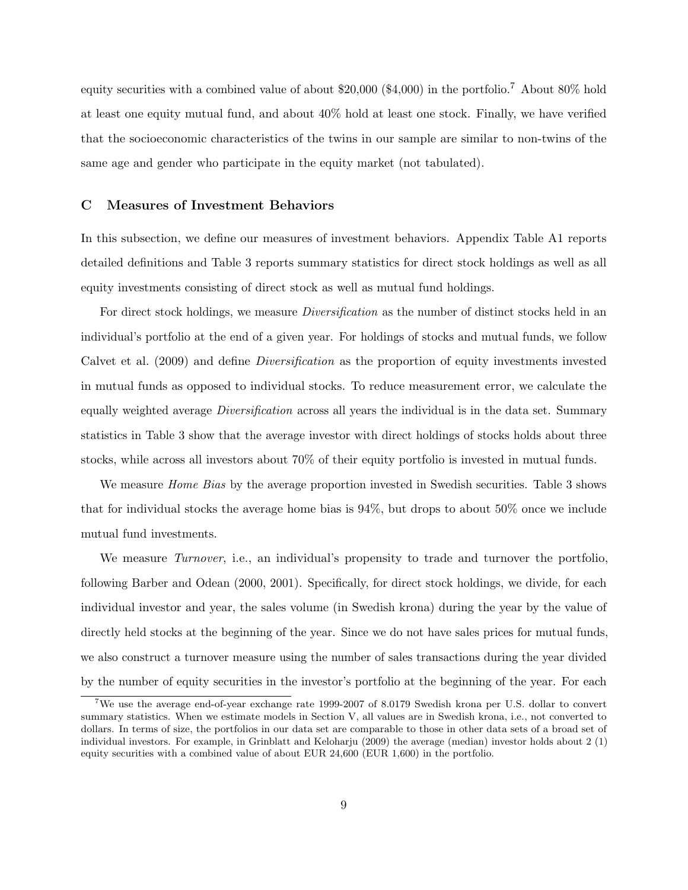equity securities with a combined value of about \$20,000 (\$4,000) in the portfolio.[7] About 80% hold at least one equity mutual fund, and about 40% hold at least one stock. Finally, we have verified that the socioeconomic characteristics of the twins in our sample are similar to non-twins of the same age and gender who participate in the equity market (not tabulated).

## C Measures of Investment Behaviors

In this subsection, we define our measures of investment behaviors. Appendix Table A1 reports detailed definitions and Table 3 reports summary statistics for direct stock holdings as well as all equity investments consisting of direct stock as well as mutual fund holdings.

For direct stock holdings, we measure *Diversification* as the number of distinct stocks held in an individual's portfolio at the end of a given year. For holdings of stocks and mutual funds, we follow Calvet et al. (2009) and define *Diversification* as the proportion of equity investments invested in mutual funds as opposed to individual stocks. To reduce measurement error, we calculate the equally weighted average *Diversification* across all years the individual is in the data set. Summary statistics in Table 3 show that the average investor with direct holdings of stocks holds about three stocks, while across all investors about 70% of their equity portfolio is invested in mutual funds.

We measure *Home Bias* by the average proportion invested in Swedish securities. Table 3 shows that for individual stocks the average home bias is 94%, but drops to about 50% once we include mutual fund investments.

We measure *Turnover*, i.e., an individual's propensity to trade and turnover the portfolio, following Barber and Odean (2000, 2001). Specifically, for direct stock holdings, we divide, for each individual investor and year, the sales volume (in Swedish krona) during the year by the value of directly held stocks at the beginning of the year. Since we do not have sales prices for mutual funds, we also construct a turnover measure using the number of sales transactions during the year divided by the number of equity securities in the investor's portfolio at the beginning of the year. For each

[7] We use the average end-of-year exchange rate 1999-2007 of 8.0179 Swedish krona per U.S. dollar to convert summary statistics. When we estimate models in Section V, all values are in Swedish krona, i.e., not converted to dollars. In terms of size, the portfolios in our data set are comparable to those in other data sets of a broad set of individual investors. For example, in Grinblatt and Keloharju (2009) the average (median) investor holds about 2 (1) equity securities with a combined value of about EUR 24,600 (EUR 1,600) in the portfolio.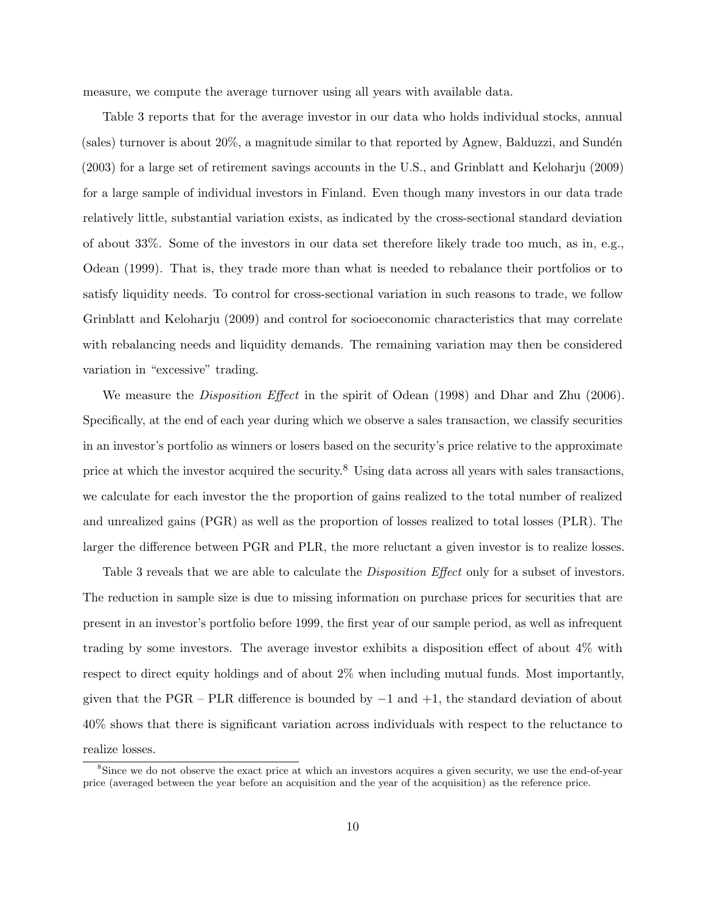measure, we compute the average turnover using all years with available data.

Table 3 reports that for the average investor in our data who holds individual stocks, annual (sales) turnover is about 20%, a magnitude similar to that reported by Agnew, Balduzzi, and Sundén (2003) for a large set of retirement savings accounts in the U.S., and Grinblatt and Keloharju (2009) for a large sample of individual investors in Finland. Even though many investors in our data trade relatively little, substantial variation exists, as indicated by the cross-sectional standard deviation of about 33%. Some of the investors in our data set therefore likely trade too much, as in, e.g., Odean (1999). That is, they trade more than what is needed to rebalance their portfolios or to satisfy liquidity needs. To control for cross-sectional variation in such reasons to trade, we follow Grinblatt and Keloharju (2009) and control for socioeconomic characteristics that may correlate with rebalancing needs and liquidity demands. The remaining variation may then be considered variation in "excessive" trading.

We measure the *Disposition Effect* in the spirit of Odean (1998) and Dhar and Zhu (2006). Specifically, at the end of each year during which we observe a sales transaction, we classify securities in an investor's portfolio as winners or losers based on the security's price relative to the approximate price at which the investor acquired the security.[8] Using data across all years with sales transactions, we calculate for each investor the the proportion of gains realized to the total number of realized and unrealized gains (PGR) as well as the proportion of losses realized to total losses (PLR). The larger the difference between PGR and PLR, the more reluctant a given investor is to realize losses.

Table 3 reveals that we are able to calculate the *Disposition Effect* only for a subset of investors. The reduction in sample size is due to missing information on purchase prices for securities that are present in an investor's portfolio before 1999, the first year of our sample period, as well as infrequent trading by some investors. The average investor exhibits a disposition effect of about 4% with respect to direct equity holdings and of about 2% when including mutual funds. Most importantly, given that the PGR – PLR difference is bounded by $-1$ and $+1$, the standard deviation of about 40% shows that there is significant variation across individuals with respect to the reluctance to realize losses.

[8] Since we do not observe the exact price at which an investors acquires a given security, we use the end-of-year price (averaged between the year before an acquisition and the year of the acquisition) as the reference price.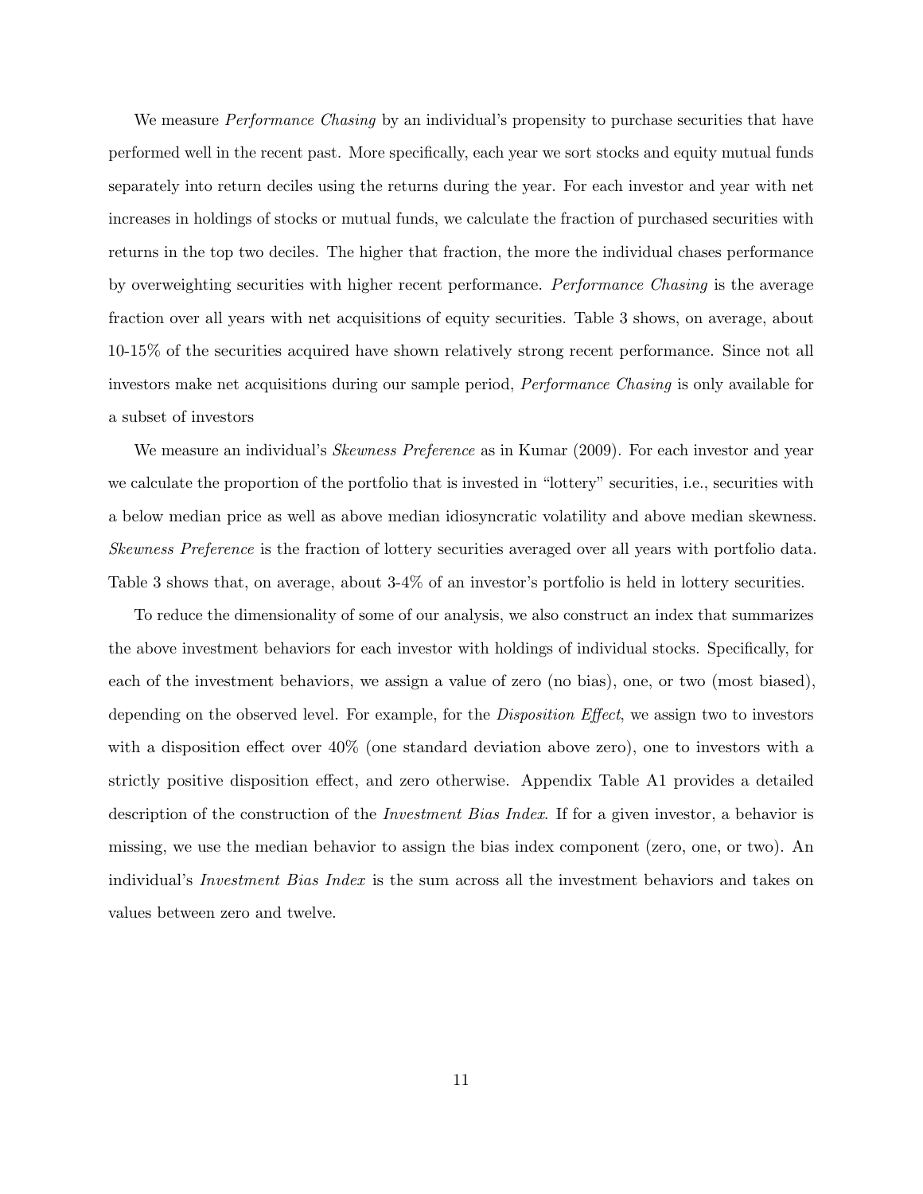We measure *Performance Chasing* by an individual's propensity to purchase securities that have performed well in the recent past. More specifically, each year we sort stocks and equity mutual funds separately into return deciles using the returns during the year. For each investor and year with net increases in holdings of stocks or mutual funds, we calculate the fraction of purchased securities with returns in the top two deciles. The higher that fraction, the more the individual chases performance by overweighting securities with higher recent performance. *Performance Chasing* is the average fraction over all years with net acquisitions of equity securities. Table 3 shows, on average, about 10-15% of the securities acquired have shown relatively strong recent performance. Since not all investors make net acquisitions during our sample period, *Performance Chasing* is only available for a subset of investors

We measure an individual's *Skewness Preference* as in Kumar (2009). For each investor and year we calculate the proportion of the portfolio that is invested in "lottery" securities, i.e., securities with a below median price as well as above median idiosyncratic volatility and above median skewness. *Skewness Preference* is the fraction of lottery securities averaged over all years with portfolio data. Table 3 shows that, on average, about 3-4% of an investor's portfolio is held in lottery securities.

To reduce the dimensionality of some of our analysis, we also construct an index that summarizes the above investment behaviors for each investor with holdings of individual stocks. Specifically, for each of the investment behaviors, we assign a value of zero (no bias), one, or two (most biased), depending on the observed level. For example, for the *Disposition Effect*, we assign two to investors with a disposition effect over 40% (one standard deviation above zero), one to investors with a strictly positive disposition effect, and zero otherwise. Appendix Table A1 provides a detailed description of the construction of the *Investment Bias Index*. If for a given investor, a behavior is missing, we use the median behavior to assign the bias index component (zero, one, or two). An individual's *Investment Bias Index* is the sum across all the investment behaviors and takes on values between zero and twelve.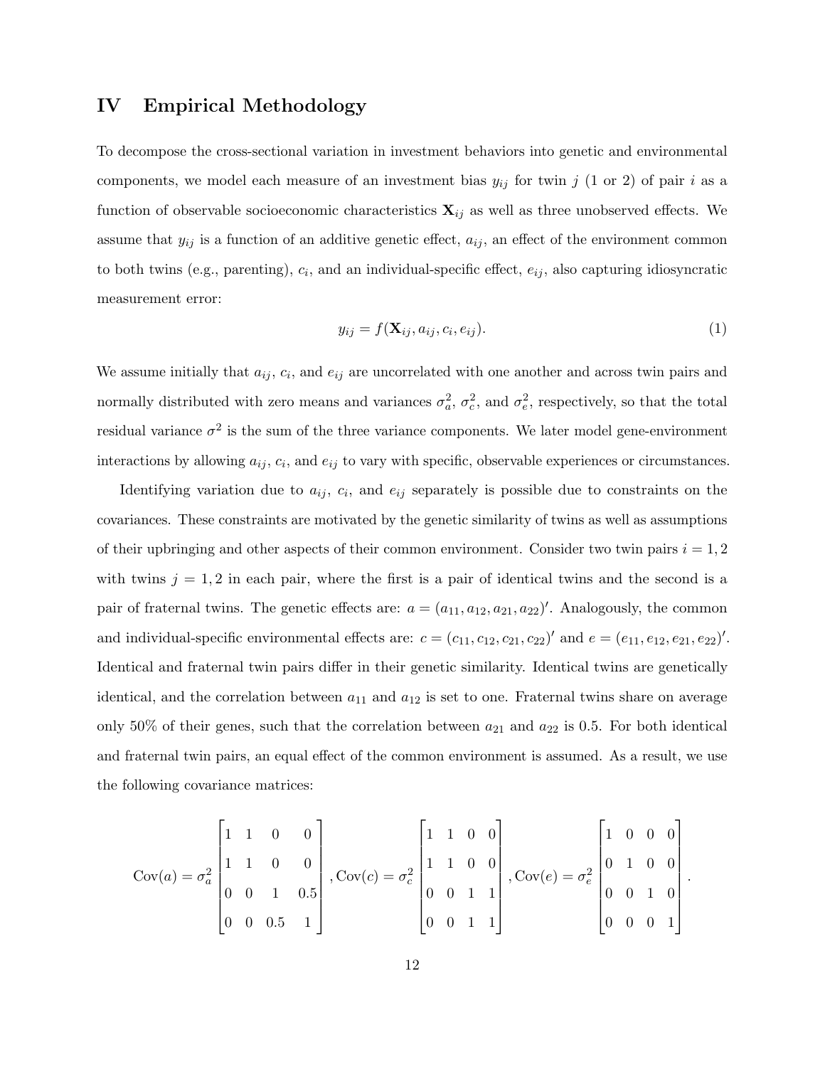# IV Empirical Methodology

To decompose the cross-sectional variation in investment behaviors into genetic and environmental components, we model each measure of an investment bias $y_{ij}$ for twin $j$ (1 or 2) of pair $i$ as a function of observable socioeconomic characteristics $\mathbf{X}_{ij}$ as well as three unobserved effects. We assume that $y_{ij}$ is a function of an additive genetic effect, $a_{ij}$, an effect of the environment common to both twins (e.g., parenting), $c_i$, and an individual-specific effect, $e_{ij}$, also capturing idiosyncratic measurement error:

$$y_{ij} = f(\mathbf{X}_{ij}, a_{ij}, c_i, e_{ij}). \tag{1}$$

We assume initially that $a_{ij}$, $c_i$, and $e_{ij}$ are uncorrelated with one another and across twin pairs and normally distributed with zero means and variances $\sigma_a^2$, $\sigma_c^2$, and $\sigma_e^2$, respectively, so that the total residual variance $\sigma^2$ is the sum of the three variance components. We later model gene-environment interactions by allowing $a_{ij}$, $c_i$, and $e_{ij}$ to vary with specific, observable experiences or circumstances.

Identifying variation due to $a_{ij}$, $c_i$, and $e_{ij}$ separately is possible due to constraints on the covariances. These constraints are motivated by the genetic similarity of twins as well as assumptions of their upbringing and other aspects of their common environment. Consider two twin pairs $i = 1, 2$ with twins $j = 1, 2$ in each pair, where the first is a pair of identical twins and the second is a pair of fraternal twins. The genetic effects are: $a = (a_{11}, a_{12}, a_{21}, a_{22})'$. Analogously, the common and individual-specific environmental effects are: $c = (c_{11}, c_{12}, c_{21}, c_{22})'$ and $e = (e_{11}, e_{12}, e_{21}, e_{22})'$. Identical and fraternal twin pairs differ in their genetic similarity. Identical twins are genetically identical, and the correlation between $a_{11}$ and $a_{12}$ is set to one. Fraternal twins share on average only 50% of their genes, such that the correlation between $a_{21}$ and $a_{22}$ is 0.5. For both identical and fraternal twin pairs, an equal effect of the common environment is assumed. As a result, we use the following covariance matrices:

$$\text{Cov}(a) = \sigma_a^2 \begin{bmatrix} 1 & 1 & 0 & 0 \\ 1 & 1 & 0 & 0 \\ 0 & 0 & 1 & 0.5 \\ 0 & 0 & 0.5 & 1 \end{bmatrix}, \text{Cov}(c) = \sigma_c^2 \begin{bmatrix} 1 & 1 & 0 & 0 \\ 1 & 1 & 0 & 0 \\ 0 & 0 & 1 & 1 \\ 0 & 0 & 1 & 1 \end{bmatrix}, \text{Cov}(e) = \sigma_e^2 \begin{bmatrix} 1 & 0 & 0 & 0 \\ 0 & 1 & 0 & 0 \\ 0 & 0 & 1 & 0 \\ 0 & 0 & 0 & 1 \end{bmatrix}.$$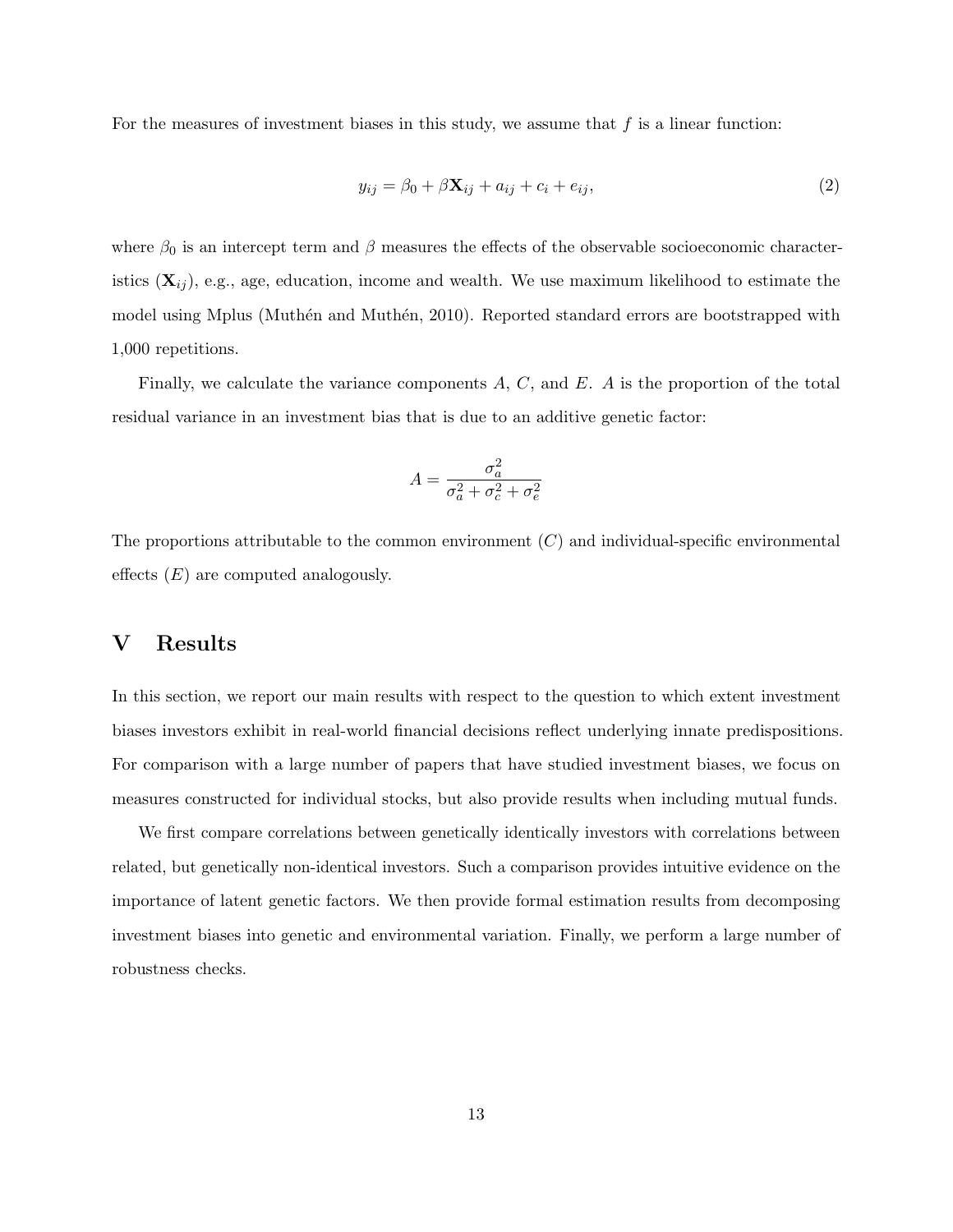For the measures of investment biases in this study, we assume that $f$ is a linear function:

$$y_{ij} = \beta_0 + \beta \mathbf{X}_{ij} + a_{ij} + c_i + e_{ij}, \tag{2}$$

where $\beta_0$ is an intercept term and $\beta$ measures the effects of the observable socioeconomic characteristics ($\mathbf{X}_{ij}$), e.g., age, education, income and wealth. We use maximum likelihood to estimate the model using Mplus (Muthén and Muthén, 2010). Reported standard errors are bootstrapped with 1,000 repetitions.

Finally, we calculate the variance components $A$, $C$, and $E$. $A$ is the proportion of the total residual variance in an investment bias that is due to an additive genetic factor:

$$A = \frac{\sigma_a^2}{\sigma_a^2 + \sigma_c^2 + \sigma_e^2}$$

The proportions attributable to the common environment ($C$) and individual-specific environmental effects ($E$) are computed analogously.

# V Results

In this section, we report our main results with respect to the question to which extent investment biases investors exhibit in real-world financial decisions reflect underlying innate predispositions. For comparison with a large number of papers that have studied investment biases, we focus on measures constructed for individual stocks, but also provide results when including mutual funds.

We first compare correlations between genetically identically investors with correlations between related, but genetically non-identical investors. Such a comparison provides intuitive evidence on the importance of latent genetic factors. We then provide formal estimation results from decomposing investment biases into genetic and environmental variation. Finally, we perform a large number of robustness checks.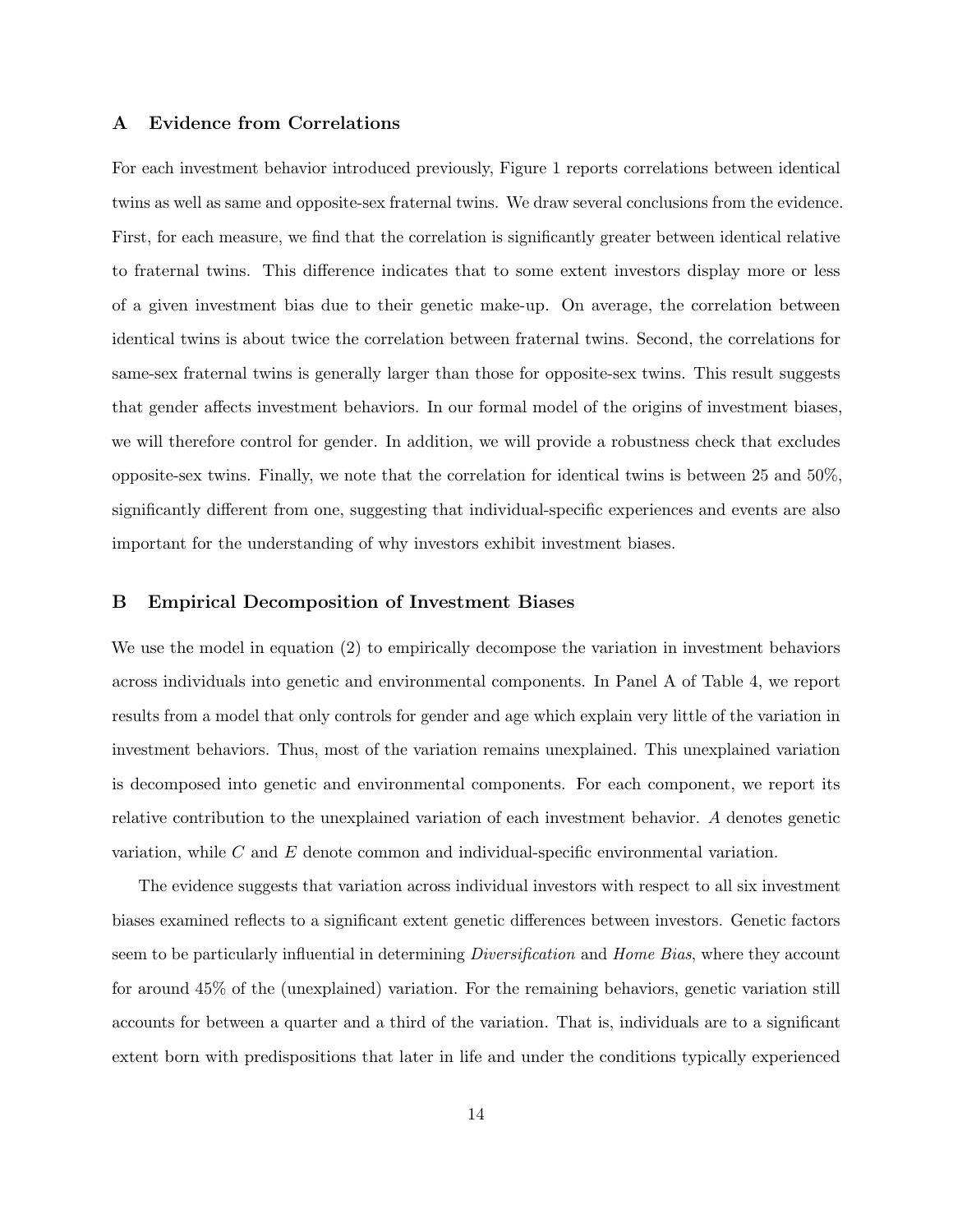## A Evidence from Correlations

For each investment behavior introduced previously, Figure 1 reports correlations between identical twins as well as same and opposite-sex fraternal twins. We draw several conclusions from the evidence. First, for each measure, we find that the correlation is significantly greater between identical relative to fraternal twins. This difference indicates that to some extent investors display more or less of a given investment bias due to their genetic make-up. On average, the correlation between identical twins is about twice the correlation between fraternal twins. Second, the correlations for same-sex fraternal twins is generally larger than those for opposite-sex twins. This result suggests that gender affects investment behaviors. In our formal model of the origins of investment biases, we will therefore control for gender. In addition, we will provide a robustness check that excludes opposite-sex twins. Finally, we note that the correlation for identical twins is between 25 and 50%, significantly different from one, suggesting that individual-specific experiences and events are also important for the understanding of why investors exhibit investment biases.

## B Empirical Decomposition of Investment Biases

We use the model in equation (2) to empirically decompose the variation in investment behaviors across individuals into genetic and environmental components. In Panel A of Table 4, we report results from a model that only controls for gender and age which explain very little of the variation in investment behaviors. Thus, most of the variation remains unexplained. This unexplained variation is decomposed into genetic and environmental components. For each component, we report its relative contribution to the unexplained variation of each investment behavior. $A$ denotes genetic variation, while $C$ and $E$ denote common and individual-specific environmental variation.

The evidence suggests that variation across individual investors with respect to all six investment biases examined reflects to a significant extent genetic differences between investors. Genetic factors seem to be particularly influential in determining *Diversification* and *Home Bias*, where they account for around 45% of the (unexplained) variation. For the remaining behaviors, genetic variation still accounts for between a quarter and a third of the variation. That is, individuals are to a significant extent born with predispositions that later in life and under the conditions typically experienced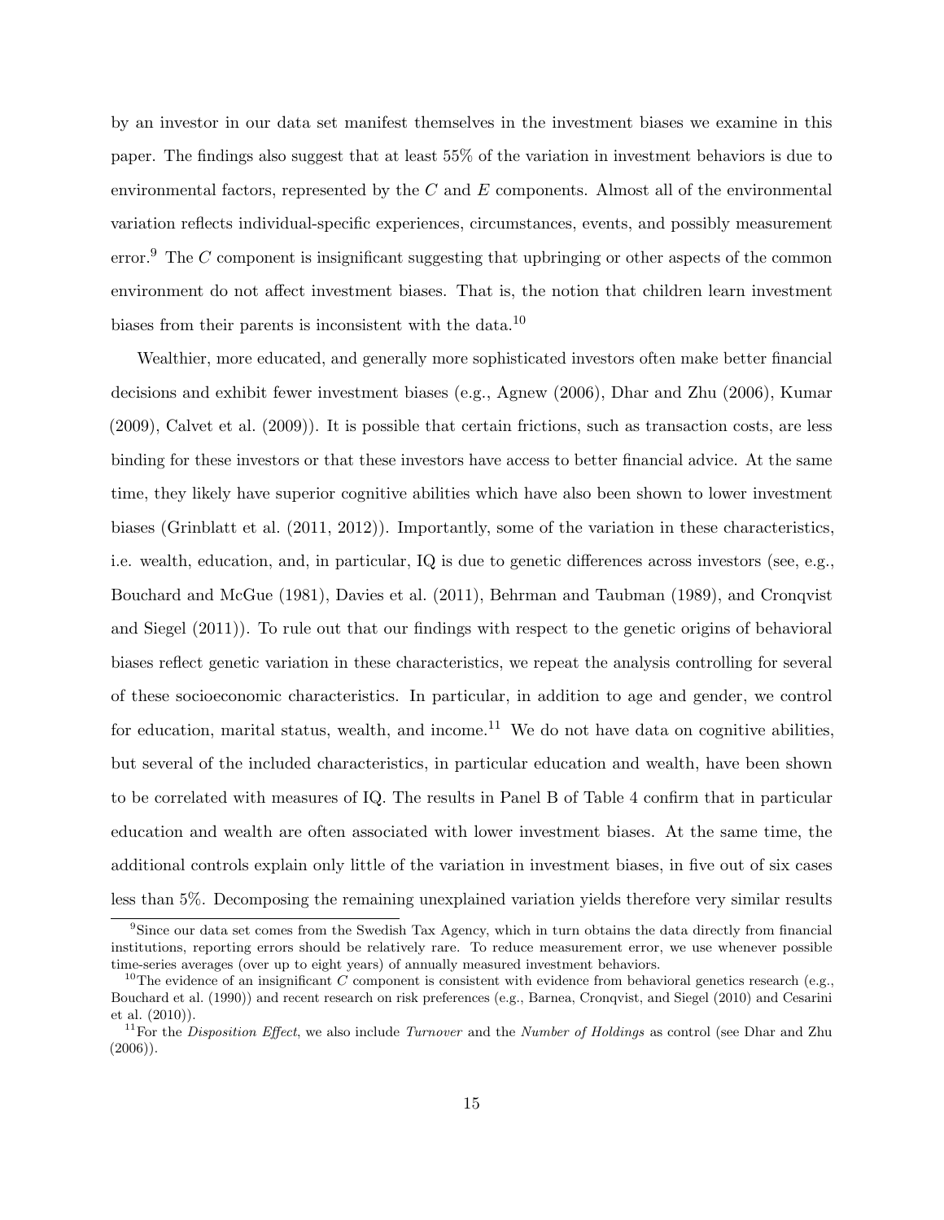by an investor in our data set manifest themselves in the investment biases we examine in this paper. The findings also suggest that at least 55% of the variation in investment behaviors is due to environmental factors, represented by the $C$ and $E$ components. Almost all of the environmental variation reflects individual-specific experiences, circumstances, events, and possibly measurement error.[9] The $C$ component is insignificant suggesting that upbringing or other aspects of the common environment do not affect investment biases. That is, the notion that children learn investment biases from their parents is inconsistent with the data.[10]

Wealthier, more educated, and generally more sophisticated investors often make better financial decisions and exhibit fewer investment biases (e.g., Agnew (2006), Dhar and Zhu (2006), Kumar (2009), Calvet et al. (2009)). It is possible that certain frictions, such as transaction costs, are less binding for these investors or that these investors have access to better financial advice. At the same time, they likely have superior cognitive abilities which have also been shown to lower investment biases (Grinblatt et al. (2011, 2012)). Importantly, some of the variation in these characteristics, i.e. wealth, education, and, in particular, IQ is due to genetic differences across investors (see, e.g., Bouchard and McGue (1981), Davies et al. (2011), Behrman and Taubman (1989), and Cronqvist and Siegel (2011)). To rule out that our findings with respect to the genetic origins of behavioral biases reflect genetic variation in these characteristics, we repeat the analysis controlling for several of these socioeconomic characteristics. In particular, in addition to age and gender, we control for education, marital status, wealth, and income.[11] We do not have data on cognitive abilities, but several of the included characteristics, in particular education and wealth, have been shown to be correlated with measures of IQ. The results in Panel B of Table 4 confirm that in particular education and wealth are often associated with lower investment biases. At the same time, the additional controls explain only little of the variation in investment biases, in five out of six cases less than 5%. Decomposing the remaining unexplained variation yields therefore very similar results

[9] Since our data set comes from the Swedish Tax Agency, which in turn obtains the data directly from financial institutions, reporting errors should be relatively rare. To reduce measurement error, we use whenever possible time-series averages (over up to eight years) of annually measured investment behaviors.

[10] The evidence of an insignificant $C$ component is consistent with evidence from behavioral genetics research (e.g., Bouchard et al. (1990)) and recent research on risk preferences (e.g., Barnea, Cronqvist, and Siegel (2010) and Cesarini et al. (2010)).

[11] For the *Disposition Effect*, we also include *Turnover* and the *Number of Holdings* as control (see Dhar and Zhu (2006)).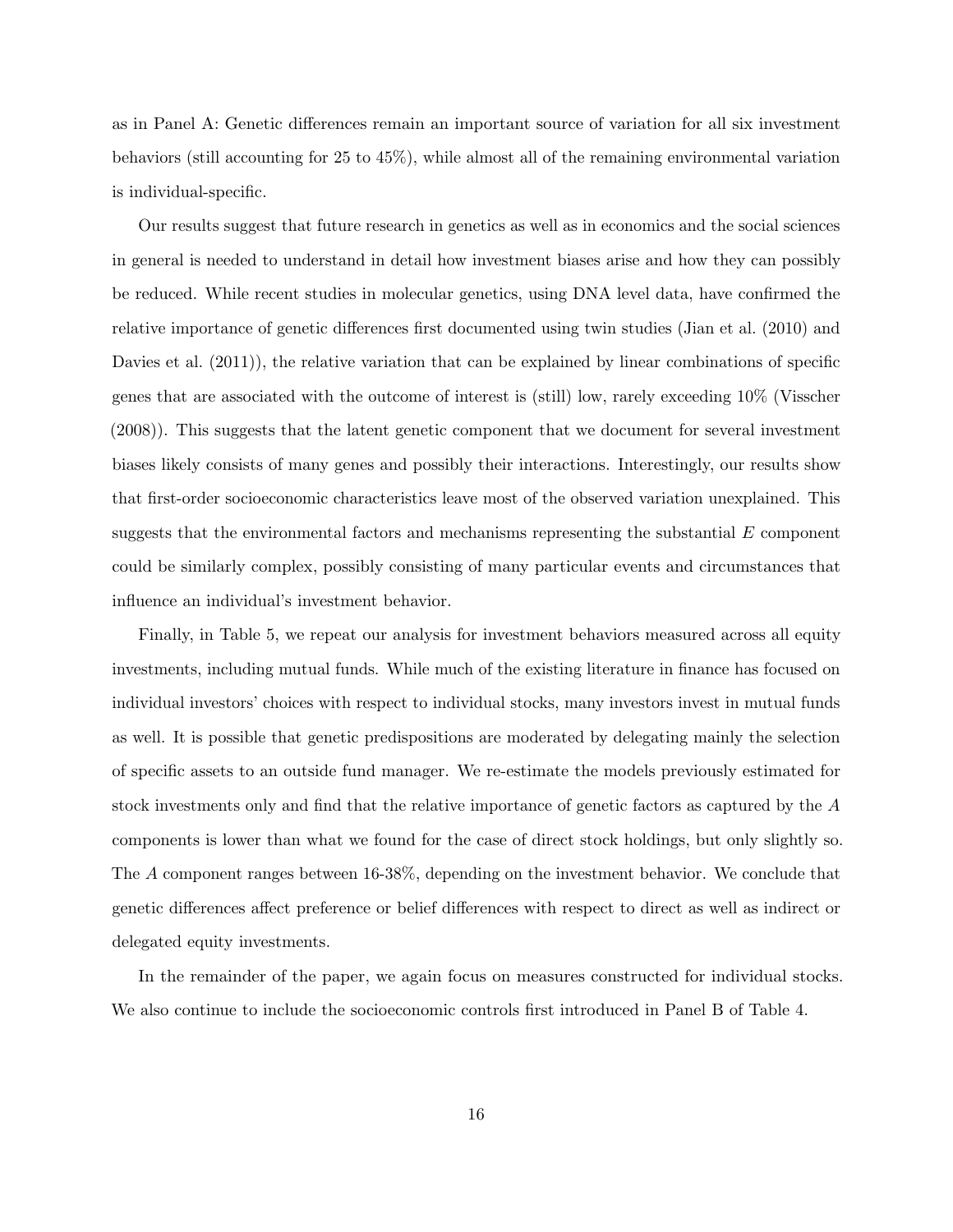as in Panel A: Genetic differences remain an important source of variation for all six investment behaviors (still accounting for 25 to 45%), while almost all of the remaining environmental variation is individual-specific.

Our results suggest that future research in genetics as well as in economics and the social sciences in general is needed to understand in detail how investment biases arise and how they can possibly be reduced. While recent studies in molecular genetics, using DNA level data, have confirmed the relative importance of genetic differences first documented using twin studies (Jian et al. (2010) and Davies et al. (2011)), the relative variation that can be explained by linear combinations of specific genes that are associated with the outcome of interest is (still) low, rarely exceeding 10% (Visscher (2008)). This suggests that the latent genetic component that we document for several investment biases likely consists of many genes and possibly their interactions. Interestingly, our results show that first-order socioeconomic characteristics leave most of the observed variation unexplained. This suggests that the environmental factors and mechanisms representing the substantial $E$ component could be similarly complex, possibly consisting of many particular events and circumstances that influence an individual's investment behavior.

Finally, in Table 5, we repeat our analysis for investment behaviors measured across all equity investments, including mutual funds. While much of the existing literature in finance has focused on individual investors' choices with respect to individual stocks, many investors invest in mutual funds as well. It is possible that genetic predispositions are moderated by delegating mainly the selection of specific assets to an outside fund manager. We re-estimate the models previously estimated for stock investments only and find that the relative importance of genetic factors as captured by the $A$ components is lower than what we found for the case of direct stock holdings, but only slightly so. The $A$ component ranges between 16-38%, depending on the investment behavior. We conclude that genetic differences affect preference or belief differences with respect to direct as well as indirect or delegated equity investments.

In the remainder of the paper, we again focus on measures constructed for individual stocks. We also continue to include the socioeconomic controls first introduced in Panel B of Table 4.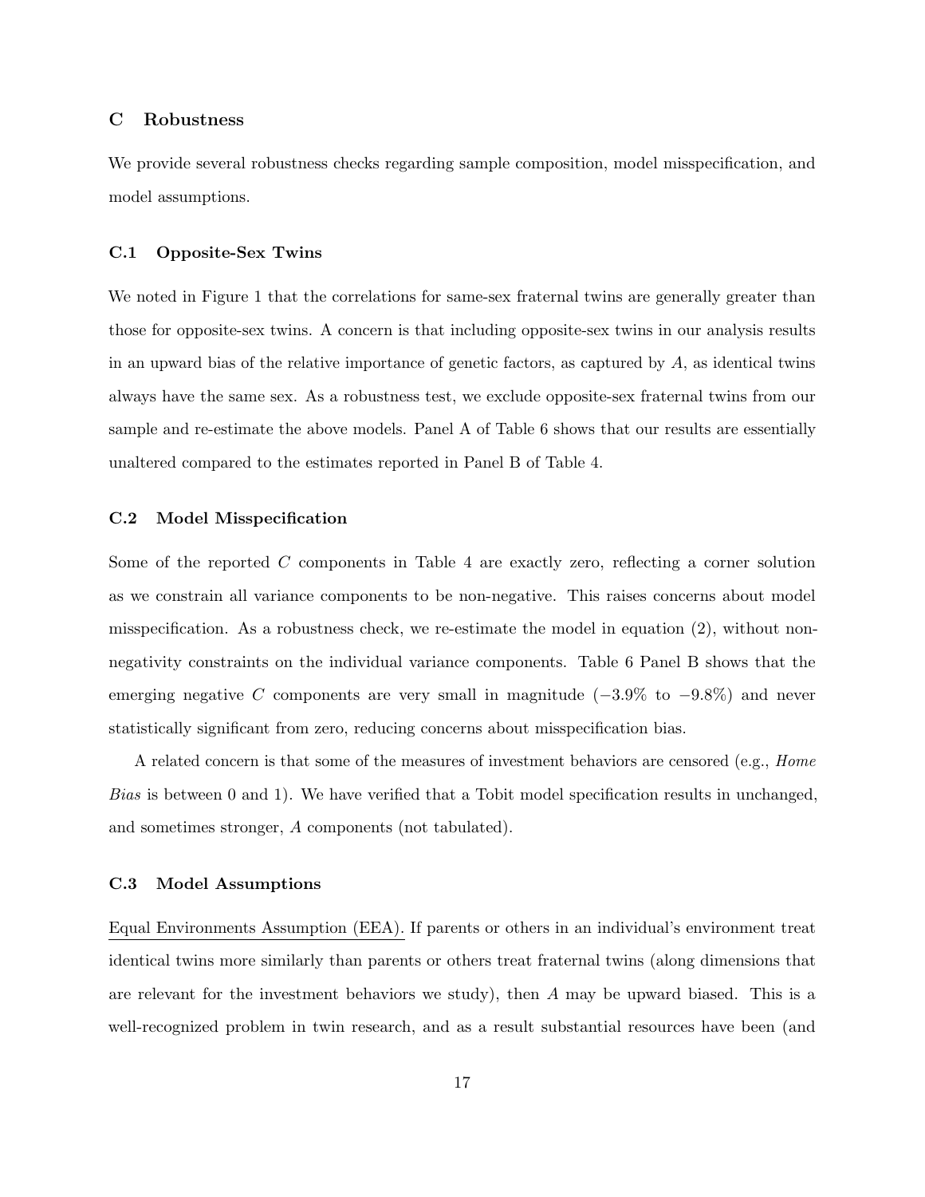## C Robustness

We provide several robustness checks regarding sample composition, model misspecification, and model assumptions.

### C.1 Opposite-Sex Twins

We noted in Figure 1 that the correlations for same-sex fraternal twins are generally greater than those for opposite-sex twins. A concern is that including opposite-sex twins in our analysis results in an upward bias of the relative importance of genetic factors, as captured by $A$, as identical twins always have the same sex. As a robustness test, we exclude opposite-sex fraternal twins from our sample and re-estimate the above models. Panel A of Table 6 shows that our results are essentially unaltered compared to the estimates reported in Panel B of Table 4.

### C.2 Model Misspecification

Some of the reported $C$ components in Table 4 are exactly zero, reflecting a corner solution as we constrain all variance components to be non-negative. This raises concerns about model misspecification. As a robustness check, we re-estimate the model in equation (2), without non-negativity constraints on the individual variance components. Table 6 Panel B shows that the emerging negative $C$ components are very small in magnitude ($-3.9\%$ to $-9.8\%$) and never statistically significant from zero, reducing concerns about misspecification bias.

A related concern is that some of the measures of investment behaviors are censored (e.g., *Home Bias* is between 0 and 1). We have verified that a Tobit model specification results in unchanged, and sometimes stronger, $A$ components (not tabulated).

### C.3 Model Assumptions

Equal Environments Assumption (EEA). If parents or others in an individual's environment treat identical twins more similarly than parents or others treat fraternal twins (along dimensions that are relevant for the investment behaviors we study), then $A$ may be upward biased. This is a well-recognized problem in twin research, and as a result substantial resources have been (and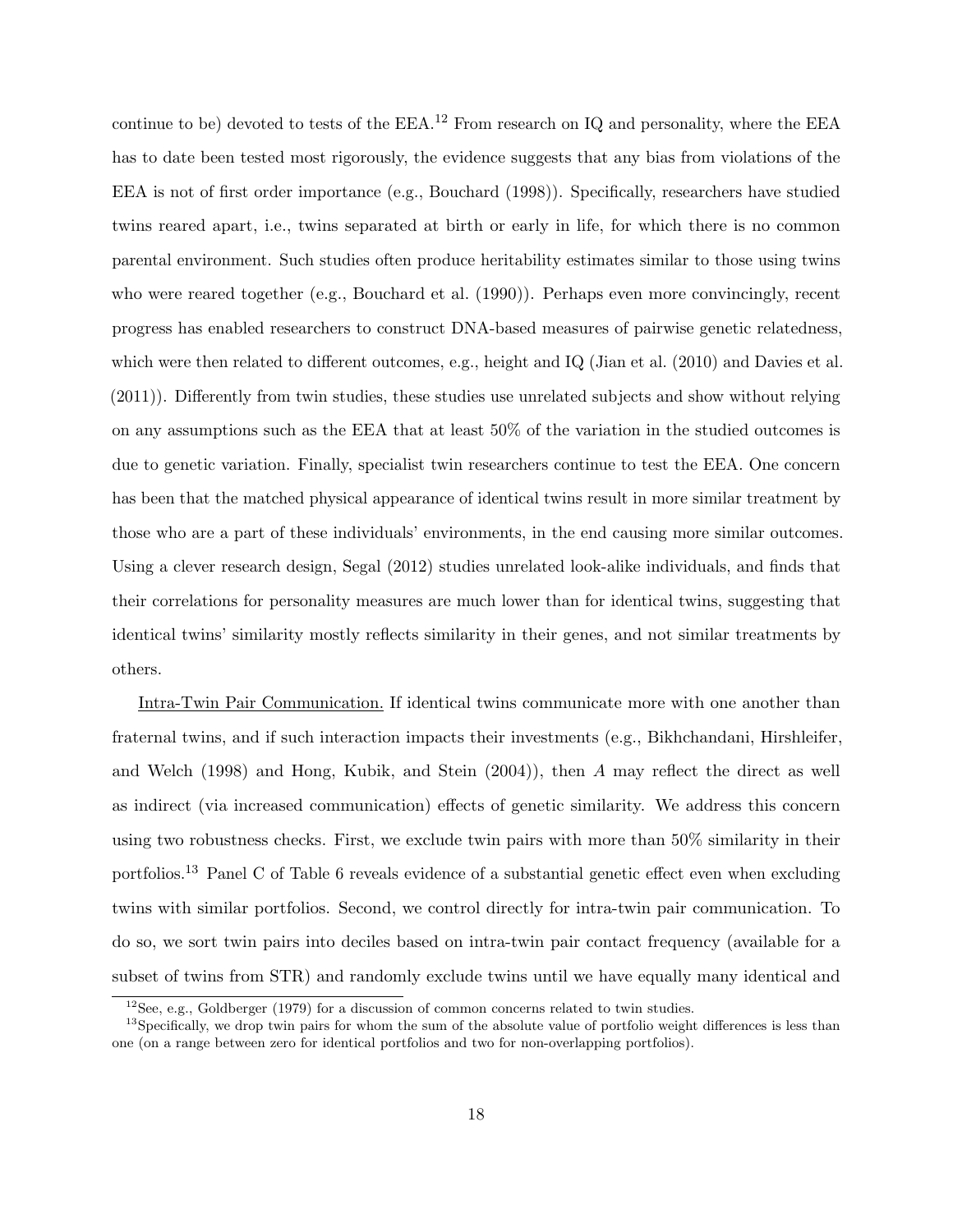continue to be) devoted to tests of the EEA.[12] From research on IQ and personality, where the EEA has to date been tested most rigorously, the evidence suggests that any bias from violations of the EEA is not of first order importance (e.g., Bouchard (1998)). Specifically, researchers have studied twins reared apart, i.e., twins separated at birth or early in life, for which there is no common parental environment. Such studies often produce heritability estimates similar to those using twins who were reared together (e.g., Bouchard et al. (1990)). Perhaps even more convincingly, recent progress has enabled researchers to construct DNA-based measures of pairwise genetic relatedness, which were then related to different outcomes, e.g., height and IQ (Jian et al. (2010) and Davies et al. (2011)). Differently from twin studies, these studies use unrelated subjects and show without relying on any assumptions such as the EEA that at least 50% of the variation in the studied outcomes is due to genetic variation. Finally, specialist twin researchers continue to test the EEA. One concern has been that the matched physical appearance of identical twins result in more similar treatment by those who are a part of these individuals' environments, in the end causing more similar outcomes. Using a clever research design, Segal (2012) studies unrelated look-alike individuals, and finds that their correlations for personality measures are much lower than for identical twins, suggesting that identical twins' similarity mostly reflects similarity in their genes, and not similar treatments by others.

<u>Intra-Twin Pair Communication.</u> If identical twins communicate more with one another than fraternal twins, and if such interaction impacts their investments (e.g., Bikhchandani, Hirshleifer, and Welch (1998) and Hong, Kubik, and Stein (2004)), then $A$ may reflect the direct as well as indirect (via increased communication) effects of genetic similarity. We address this concern using two robustness checks. First, we exclude twin pairs with more than 50% similarity in their portfolios.[13] Panel C of Table 6 reveals evidence of a substantial genetic effect even when excluding twins with similar portfolios. Second, we control directly for intra-twin pair communication. To do so, we sort twin pairs into deciles based on intra-twin pair contact frequency (available for a subset of twins from STR) and randomly exclude twins until we have equally many identical and

[12] See, e.g., Goldberger (1979) for a discussion of common concerns related to twin studies.

[13] Specifically, we drop twin pairs for whom the sum of the absolute value of portfolio weight differences is less than one (on a range between zero for identical portfolios and two for non-overlapping portfolios).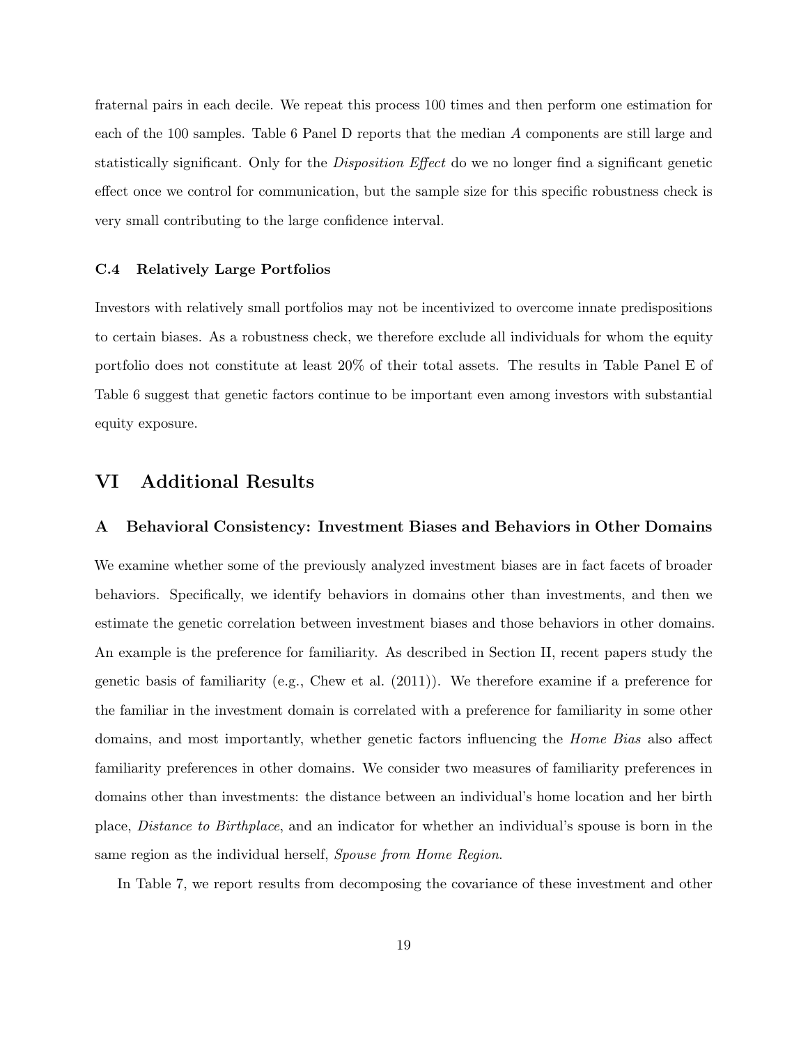fraternal pairs in each decile. We repeat this process 100 times and then perform one estimation for each of the 100 samples. Table 6 Panel D reports that the median $A$ components are still large and statistically significant. Only for the *Disposition Effect* do we no longer find a significant genetic effect once we control for communication, but the sample size for this specific robustness check is very small contributing to the large confidence interval.

### C.4 Relatively Large Portfolios

Investors with relatively small portfolios may not be incentivized to overcome innate predispositions to certain biases. As a robustness check, we therefore exclude all individuals for whom the equity portfolio does not constitute at least 20% of their total assets. The results in Table Panel E of Table 6 suggest that genetic factors continue to be important even among investors with substantial equity exposure.

# VI Additional Results

## A Behavioral Consistency: Investment Biases and Behaviors in Other Domains

We examine whether some of the previously analyzed investment biases are in fact facets of broader behaviors. Specifically, we identify behaviors in domains other than investments, and then we estimate the genetic correlation between investment biases and those behaviors in other domains. An example is the preference for familiarity. As described in Section II, recent papers study the genetic basis of familiarity (e.g., Chew et al. (2011)). We therefore examine if a preference for the familiar in the investment domain is correlated with a preference for familiarity in some other domains, and most importantly, whether genetic factors influencing the *Home Bias* also affect familiarity preferences in other domains. We consider two measures of familiarity preferences in domains other than investments: the distance between an individual's home location and her birth place, *Distance to Birthplace*, and an indicator for whether an individual's spouse is born in the same region as the individual herself, *Spouse from Home Region*.

In Table 7, we report results from decomposing the covariance of these investment and other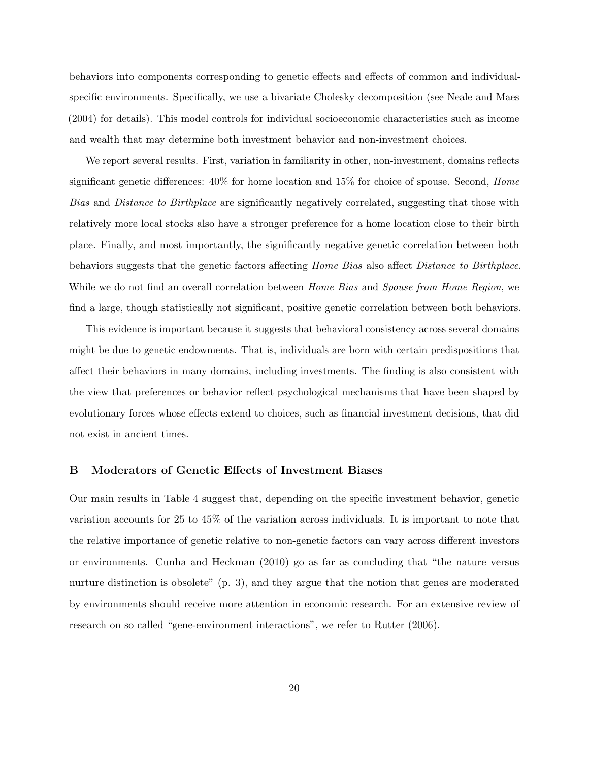behaviors into components corresponding to genetic effects and effects of common and individual-specific environments. Specifically, we use a bivariate Cholesky decomposition (see Neale and Maes (2004) for details). This model controls for individual socioeconomic characteristics such as income and wealth that may determine both investment behavior and non-investment choices.

We report several results. First, variation in familiarity in other, non-investment, domains reflects significant genetic differences: 40% for home location and 15% for choice of spouse. Second, *Home Bias* and *Distance to Birthplace* are significantly negatively correlated, suggesting that those with relatively more local stocks also have a stronger preference for a home location close to their birth place. Finally, and most importantly, the significantly negative genetic correlation between both behaviors suggests that the genetic factors affecting *Home Bias* also affect *Distance to Birthplace*. While we do not find an overall correlation between *Home Bias* and *Spouse from Home Region*, we find a large, though statistically not significant, positive genetic correlation between both behaviors.

This evidence is important because it suggests that behavioral consistency across several domains might be due to genetic endowments. That is, individuals are born with certain predispositions that affect their behaviors in many domains, including investments. The finding is also consistent with the view that preferences or behavior reflect psychological mechanisms that have been shaped by evolutionary forces whose effects extend to choices, such as financial investment decisions, that did not exist in ancient times.

## B Moderators of Genetic Effects of Investment Biases

Our main results in Table 4 suggest that, depending on the specific investment behavior, genetic variation accounts for 25 to 45% of the variation across individuals. It is important to note that the relative importance of genetic relative to non-genetic factors can vary across different investors or environments. Cunha and Heckman (2010) go as far as concluding that "the nature versus nurture distinction is obsolete" (p. 3), and they argue that the notion that genes are moderated by environments should receive more attention in economic research. For an extensive review of research on so called "gene-environment interactions", we refer to Rutter (2006).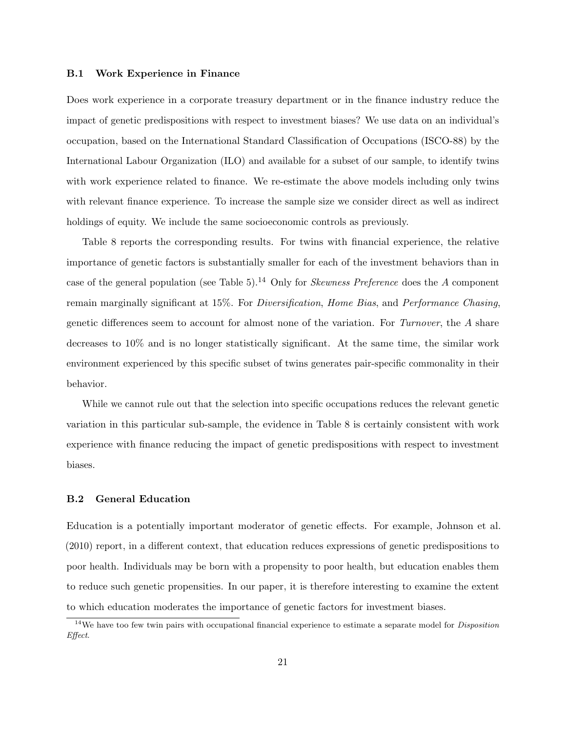### B.1 Work Experience in Finance

Does work experience in a corporate treasury department or in the finance industry reduce the impact of genetic predispositions with respect to investment biases? We use data on an individual's occupation, based on the International Standard Classification of Occupations (ISCO-88) by the International Labour Organization (ILO) and available for a subset of our sample, to identify twins with work experience related to finance. We re-estimate the above models including only twins with relevant finance experience. To increase the sample size we consider direct as well as indirect holdings of equity. We include the same socioeconomic controls as previously.

Table 8 reports the corresponding results. For twins with financial experience, the relative importance of genetic factors is substantially smaller for each of the investment behaviors than in case of the general population (see Table 5).[14] Only for *Skewness Preference* does the $A$ component remain marginally significant at 15%. For *Diversification*, *Home Bias*, and *Performance Chasing*, genetic differences seem to account for almost none of the variation. For *Turnover*, the $A$ share decreases to 10% and is no longer statistically significant. At the same time, the similar work environment experienced by this specific subset of twins generates pair-specific commonality in their behavior.

While we cannot rule out that the selection into specific occupations reduces the relevant genetic variation in this particular sub-sample, the evidence in Table 8 is certainly consistent with work experience with finance reducing the impact of genetic predispositions with respect to investment biases.

### B.2 General Education

Education is a potentially important moderator of genetic effects. For example, Johnson et al. (2010) report, in a different context, that education reduces expressions of genetic predispositions to poor health. Individuals may be born with a propensity to poor health, but education enables them to reduce such genetic propensities. In our paper, it is therefore interesting to examine the extent to which education moderates the importance of genetic factors for investment biases.

[14] We have too few twin pairs with occupational financial experience to estimate a separate model for *Disposition Effect*.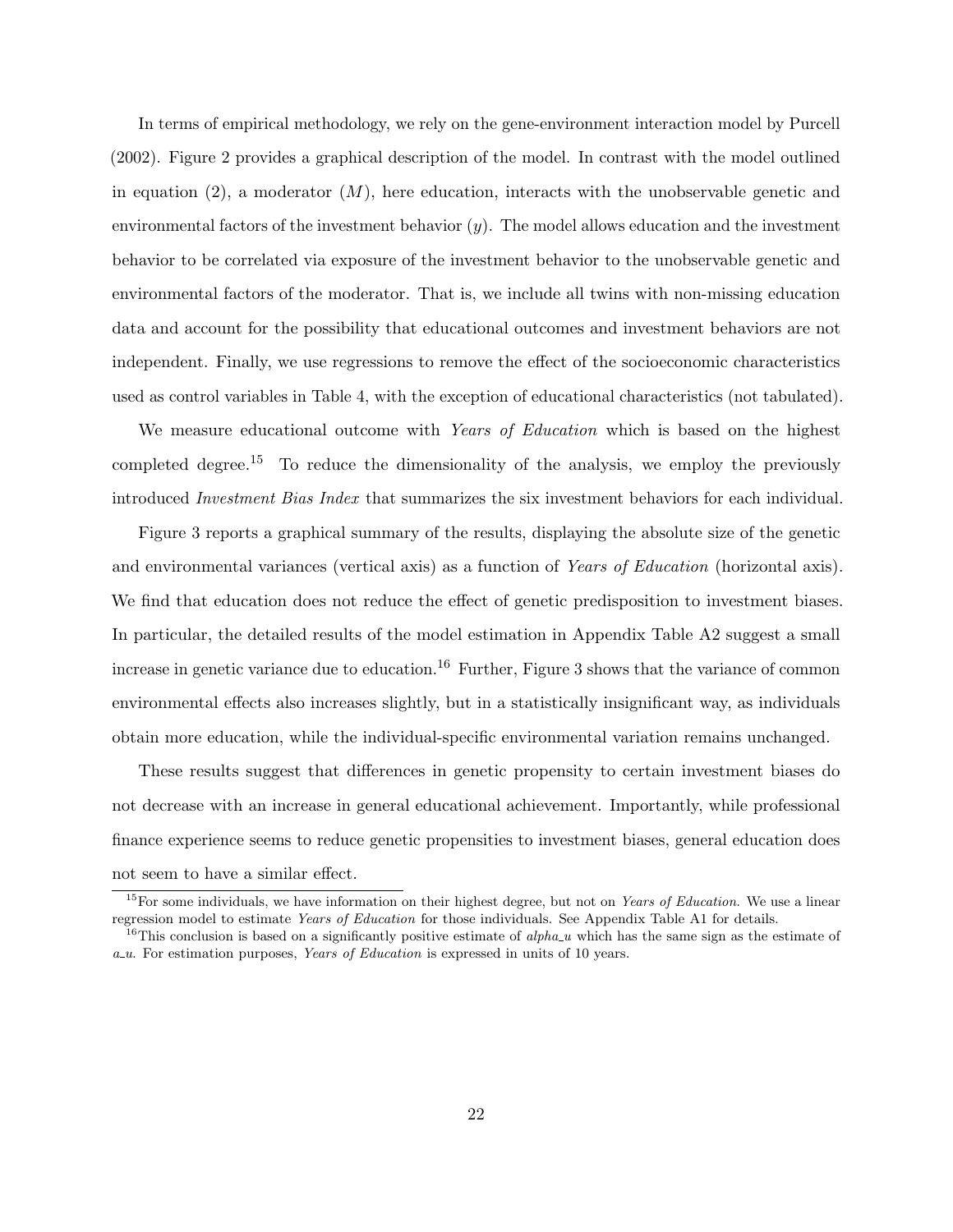In terms of empirical methodology, we rely on the gene-environment interaction model by Purcell (2002). Figure 2 provides a graphical description of the model. In contrast with the model outlined in equation (2), a moderator ($M$), here education, interacts with the unobservable genetic and environmental factors of the investment behavior ($y$). The model allows education and the investment behavior to be correlated via exposure of the investment behavior to the unobservable genetic and environmental factors of the moderator. That is, we include all twins with non-missing education data and account for the possibility that educational outcomes and investment behaviors are not independent. Finally, we use regressions to remove the effect of the socioeconomic characteristics used as control variables in Table 4, with the exception of educational characteristics (not tabulated).

We measure educational outcome with *Years of Education* which is based on the highest completed degree.[15] To reduce the dimensionality of the analysis, we employ the previously introduced *Investment Bias Index* that summarizes the six investment behaviors for each individual.

Figure 3 reports a graphical summary of the results, displaying the absolute size of the genetic and environmental variances (vertical axis) as a function of *Years of Education* (horizontal axis). We find that education does not reduce the effect of genetic predisposition to investment biases. In particular, the detailed results of the model estimation in Appendix Table A2 suggest a small increase in genetic variance due to education.[16] Further, Figure 3 shows that the variance of common environmental effects also increases slightly, but in a statistically insignificant way, as individuals obtain more education, while the individual-specific environmental variation remains unchanged.

These results suggest that differences in genetic propensity to certain investment biases do not decrease with an increase in general educational achievement. Importantly, while professional finance experience seems to reduce genetic propensities to investment biases, general education does not seem to have a similar effect.

---

[15] For some individuals, we have information on their highest degree, but not on *Years of Education*. We use a linear regression model to estimate *Years of Education* for those individuals. See Appendix Table A1 for details.

[16] This conclusion is based on a significantly positive estimate of *alpha_u* which has the same sign as the estimate of *a_u*. For estimation purposes, *Years of Education* is expressed in units of 10 years.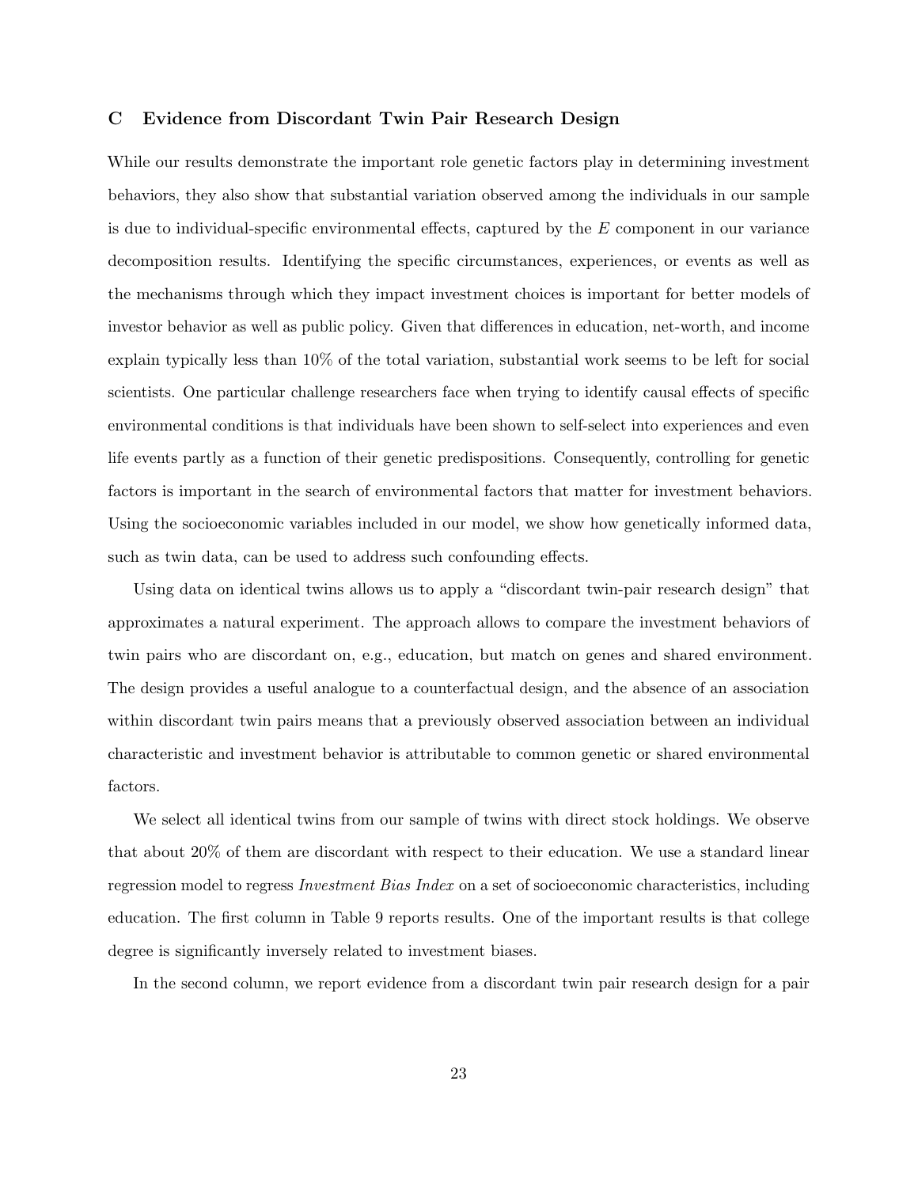## C Evidence from Discordant Twin Pair Research Design

While our results demonstrate the important role genetic factors play in determining investment behaviors, they also show that substantial variation observed among the individuals in our sample is due to individual-specific environmental effects, captured by the $E$ component in our variance decomposition results. Identifying the specific circumstances, experiences, or events as well as the mechanisms through which they impact investment choices is important for better models of investor behavior as well as public policy. Given that differences in education, net-worth, and income explain typically less than 10% of the total variation, substantial work seems to be left for social scientists. One particular challenge researchers face when trying to identify causal effects of specific environmental conditions is that individuals have been shown to self-select into experiences and even life events partly as a function of their genetic predispositions. Consequently, controlling for genetic factors is important in the search of environmental factors that matter for investment behaviors. Using the socioeconomic variables included in our model, we show how genetically informed data, such as twin data, can be used to address such confounding effects.

Using data on identical twins allows us to apply a "discordant twin-pair research design" that approximates a natural experiment. The approach allows to compare the investment behaviors of twin pairs who are discordant on, e.g., education, but match on genes and shared environment. The design provides a useful analogue to a counterfactual design, and the absence of an association within discordant twin pairs means that a previously observed association between an individual characteristic and investment behavior is attributable to common genetic or shared environmental factors.

We select all identical twins from our sample of twins with direct stock holdings. We observe that about 20% of them are discordant with respect to their education. We use a standard linear regression model to regress *Investment Bias Index* on a set of socioeconomic characteristics, including education. The first column in Table 9 reports results. One of the important results is that college degree is significantly inversely related to investment biases.

In the second column, we report evidence from a discordant twin pair research design for a pair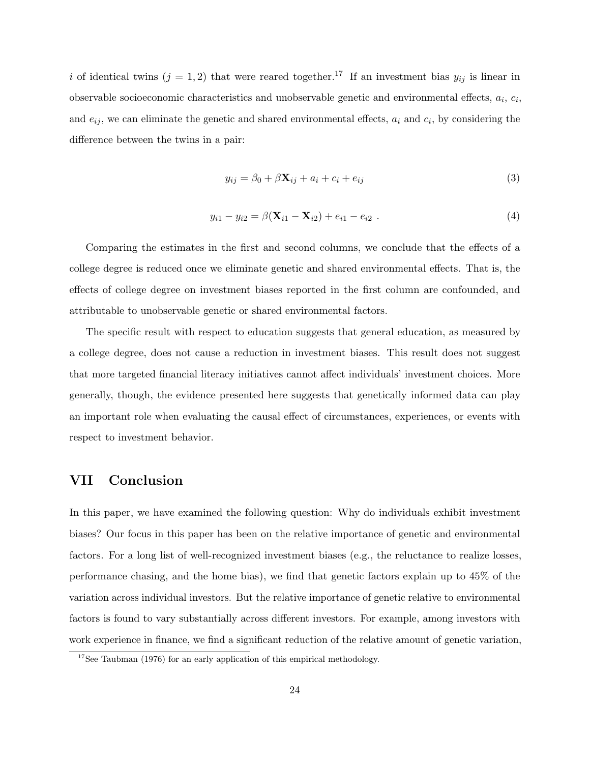$i$ of identical twins ($j = 1, 2$) that were reared together.[17] If an investment bias $y_{ij}$ is linear in observable socioeconomic characteristics and unobservable genetic and environmental effects, $a_i$, $c_i$, and $e_{ij}$, we can eliminate the genetic and shared environmental effects, $a_i$ and $c_i$, by considering the difference between the twins in a pair:

$$y_{ij} = \beta_0 + \beta \mathbf{X}_{ij} + a_i + c_i + e_{ij} \tag{3}$$

$$y_{i1} - y_{i2} = \beta(\mathbf{X}_{i1} - \mathbf{X}_{i2}) + e_{i1} - e_{i2} \ . \tag{4}$$

Comparing the estimates in the first and second columns, we conclude that the effects of a college degree is reduced once we eliminate genetic and shared environmental effects. That is, the effects of college degree on investment biases reported in the first column are confounded, and attributable to unobservable genetic or shared environmental factors.

The specific result with respect to education suggests that general education, as measured by a college degree, does not cause a reduction in investment biases. This result does not suggest that more targeted financial literacy initiatives cannot affect individuals' investment choices. More generally, though, the evidence presented here suggests that genetically informed data can play an important role when evaluating the causal effect of circumstances, experiences, or events with respect to investment behavior.

## VII Conclusion

In this paper, we have examined the following question: Why do individuals exhibit investment biases? Our focus in this paper has been on the relative importance of genetic and environmental factors. For a long list of well-recognized investment biases (e.g., the reluctance to realize losses, performance chasing, and the home bias), we find that genetic factors explain up to 45% of the variation across individual investors. But the relative importance of genetic relative to environmental factors is found to vary substantially across different investors. For example, among investors with work experience in finance, we find a significant reduction of the relative amount of genetic variation,

[17] See Taubman (1976) for an early application of this empirical methodology.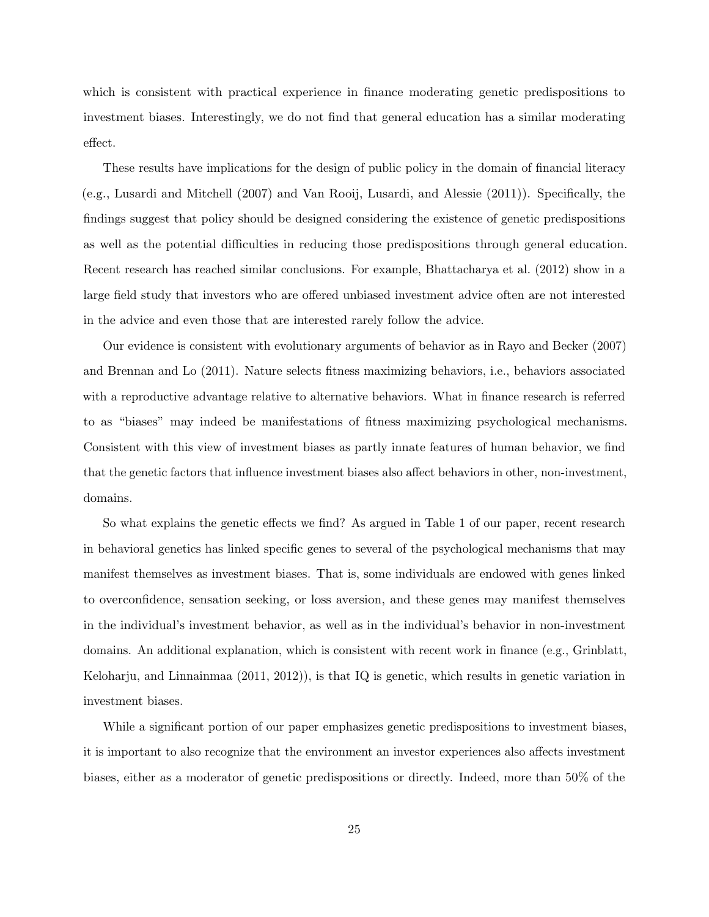which is consistent with practical experience in finance moderating genetic predispositions to investment biases. Interestingly, we do not find that general education has a similar moderating effect.

These results have implications for the design of public policy in the domain of financial literacy (e.g., Lusardi and Mitchell (2007) and Van Rooij, Lusardi, and Alessie (2011)). Specifically, the findings suggest that policy should be designed considering the existence of genetic predispositions as well as the potential difficulties in reducing those predispositions through general education. Recent research has reached similar conclusions. For example, Bhattacharya et al. (2012) show in a large field study that investors who are offered unbiased investment advice often are not interested in the advice and even those that are interested rarely follow the advice.

Our evidence is consistent with evolutionary arguments of behavior as in Rayo and Becker (2007) and Brennan and Lo (2011). Nature selects fitness maximizing behaviors, i.e., behaviors associated with a reproductive advantage relative to alternative behaviors. What in finance research is referred to as "biases" may indeed be manifestations of fitness maximizing psychological mechanisms. Consistent with this view of investment biases as partly innate features of human behavior, we find that the genetic factors that influence investment biases also affect behaviors in other, non-investment, domains.

So what explains the genetic effects we find? As argued in Table 1 of our paper, recent research in behavioral genetics has linked specific genes to several of the psychological mechanisms that may manifest themselves as investment biases. That is, some individuals are endowed with genes linked to overconfidence, sensation seeking, or loss aversion, and these genes may manifest themselves in the individual's investment behavior, as well as in the individual's behavior in non-investment domains. An additional explanation, which is consistent with recent work in finance (e.g., Grinblatt, Keloharju, and Linnainmaa (2011, 2012)), is that IQ is genetic, which results in genetic variation in investment biases.

While a significant portion of our paper emphasizes genetic predispositions to investment biases, it is important to also recognize that the environment an investor experiences also affects investment biases, either as a moderator of genetic predispositions or directly. Indeed, more than 50% of the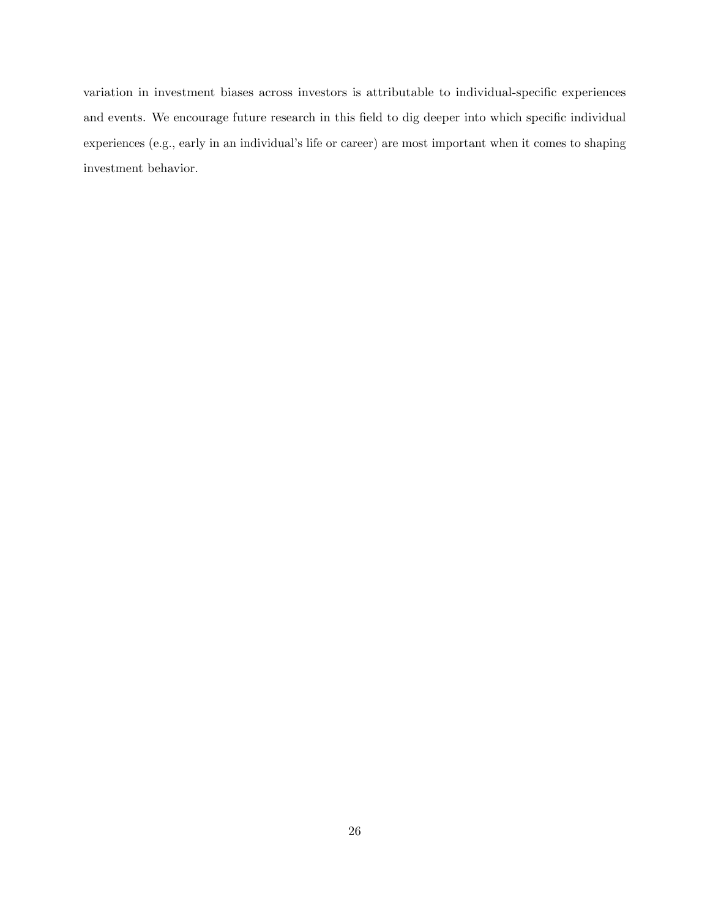variation in investment biases across investors is attributable to individual-specific experiences and events. We encourage future research in this field to dig deeper into which specific individual experiences (e.g., early in an individual's life or career) are most important when it comes to shaping investment behavior.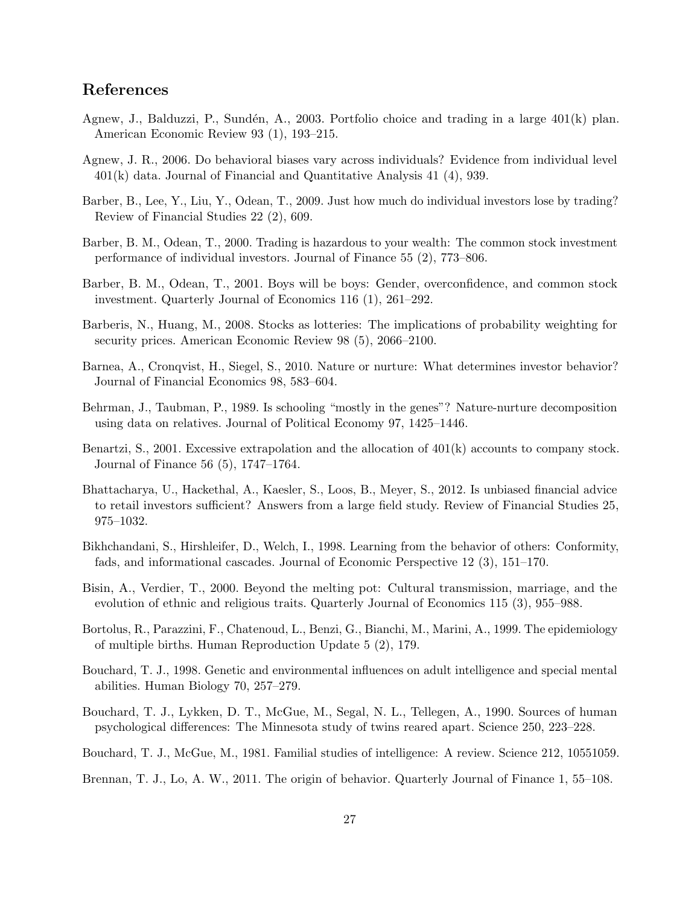## References

Agnew, J., Balduzzi, P., Sundén, A., 2003. Portfolio choice and trading in a large 401(k) plan. American Economic Review 93 (1), 193–215.

Agnew, J. R., 2006. Do behavioral biases vary across individuals? Evidence from individual level 401(k) data. Journal of Financial and Quantitative Analysis 41 (4), 939.

Barber, B., Lee, Y., Liu, Y., Odean, T., 2009. Just how much do individual investors lose by trading? Review of Financial Studies 22 (2), 609.

Barber, B. M., Odean, T., 2000. Trading is hazardous to your wealth: The common stock investment performance of individual investors. Journal of Finance 55 (2), 773–806.

Barber, B. M., Odean, T., 2001. Boys will be boys: Gender, overconfidence, and common stock investment. Quarterly Journal of Economics 116 (1), 261–292.

Barberis, N., Huang, M., 2008. Stocks as lotteries: The implications of probability weighting for security prices. American Economic Review 98 (5), 2066–2100.

Barnea, A., Cronqvist, H., Siegel, S., 2010. Nature or nurture: What determines investor behavior? Journal of Financial Economics 98, 583–604.

Behrman, J., Taubman, P., 1989. Is schooling "mostly in the genes"? Nature-nurture decomposition using data on relatives. Journal of Political Economy 97, 1425–1446.

Benartzi, S., 2001. Excessive extrapolation and the allocation of 401(k) accounts to company stock. Journal of Finance 56 (5), 1747–1764.

Bhattacharya, U., Hackethal, A., Kaesler, S., Loos, B., Meyer, S., 2012. Is unbiased financial advice to retail investors sufficient? Answers from a large field study. Review of Financial Studies 25, 975–1032.

Bikhchandani, S., Hirshleifer, D., Welch, I., 1998. Learning from the behavior of others: Conformity, fads, and informational cascades. Journal of Economic Perspective 12 (3), 151–170.

Bisin, A., Verdier, T., 2000. Beyond the melting pot: Cultural transmission, marriage, and the evolution of ethnic and religious traits. Quarterly Journal of Economics 115 (3), 955–988.

Bortolus, R., Parazzini, F., Chatenoud, L., Benzi, G., Bianchi, M., Marini, A., 1999. The epidemiology of multiple births. Human Reproduction Update 5 (2), 179.

Bouchard, T. J., 1998. Genetic and environmental influences on adult intelligence and special mental abilities. Human Biology 70, 257–279.

Bouchard, T. J., Lykken, D. T., McGue, M., Segal, N. L., Tellegen, A., 1990. Sources of human psychological differences: The Minnesota study of twins reared apart. Science 250, 223–228.

Bouchard, T. J., McGue, M., 1981. Familial studies of intelligence: A review. Science 212, 10551059.

Brennan, T. J., Lo, A. W., 2011. The origin of behavior. Quarterly Journal of Finance 1, 55–108.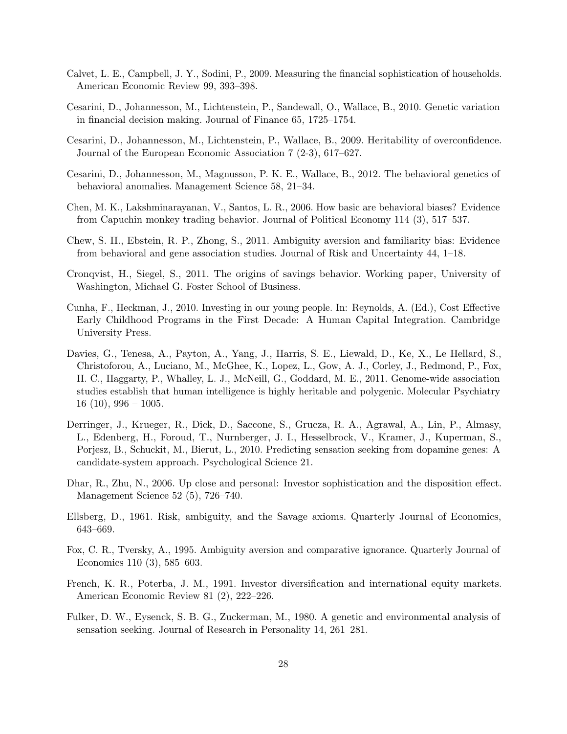Calvet, L. E., Campbell, J. Y., Sodini, P., 2009. Measuring the financial sophistication of households. American Economic Review 99, 393–398.

Cesarini, D., Johannesson, M., Lichtenstein, P., Sandewall, O., Wallace, B., 2010. Genetic variation in financial decision making. Journal of Finance 65, 1725–1754.

Cesarini, D., Johannesson, M., Lichtenstein, P., Wallace, B., 2009. Heritability of overconfidence. Journal of the European Economic Association 7 (2-3), 617–627.

Cesarini, D., Johannesson, M., Magnusson, P. K. E., Wallace, B., 2012. The behavioral genetics of behavioral anomalies. Management Science 58, 21–34.

Chen, M. K., Lakshminarayanan, V., Santos, L. R., 2006. How basic are behavioral biases? Evidence from Capuchin monkey trading behavior. Journal of Political Economy 114 (3), 517–537.

Chew, S. H., Ebstein, R. P., Zhong, S., 2011. Ambiguity aversion and familiarity bias: Evidence from behavioral and gene association studies. Journal of Risk and Uncertainty 44, 1–18.

Cronqvist, H., Siegel, S., 2011. The origins of savings behavior. Working paper, University of Washington, Michael G. Foster School of Business.

Cunha, F., Heckman, J., 2010. Investing in our young people. In: Reynolds, A. (Ed.), Cost Effective Early Childhood Programs in the First Decade: A Human Capital Integration. Cambridge University Press.

Davies, G., Tenesa, A., Payton, A., Yang, J., Harris, S. E., Liewald, D., Ke, X., Le Hellard, S., Christoforou, A., Luciano, M., McGhee, K., Lopez, L., Gow, A. J., Corley, J., Redmond, P., Fox, H. C., Haggarty, P., Whalley, L. J., McNeill, G., Goddard, M. E., 2011. Genome-wide association studies establish that human intelligence is highly heritable and polygenic. Molecular Psychiatry 16 (10), 996 – 1005.

Derringer, J., Krueger, R., Dick, D., Saccone, S., Grucza, R. A., Agrawal, A., Lin, P., Almasy, L., Edenberg, H., Foroud, T., Nurnberger, J. I., Hesselbrock, V., Kramer, J., Kuperman, S., Porjesz, B., Schuckit, M., Bierut, L., 2010. Predicting sensation seeking from dopamine genes: A candidate-system approach. Psychological Science 21.

Dhar, R., Zhu, N., 2006. Up close and personal: Investor sophistication and the disposition effect. Management Science 52 (5), 726–740.

Ellsberg, D., 1961. Risk, ambiguity, and the Savage axioms. Quarterly Journal of Economics, 643–669.

Fox, C. R., Tversky, A., 1995. Ambiguity aversion and comparative ignorance. Quarterly Journal of Economics 110 (3), 585–603.

French, K. R., Poterba, J. M., 1991. Investor diversification and international equity markets. American Economic Review 81 (2), 222–226.

Fulker, D. W., Eysenck, S. B. G., Zuckerman, M., 1980. A genetic and environmental analysis of sensation seeking. Journal of Research in Personality 14, 261–281.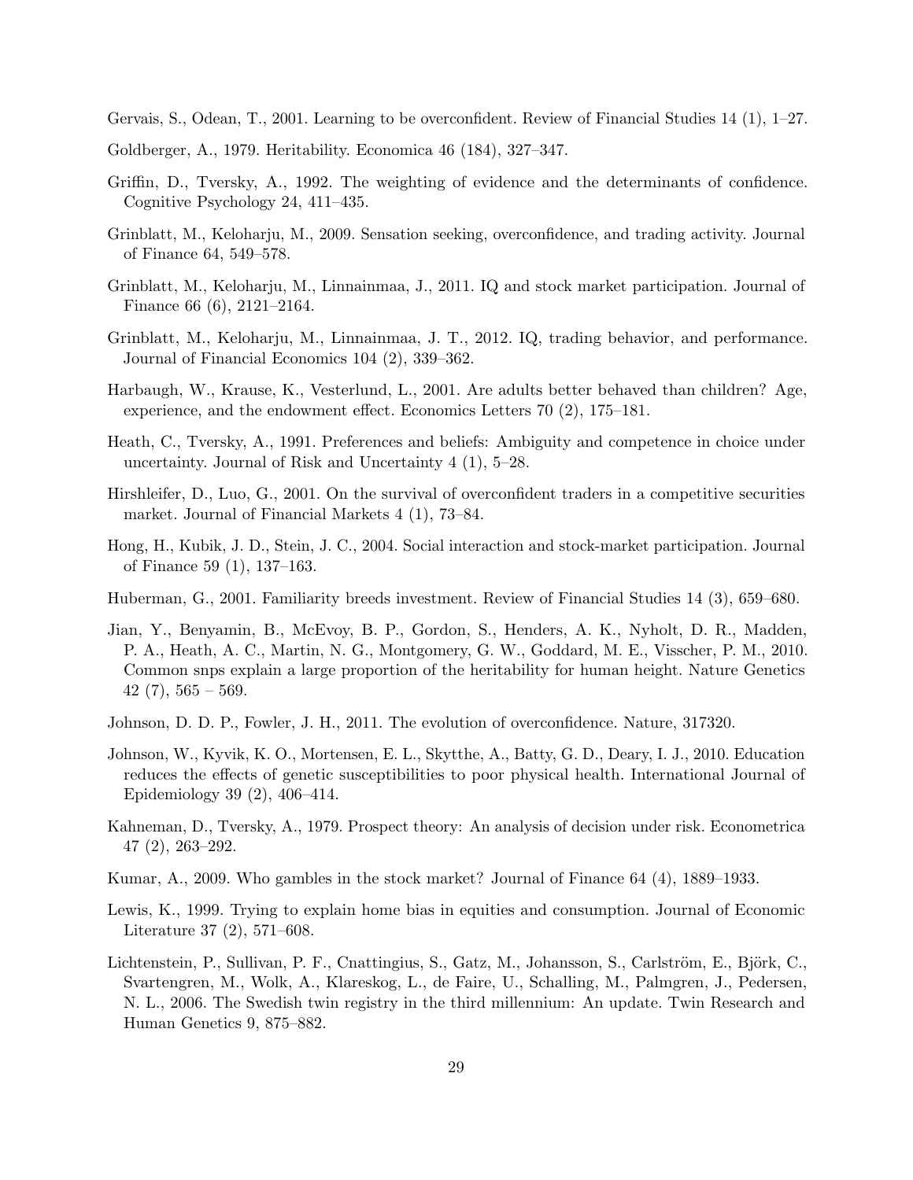Gervais, S., Odean, T., 2001. Learning to be overconfident. Review of Financial Studies 14 (1), 1–27.

Goldberger, A., 1979. Heritability. Economica 46 (184), 327–347.

Griffin, D., Tversky, A., 1992. The weighting of evidence and the determinants of confidence. Cognitive Psychology 24, 411–435.

Grinblatt, M., Keloharju, M., 2009. Sensation seeking, overconfidence, and trading activity. Journal of Finance 64, 549–578.

Grinblatt, M., Keloharju, M., Linnainmaa, J., 2011. IQ and stock market participation. Journal of Finance 66 (6), 2121–2164.

Grinblatt, M., Keloharju, M., Linnainmaa, J. T., 2012. IQ, trading behavior, and performance. Journal of Financial Economics 104 (2), 339–362.

Harbaugh, W., Krause, K., Vesterlund, L., 2001. Are adults better behaved than children? Age, experience, and the endowment effect. Economics Letters 70 (2), 175–181.

Heath, C., Tversky, A., 1991. Preferences and beliefs: Ambiguity and competence in choice under uncertainty. Journal of Risk and Uncertainty 4 (1), 5–28.

Hirshleifer, D., Luo, G., 2001. On the survival of overconfident traders in a competitive securities market. Journal of Financial Markets 4 (1), 73–84.

Hong, H., Kubik, J. D., Stein, J. C., 2004. Social interaction and stock-market participation. Journal of Finance 59 (1), 137–163.

Huberman, G., 2001. Familiarity breeds investment. Review of Financial Studies 14 (3), 659–680.

Jian, Y., Benyamin, B., McEvoy, B. P., Gordon, S., Henders, A. K., Nyholt, D. R., Madden, P. A., Heath, A. C., Martin, N. G., Montgomery, G. W., Goddard, M. E., Visscher, P. M., 2010. Common snps explain a large proportion of the heritability for human height. Nature Genetics 42 (7), 565 – 569.

Johnson, D. D. P., Fowler, J. H., 2011. The evolution of overconfidence. Nature, 317320.

Johnson, W., Kyvik, K. O., Mortensen, E. L., Skytthe, A., Batty, G. D., Deary, I. J., 2010. Education reduces the effects of genetic susceptibilities to poor physical health. International Journal of Epidemiology 39 (2), 406–414.

Kahneman, D., Tversky, A., 1979. Prospect theory: An analysis of decision under risk. Econometrica 47 (2), 263–292.

Kumar, A., 2009. Who gambles in the stock market? Journal of Finance 64 (4), 1889–1933.

Lewis, K., 1999. Trying to explain home bias in equities and consumption. Journal of Economic Literature 37 (2), 571–608.

Lichtenstein, P., Sullivan, P. F., Cnattingius, S., Gatz, M., Johansson, S., Carlström, E., Björk, C., Svartengren, M., Wolk, A., Klareskog, L., de Faire, U., Schalling, M., Palmgren, J., Pedersen, N. L., 2006. The Swedish twin registry in the third millennium: An update. Twin Research and Human Genetics 9, 875–882.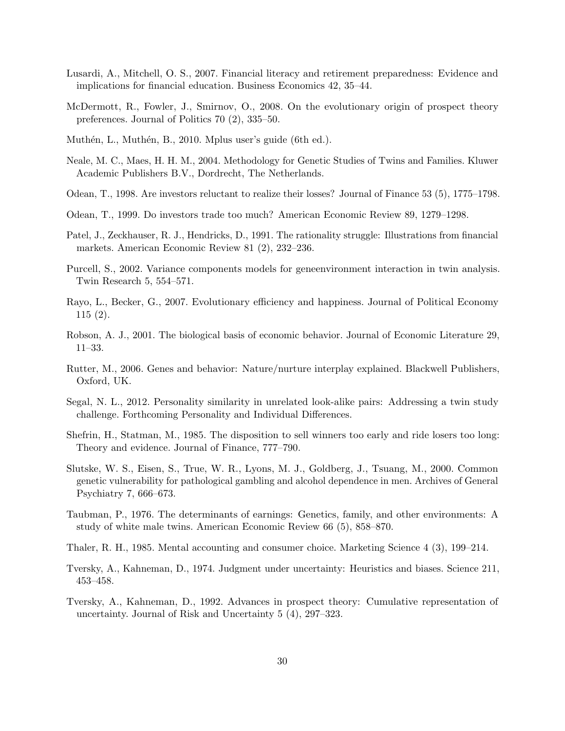Lusardi, A., Mitchell, O. S., 2007. Financial literacy and retirement preparedness: Evidence and implications for financial education. Business Economics 42, 35–44.

McDermott, R., Fowler, J., Smirnov, O., 2008. On the evolutionary origin of prospect theory preferences. Journal of Politics 70 (2), 335–50.

Muthén, L., Muthén, B., 2010. Mplus user's guide (6th ed.).

Neale, M. C., Maes, H. H. M., 2004. Methodology for Genetic Studies of Twins and Families. Kluwer Academic Publishers B.V., Dordrecht, The Netherlands.

Odean, T., 1998. Are investors reluctant to realize their losses? Journal of Finance 53 (5), 1775–1798.

Odean, T., 1999. Do investors trade too much? American Economic Review 89, 1279–1298.

Patel, J., Zeckhauser, R. J., Hendricks, D., 1991. The rationality struggle: Illustrations from financial markets. American Economic Review 81 (2), 232–236.

Purcell, S., 2002. Variance components models for geneenvironment interaction in twin analysis. Twin Research 5, 554–571.

Rayo, L., Becker, G., 2007. Evolutionary efficiency and happiness. Journal of Political Economy 115 (2).

Robson, A. J., 2001. The biological basis of economic behavior. Journal of Economic Literature 29, 11–33.

Rutter, M., 2006. Genes and behavior: Nature/nurture interplay explained. Blackwell Publishers, Oxford, UK.

Segal, N. L., 2012. Personality similarity in unrelated look-alike pairs: Addressing a twin study challenge. Forthcoming Personality and Individual Differences.

Shefrin, H., Statman, M., 1985. The disposition to sell winners too early and ride losers too long: Theory and evidence. Journal of Finance, 777–790.

Slutske, W. S., Eisen, S., True, W. R., Lyons, M. J., Goldberg, J., Tsuang, M., 2000. Common genetic vulnerability for pathological gambling and alcohol dependence in men. Archives of General Psychiatry 7, 666–673.

Taubman, P., 1976. The determinants of earnings: Genetics, family, and other environments: A study of white male twins. American Economic Review 66 (5), 858–870.

Thaler, R. H., 1985. Mental accounting and consumer choice. Marketing Science 4 (3), 199–214.

Tversky, A., Kahneman, D., 1974. Judgment under uncertainty: Heuristics and biases. Science 211, 453–458.

Tversky, A., Kahneman, D., 1992. Advances in prospect theory: Cumulative representation of uncertainty. Journal of Risk and Uncertainty 5 (4), 297–323.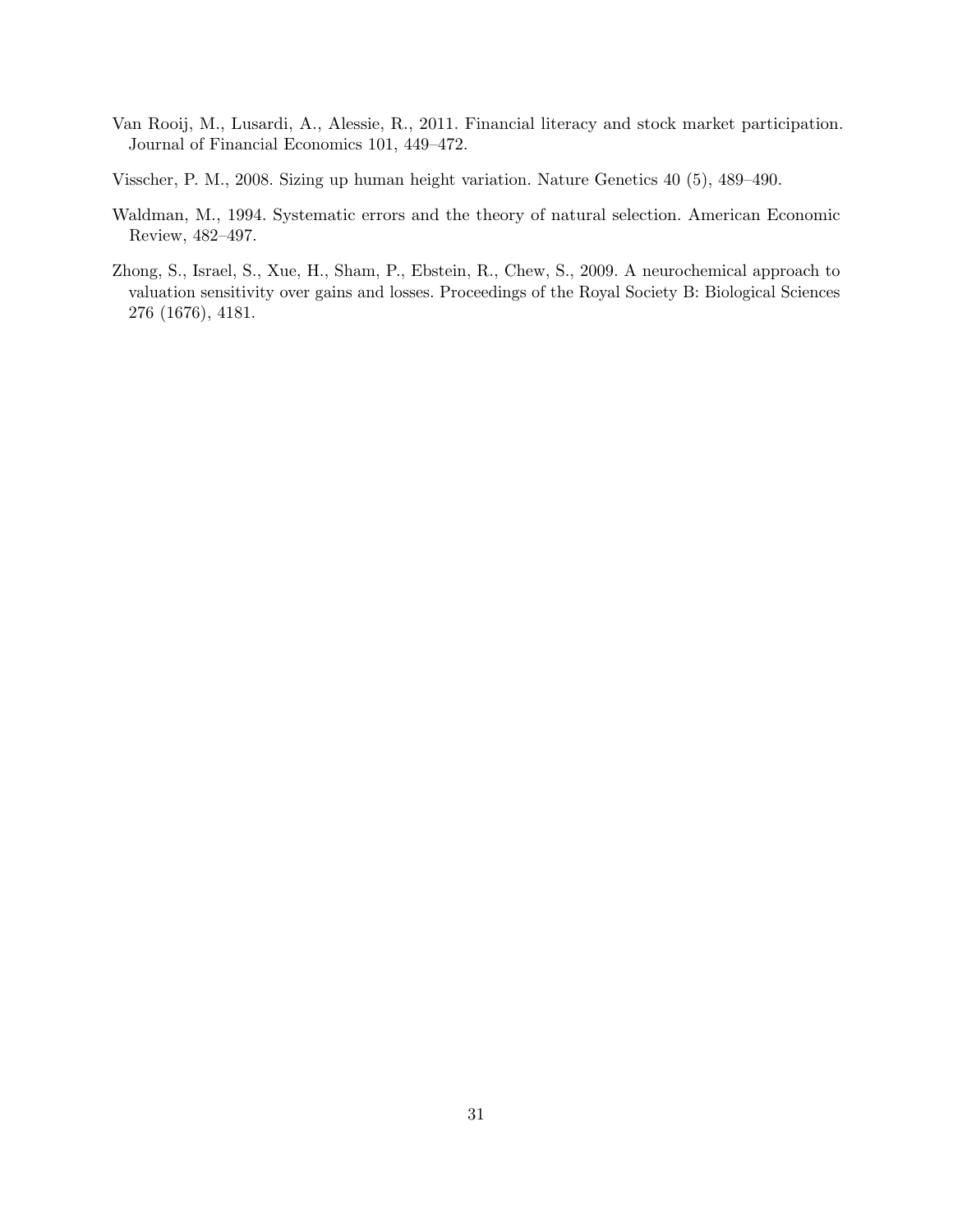Van Rooij, M., Lusardi, A., Alessie, R., 2011. Financial literacy and stock market participation. Journal of Financial Economics 101, 449–472.

Visscher, P. M., 2008. Sizing up human height variation. Nature Genetics 40 (5), 489–490.

Waldman, M., 1994. Systematic errors and the theory of natural selection. American Economic Review, 482–497.

Zhong, S., Israel, S., Xue, H., Sham, P., Ebstein, R., Chew, S., 2009. A neurochemical approach to valuation sensitivity over gains and losses. Proceedings of the Royal Society B: Biological Sciences 276 (1676), 4181.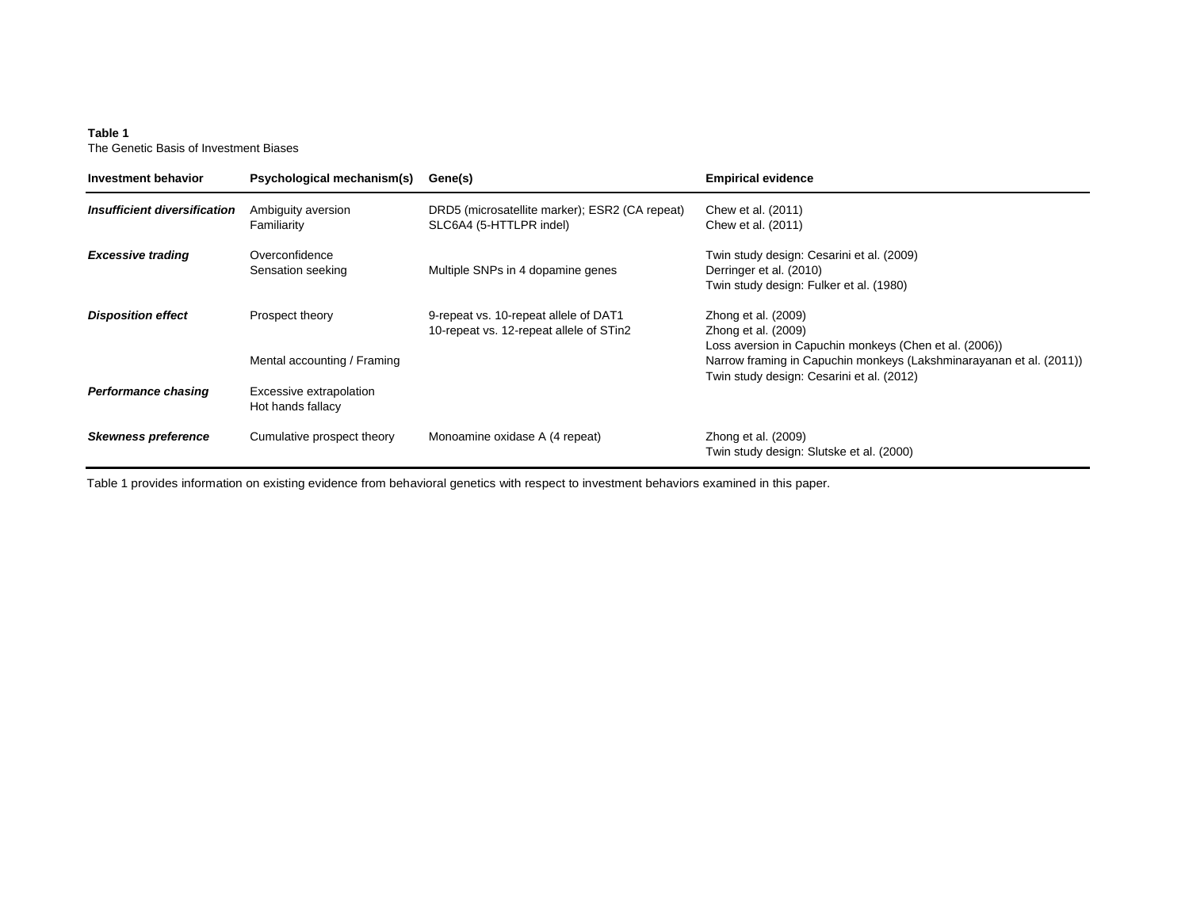**Table 1**
The Genetic Basis of Investment Biases

| Investment behavior | Psychological mechanism(s) | Gene(s) | Empirical evidence |
|---|---|---|---|
| ***Insufficient diversification*** | Ambiguity aversion | DRD5 (microsatellite marker); ESR2 (CA repeat) | Chew et al. (2011) |
| | Familiarity | SLC6A4 (5-HTTLPR indel) | Chew et al. (2011) |
| ***Excessive trading*** | Overconfidence | | Twin study design: Cesarini et al. (2009) |
| | Sensation seeking | Multiple SNPs in 4 dopamine genes | Derringer et al. (2010) |
| | | | Twin study design: Fulker et al. (1980) |
| ***Disposition effect*** | Prospect theory | 9-repeat vs. 10-repeat allele of DAT1 | Zhong et al. (2009) |
| | | 10-repeat vs. 12-repeat allele of STin2 | Zhong et al. (2009) |
| | | | Loss aversion in Capuchin monkeys (Chen et al. (2006)) |
| | Mental accounting / Framing | | Narrow framing in Capuchin monkeys (Lakshminarayanan et al. (2011)) |
| | | | Twin study design: Cesarini et al. (2012) |
| ***Performance chasing*** | Excessive extrapolation | | |
| | Hot hands fallacy | | |
| ***Skewness preference*** | Cumulative prospect theory | Monoamine oxidase A (4 repeat) | Zhong et al. (2009) |
| | | | Twin study design: Slutske et al. (2000) |

Table 1 provides information on existing evidence from behavioral genetics with respect to investment behaviors examined in this paper.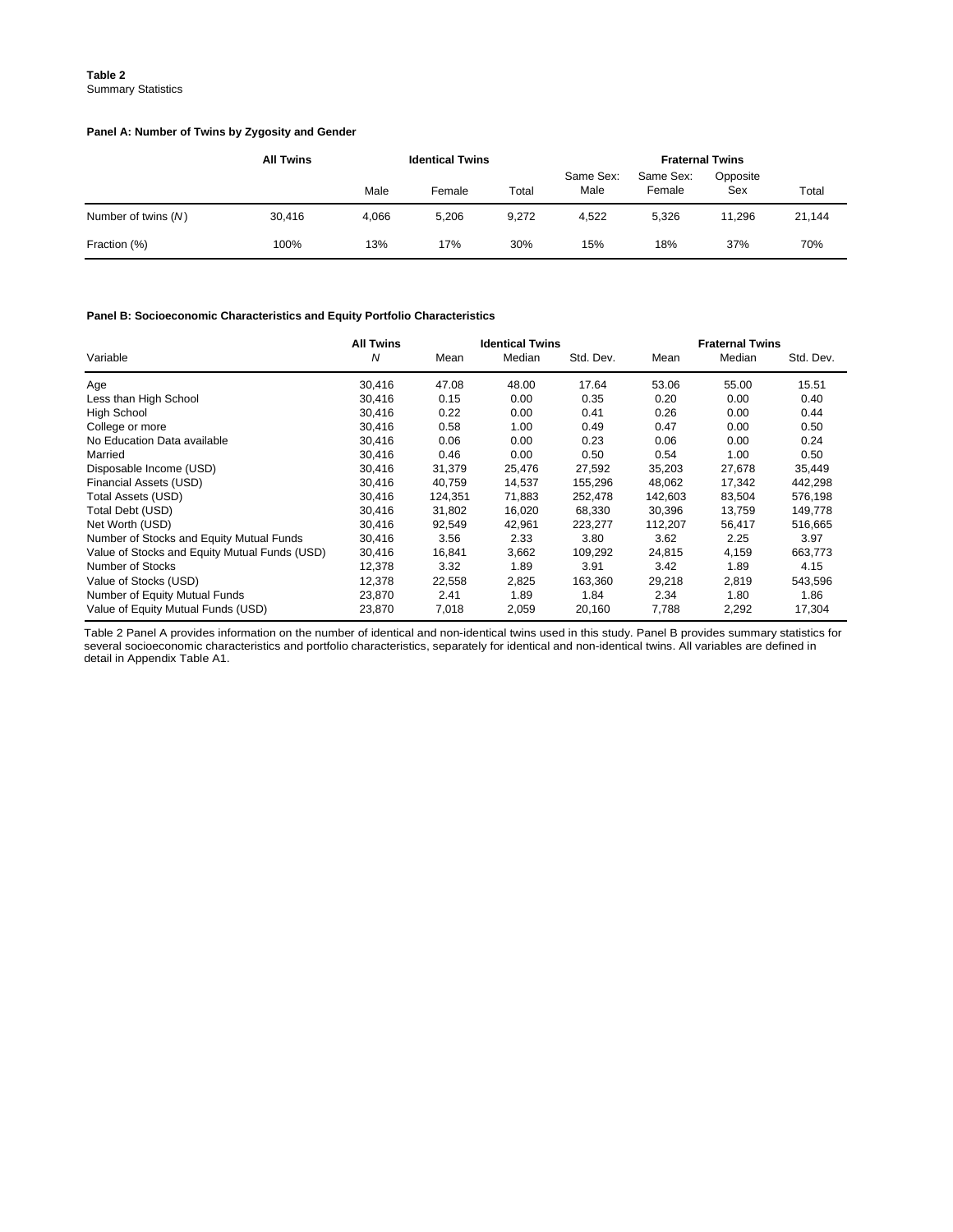**Table 2**
Summary Statistics

**Panel A: Number of Twins by Zygosity and Gender**

| | All Twins | Identical Twins | | | Fraternal Twins | | | |
|---|---|---|---|---|---|---|---|---|
| | | Male | Female | Total | Same Sex: Male | Same Sex: Female | Opposite Sex | Total |
| Number of twins (*N*) | 30,416 | 4,066 | 5,206 | 9,272 | 4,522 | 5,326 | 11,296 | 21,144 |
| Fraction (%) | 100% | 13% | 17% | 30% | 15% | 18% | 37% | 70% |

**Panel B: Socioeconomic Characteristics and Equity Portfolio Characteristics**

| | All Twins | Identical Twins | | | Fraternal Twins | | |
|---|---|---|---|---|---|---|---|
| Variable | *N* | Mean | Median | Std. Dev. | Mean | Median | Std. Dev. |
| Age | 30,416 | 47.08 | 48.00 | 17.64 | 53.06 | 55.00 | 15.51 |
| Less than High School | 30,416 | 0.15 | 0.00 | 0.35 | 0.20 | 0.00 | 0.40 |
| High School | 30,416 | 0.22 | 0.00 | 0.41 | 0.26 | 0.00 | 0.44 |
| College or more | 30,416 | 0.58 | 1.00 | 0.49 | 0.47 | 0.00 | 0.50 |
| No Education Data available | 30,416 | 0.06 | 0.00 | 0.23 | 0.06 | 0.00 | 0.24 |
| Married | 30,416 | 0.46 | 0.00 | 0.50 | 0.54 | 1.00 | 0.50 |
| Disposable Income (USD) | 30,416 | 31,379 | 25,476 | 27,592 | 35,203 | 27,678 | 35,449 |
| Financial Assets (USD) | 30,416 | 40,759 | 14,537 | 155,296 | 48,062 | 17,342 | 442,298 |
| Total Assets (USD) | 30,416 | 124,351 | 71,883 | 252,478 | 142,603 | 83,504 | 576,198 |
| Total Debt (USD) | 30,416 | 31,802 | 16,020 | 68,330 | 30,396 | 13,759 | 149,778 |
| Net Worth (USD) | 30,416 | 92,549 | 42,961 | 223,277 | 112,207 | 56,417 | 516,665 |
| Number of Stocks and Equity Mutual Funds | 30,416 | 3.56 | 2.33 | 3.80 | 3.62 | 2.25 | 3.97 |
| Value of Stocks and Equity Mutual Funds (USD) | 30,416 | 16,841 | 3,662 | 109,292 | 24,815 | 4,159 | 663,773 |
| Number of Stocks | 12,378 | 3.32 | 1.89 | 3.91 | 3.42 | 1.89 | 4.15 |
| Value of Stocks (USD) | 12,378 | 22,558 | 2,825 | 163,360 | 29,218 | 2,819 | 543,596 |
| Number of Equity Mutual Funds | 23,870 | 2.41 | 1.89 | 1.84 | 2.34 | 1.80 | 1.86 |
| Value of Equity Mutual Funds (USD) | 23,870 | 7,018 | 2,059 | 20,160 | 7,788 | 2,292 | 17,304 |

Table 2 Panel A provides information on the number of identical and non-identical twins used in this study. Panel B provides summary statistics for several socioeconomic characteristics and portfolio characteristics, separately for identical and non-identical twins. All variables are defined in detail in Appendix Table A1.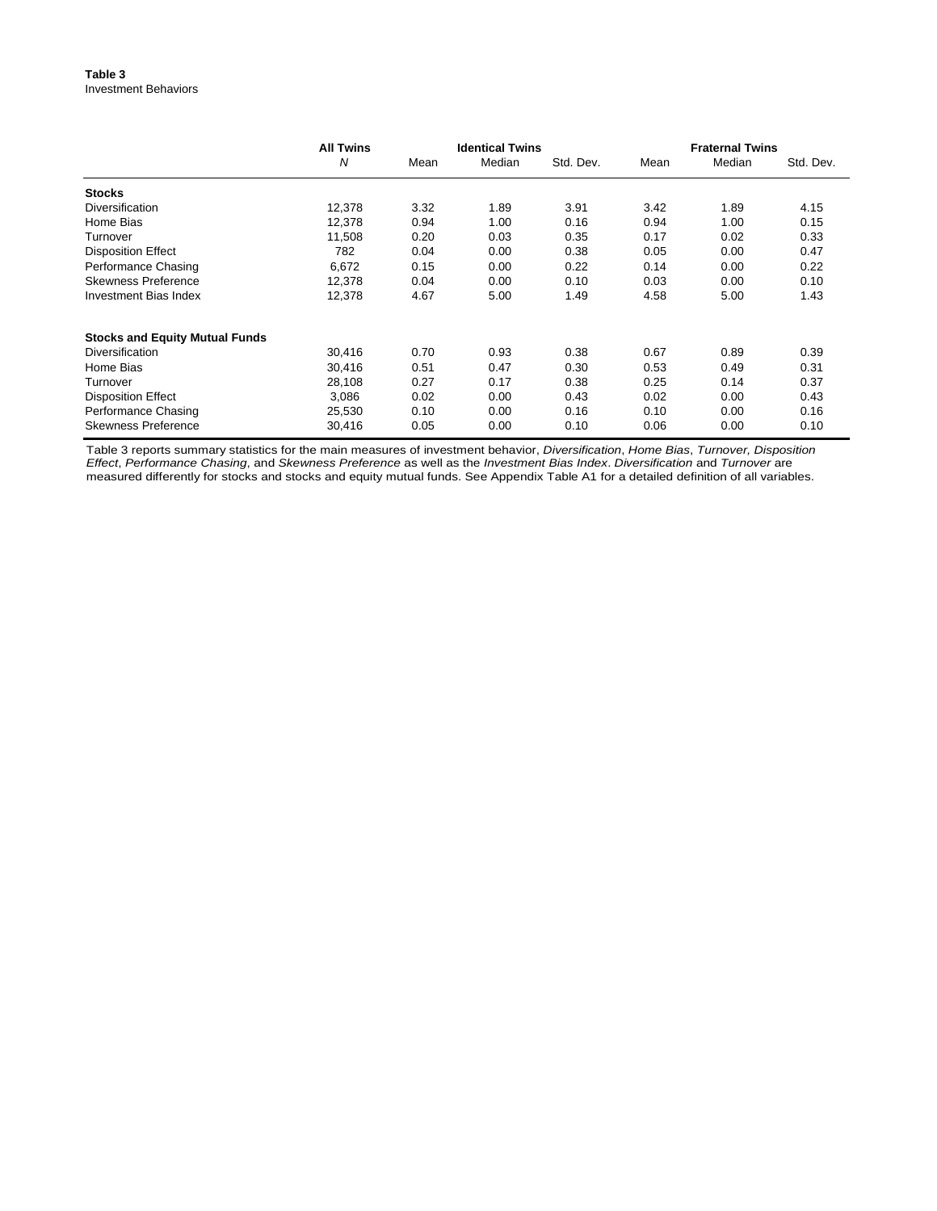**Table 3**
Investment Behaviors

| | All Twins | Identical Twins | | | Fraternal Twins | | |
|---|---|---|---|---|---|---|---|
| | *N* | Mean | Median | Std. Dev. | Mean | Median | Std. Dev. |
| **Stocks** | | | | | | | |
| Diversification | 12,378 | 3.32 | 1.89 | 3.91 | 3.42 | 1.89 | 4.15 |
| Home Bias | 12,378 | 0.94 | 1.00 | 0.16 | 0.94 | 1.00 | 0.15 |
| Turnover | 11,508 | 0.20 | 0.03 | 0.35 | 0.17 | 0.02 | 0.33 |
| Disposition Effect | 782 | 0.04 | 0.00 | 0.38 | 0.05 | 0.00 | 0.47 |
| Performance Chasing | 6,672 | 0.15 | 0.00 | 0.22 | 0.14 | 0.00 | 0.22 |
| Skewness Preference | 12,378 | 0.04 | 0.00 | 0.10 | 0.03 | 0.00 | 0.10 |
| Investment Bias Index | 12,378 | 4.67 | 5.00 | 1.49 | 4.58 | 5.00 | 1.43 |
| **Stocks and Equity Mutual Funds** | | | | | | | |
| Diversification | 30,416 | 0.70 | 0.93 | 0.38 | 0.67 | 0.89 | 0.39 |
| Home Bias | 30,416 | 0.51 | 0.47 | 0.30 | 0.53 | 0.49 | 0.31 |
| Turnover | 28,108 | 0.27 | 0.17 | 0.38 | 0.25 | 0.14 | 0.37 |
| Disposition Effect | 3,086 | 0.02 | 0.00 | 0.43 | 0.02 | 0.00 | 0.43 |
| Performance Chasing | 25,530 | 0.10 | 0.00 | 0.16 | 0.10 | 0.00 | 0.16 |
| Skewness Preference | 30,416 | 0.05 | 0.00 | 0.10 | 0.06 | 0.00 | 0.10 |

Table 3 reports summary statistics for the main measures of investment behavior, *Diversification*, *Home Bias*, *Turnover, Disposition Effect*, *Performance Chasing*, and *Skewness Preference* as well as the *Investment Bias Index*. *Diversification* and *Turnover* are measured differently for stocks and stocks and equity mutual funds. See Appendix Table A1 for a detailed definition of all variables.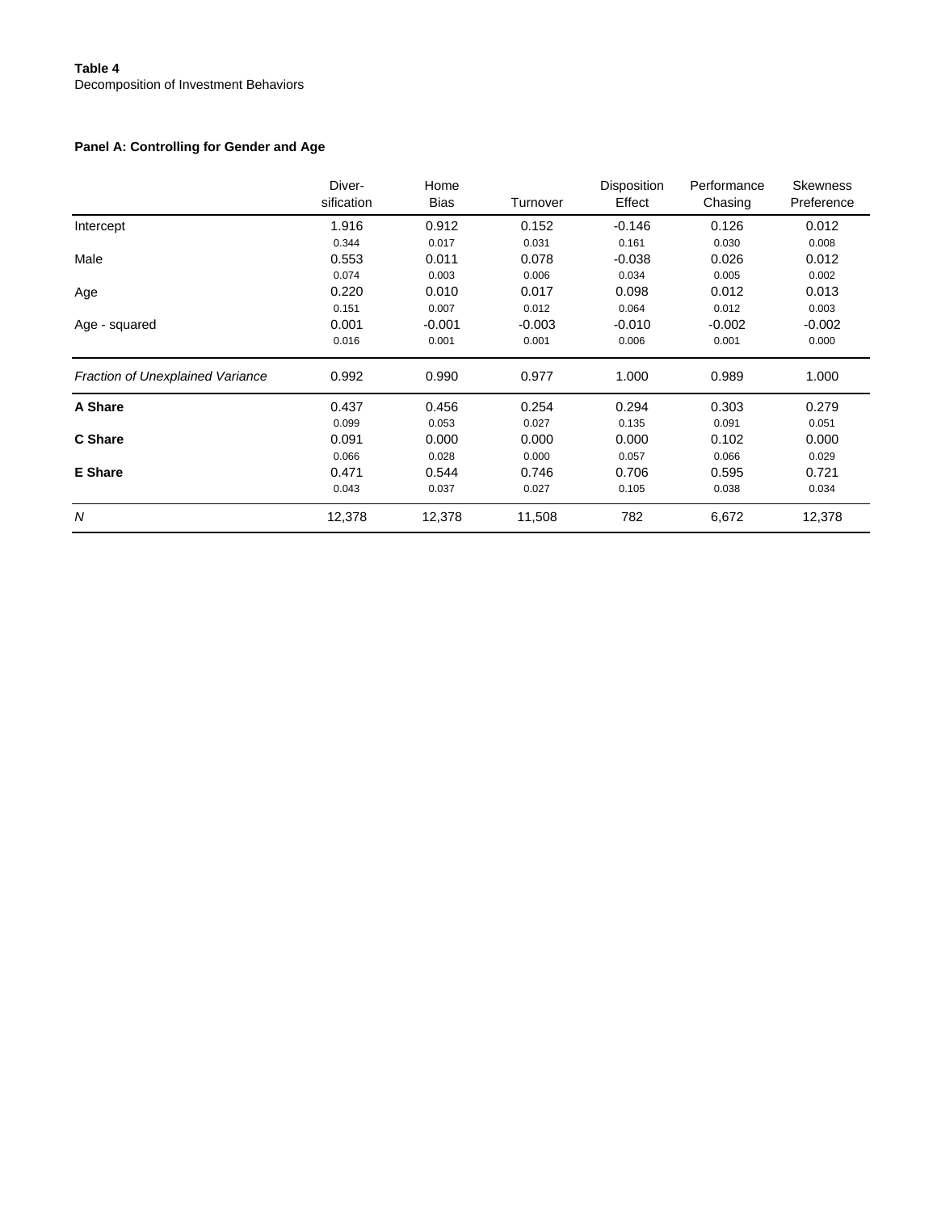**Table 4**
Decomposition of Investment Behaviors

**Panel A: Controlling for Gender and Age**

| | Diver-sification | Home Bias | Turnover | Disposition Effect | Performance Chasing | Skewness Preference |
|---|---|---|---|---|---|---|
| Intercept | 1.916 | 0.912 | 0.152 | -0.146 | 0.126 | 0.012 |
| | 0.344 | 0.017 | 0.031 | 0.161 | 0.030 | 0.008 |
| Male | 0.553 | 0.011 | 0.078 | -0.038 | 0.026 | 0.012 |
| | 0.074 | 0.003 | 0.006 | 0.034 | 0.005 | 0.002 |
| Age | 0.220 | 0.010 | 0.017 | 0.098 | 0.012 | 0.013 |
| | 0.151 | 0.007 | 0.012 | 0.064 | 0.012 | 0.003 |
| Age - squared | 0.001 | -0.001 | -0.003 | -0.010 | -0.002 | -0.002 |
| | 0.016 | 0.001 | 0.001 | 0.006 | 0.001 | 0.000 |
| *Fraction of Unexplained Variance* | 0.992 | 0.990 | 0.977 | 1.000 | 0.989 | 1.000 |
| **A Share** | 0.437 | 0.456 | 0.254 | 0.294 | 0.303 | 0.279 |
| | 0.099 | 0.053 | 0.027 | 0.135 | 0.091 | 0.051 |
| **C Share** | 0.091 | 0.000 | 0.000 | 0.000 | 0.102 | 0.000 |
| | 0.066 | 0.028 | 0.000 | 0.057 | 0.066 | 0.029 |
| **E Share** | 0.471 | 0.544 | 0.746 | 0.706 | 0.595 | 0.721 |
| | 0.043 | 0.037 | 0.027 | 0.105 | 0.038 | 0.034 |
| *N* | 12,378 | 12,378 | 11,508 | 782 | 6,672 | 12,378 |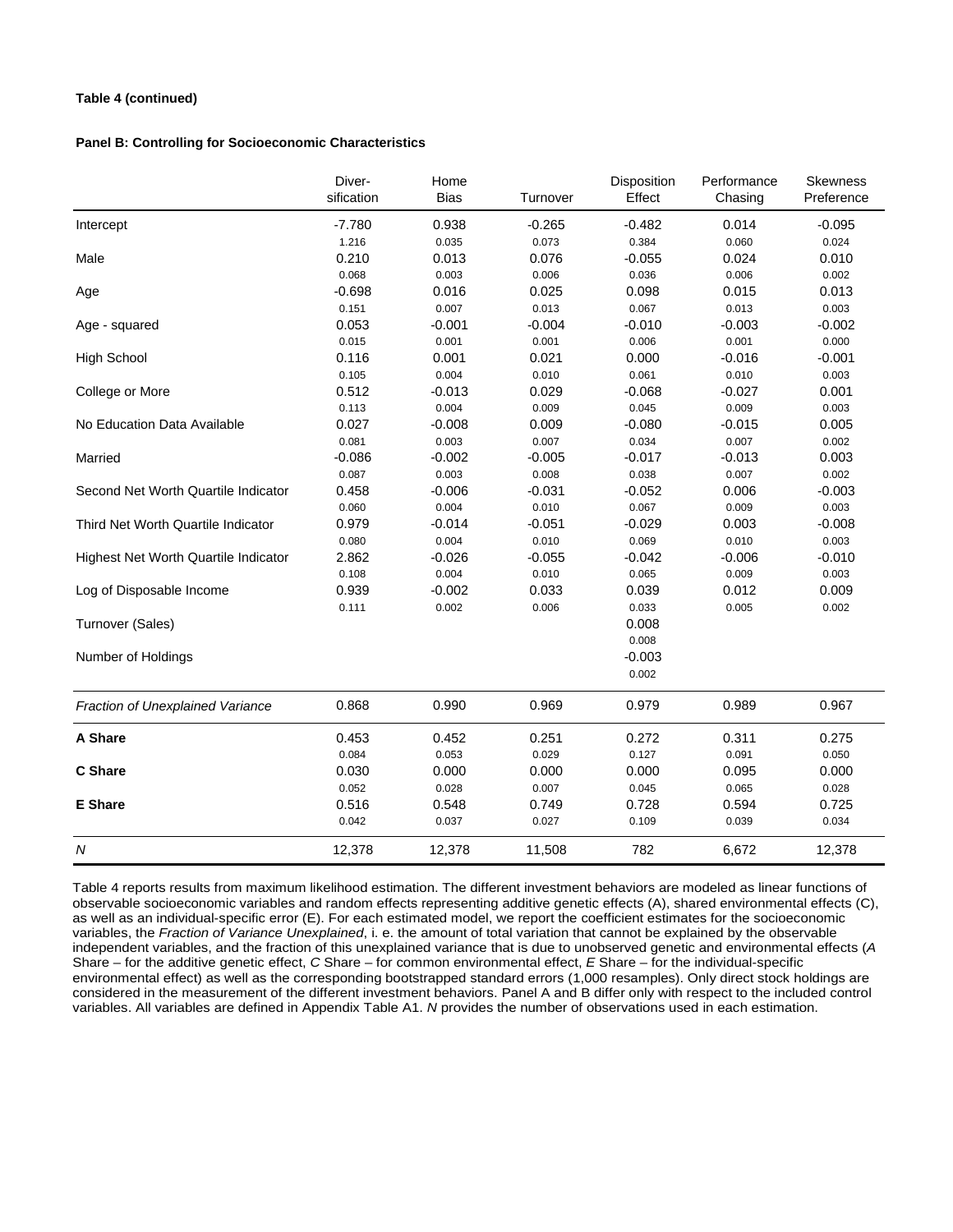**Table 4 (continued)**

**Panel B: Controlling for Socioeconomic Characteristics**

| | Diver-sification | Home Bias | Turnover | Disposition Effect | Performance Chasing | Skewness Preference |
|---|---|---|---|---|---|---|
| Intercept | -7.780 | 0.938 | -0.265 | -0.482 | 0.014 | -0.095 |
| | 1.216 | 0.035 | 0.073 | 0.384 | 0.060 | 0.024 |
| Male | 0.210 | 0.013 | 0.076 | -0.055 | 0.024 | 0.010 |
| | 0.068 | 0.003 | 0.006 | 0.036 | 0.006 | 0.002 |
| Age | -0.698 | 0.016 | 0.025 | 0.098 | 0.015 | 0.013 |
| | 0.151 | 0.007 | 0.013 | 0.067 | 0.013 | 0.003 |
| Age - squared | 0.053 | -0.001 | -0.004 | -0.010 | -0.003 | -0.002 |
| | 0.015 | 0.001 | 0.001 | 0.006 | 0.001 | 0.000 |
| High School | 0.116 | 0.001 | 0.021 | 0.000 | -0.016 | -0.001 |
| | 0.105 | 0.004 | 0.010 | 0.061 | 0.010 | 0.003 |
| College or More | 0.512 | -0.013 | 0.029 | -0.068 | -0.027 | 0.001 |
| | 0.113 | 0.004 | 0.009 | 0.045 | 0.009 | 0.003 |
| No Education Data Available | 0.027 | -0.008 | 0.009 | -0.080 | -0.015 | 0.005 |
| | 0.081 | 0.003 | 0.007 | 0.034 | 0.007 | 0.002 |
| Married | -0.086 | -0.002 | -0.005 | -0.017 | -0.013 | 0.003 |
| | 0.087 | 0.003 | 0.008 | 0.038 | 0.007 | 0.002 |
| Second Net Worth Quartile Indicator | 0.458 | -0.006 | -0.031 | -0.052 | 0.006 | -0.003 |
| | 0.060 | 0.004 | 0.010 | 0.067 | 0.009 | 0.003 |
| Third Net Worth Quartile Indicator | 0.979 | -0.014 | -0.051 | -0.029 | 0.003 | -0.008 |
| | 0.080 | 0.004 | 0.010 | 0.069 | 0.010 | 0.003 |
| Highest Net Worth Quartile Indicator | 2.862 | -0.026 | -0.055 | -0.042 | -0.006 | -0.010 |
| | 0.108 | 0.004 | 0.010 | 0.065 | 0.009 | 0.003 |
| Log of Disposable Income | 0.939 | -0.002 | 0.033 | 0.039 | 0.012 | 0.009 |
| | 0.111 | 0.002 | 0.006 | 0.033 | 0.005 | 0.002 |
| Turnover (Sales) | | | | 0.008 | | |
| | | | | 0.008 | | |
| Number of Holdings | | | | -0.003 | | |
| | | | | 0.002 | | |
| *Fraction of Unexplained Variance* | 0.868 | 0.990 | 0.969 | 0.979 | 0.989 | 0.967 |
| **A Share** | 0.453 | 0.452 | 0.251 | 0.272 | 0.311 | 0.275 |
| | 0.084 | 0.053 | 0.029 | 0.127 | 0.091 | 0.050 |
| **C Share** | 0.030 | 0.000 | 0.000 | 0.000 | 0.095 | 0.000 |
| | 0.052 | 0.028 | 0.007 | 0.045 | 0.065 | 0.028 |
| **E Share** | 0.516 | 0.548 | 0.749 | 0.728 | 0.594 | 0.725 |
| | 0.042 | 0.037 | 0.027 | 0.109 | 0.039 | 0.034 |
| *N* | 12,378 | 12,378 | 11,508 | 782 | 6,672 | 12,378 |

Table 4 reports results from maximum likelihood estimation. The different investment behaviors are modeled as linear functions of observable socioeconomic variables and random effects representing additive genetic effects (A), shared environmental effects (C), as well as an individual-specific error (E). For each estimated model, we report the coefficient estimates for the socioeconomic variables, the *Fraction of Variance Unexplained*, i. e. the amount of total variation that cannot be explained by the observable independent variables, and the fraction of this unexplained variance that is due to unobserved genetic and environmental effects (*A* Share – for the additive genetic effect, *C* Share – for common environmental effect, *E* Share – for the individual-specific environmental effect) as well as the corresponding bootstrapped standard errors (1,000 resamples). Only direct stock holdings are considered in the measurement of the different investment behaviors. Panel A and B differ only with respect to the included control variables. All variables are defined in Appendix Table A1. *N* provides the number of observations used in each estimation.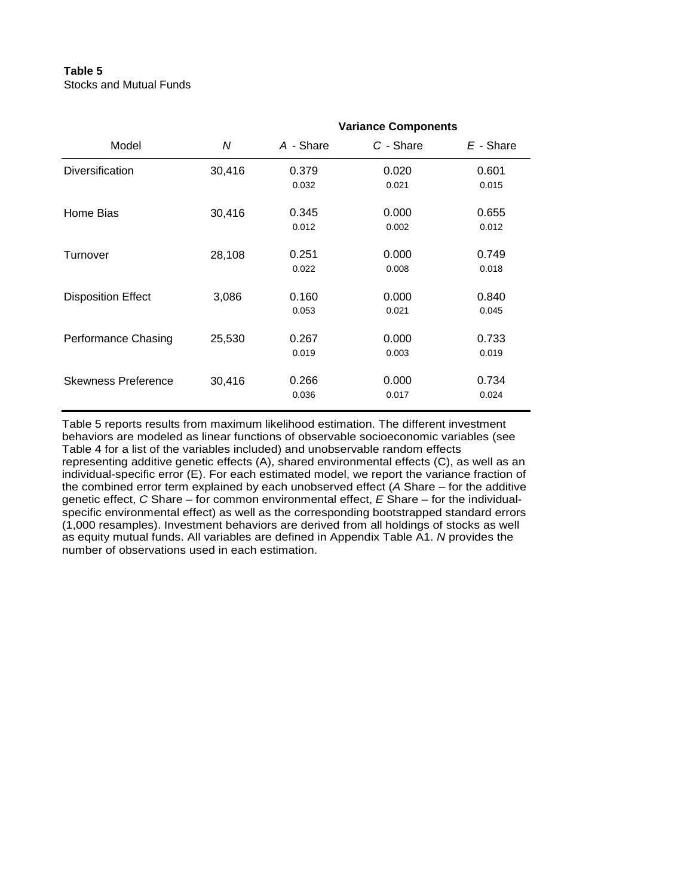**Table 5**
Stocks and Mutual Funds

| Model | *N* | Variance Components | | |
|---|---|---|---|---|
| | | *A* - Share | *C* - Share | *E* - Share |
| Diversification | 30,416 | 0.379 | 0.020 | 0.601 |
| | | 0.032 | 0.021 | 0.015 |
| Home Bias | 30,416 | 0.345 | 0.000 | 0.655 |
| | | 0.012 | 0.002 | 0.012 |
| Turnover | 28,108 | 0.251 | 0.000 | 0.749 |
| | | 0.022 | 0.008 | 0.018 |
| Disposition Effect | 3,086 | 0.160 | 0.000 | 0.840 |
| | | 0.053 | 0.021 | 0.045 |
| Performance Chasing | 25,530 | 0.267 | 0.000 | 0.733 |
| | | 0.019 | 0.003 | 0.019 |
| Skewness Preference | 30,416 | 0.266 | 0.000 | 0.734 |
| | | 0.036 | 0.017 | 0.024 |

Table 5 reports results from maximum likelihood estimation. The different investment behaviors are modeled as linear functions of observable socioeconomic variables (see Table 4 for a list of the variables included) and unobservable random effects representing additive genetic effects (A), shared environmental effects (C), as well as an individual-specific error (E). For each estimated model, we report the variance fraction of the combined error term explained by each unobserved effect (*A* Share – for the additive genetic effect, *C* Share – for common environmental effect, *E* Share – for the individual-specific environmental effect) as well as the corresponding bootstrapped standard errors (1,000 resamples). Investment behaviors are derived from all holdings of stocks as well as equity mutual funds. All variables are defined in Appendix Table A1. *N* provides the number of observations used in each estimation.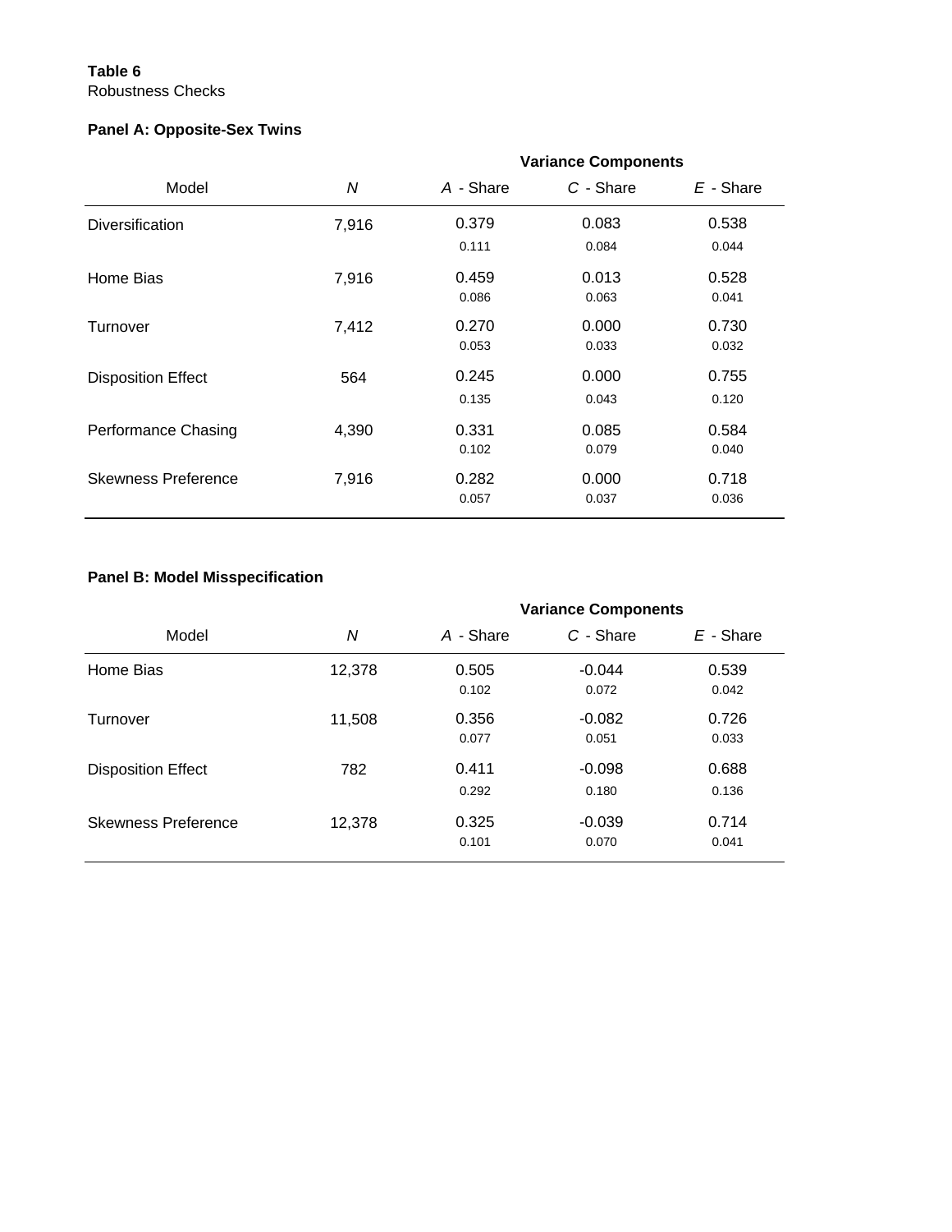**Table 6**
Robustness Checks

**Panel A: Opposite-Sex Twins**

| Model | $N$ | Variance Components | | |
|---|---|---|---|---|
| | | $A$ - Share | $C$ - Share | $E$ - Share |
| Diversification | 7,916 | 0.379 | 0.083 | 0.538 |
| | | 0.111 | 0.084 | 0.044 |
| Home Bias | 7,916 | 0.459 | 0.013 | 0.528 |
| | | 0.086 | 0.063 | 0.041 |
| Turnover | 7,412 | 0.270 | 0.000 | 0.730 |
| | | 0.053 | 0.033 | 0.032 |
| Disposition Effect | 564 | 0.245 | 0.000 | 0.755 |
| | | 0.135 | 0.043 | 0.120 |
| Performance Chasing | 4,390 | 0.331 | 0.085 | 0.584 |
| | | 0.102 | 0.079 | 0.040 |
| Skewness Preference | 7,916 | 0.282 | 0.000 | 0.718 |
| | | 0.057 | 0.037 | 0.036 |

**Panel B: Model Misspecification**

| Model | $N$ | Variance Components | | |
|---|---|---|---|---|
| | | $A$ - Share | $C$ - Share | $E$ - Share |
| Home Bias | 12,378 | 0.505 | -0.044 | 0.539 |
| | | 0.102 | 0.072 | 0.042 |
| Turnover | 11,508 | 0.356 | -0.082 | 0.726 |
| | | 0.077 | 0.051 | 0.033 |
| Disposition Effect | 782 | 0.411 | -0.098 | 0.688 |
| | | 0.292 | 0.180 | 0.136 |
| Skewness Preference | 12,378 | 0.325 | -0.039 | 0.714 |
| | | 0.101 | 0.070 | 0.041 |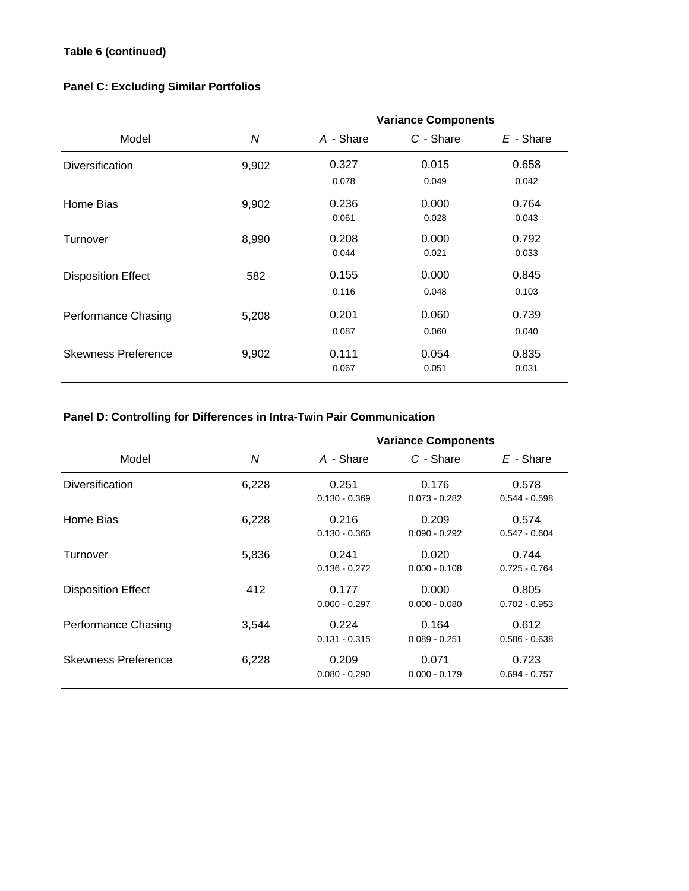**Table 6 (continued)**

**Panel C: Excluding Similar Portfolios**

| Model | $N$ | Variance Components | | |
|---|---|---|---|---|
| | | $A$ - Share | $C$ - Share | $E$ - Share |
| Diversification | 9,902 | 0.327 | 0.015 | 0.658 |
| | | 0.078 | 0.049 | 0.042 |
| Home Bias | 9,902 | 0.236 | 0.000 | 0.764 |
| | | 0.061 | 0.028 | 0.043 |
| Turnover | 8,990 | 0.208 | 0.000 | 0.792 |
| | | 0.044 | 0.021 | 0.033 |
| Disposition Effect | 582 | 0.155 | 0.000 | 0.845 |
| | | 0.116 | 0.048 | 0.103 |
| Performance Chasing | 5,208 | 0.201 | 0.060 | 0.739 |
| | | 0.087 | 0.060 | 0.040 |
| Skewness Preference | 9,902 | 0.111 | 0.054 | 0.835 |
| | | 0.067 | 0.051 | 0.031 |

**Panel D: Controlling for Differences in Intra-Twin Pair Communication**

| Model | $N$ | Variance Components | | |
|---|---|---|---|---|
| | | $A$ - Share | $C$ - Share | $E$ - Share |
| Diversification | 6,228 | 0.251 | 0.176 | 0.578 |
| | | 0.130 - 0.369 | 0.073 - 0.282 | 0.544 - 0.598 |
| Home Bias | 6,228 | 0.216 | 0.209 | 0.574 |
| | | 0.130 - 0.360 | 0.090 - 0.292 | 0.547 - 0.604 |
| Turnover | 5,836 | 0.241 | 0.020 | 0.744 |
| | | 0.136 - 0.272 | 0.000 - 0.108 | 0.725 - 0.764 |
| Disposition Effect | 412 | 0.177 | 0.000 | 0.805 |
| | | 0.000 - 0.297 | 0.000 - 0.080 | 0.702 - 0.953 |
| Performance Chasing | 3,544 | 0.224 | 0.164 | 0.612 |
| | | 0.131 - 0.315 | 0.089 - 0.251 | 0.586 - 0.638 |
| Skewness Preference | 6,228 | 0.209 | 0.071 | 0.723 |
| | | 0.080 - 0.290 | 0.000 - 0.179 | 0.694 - 0.757 |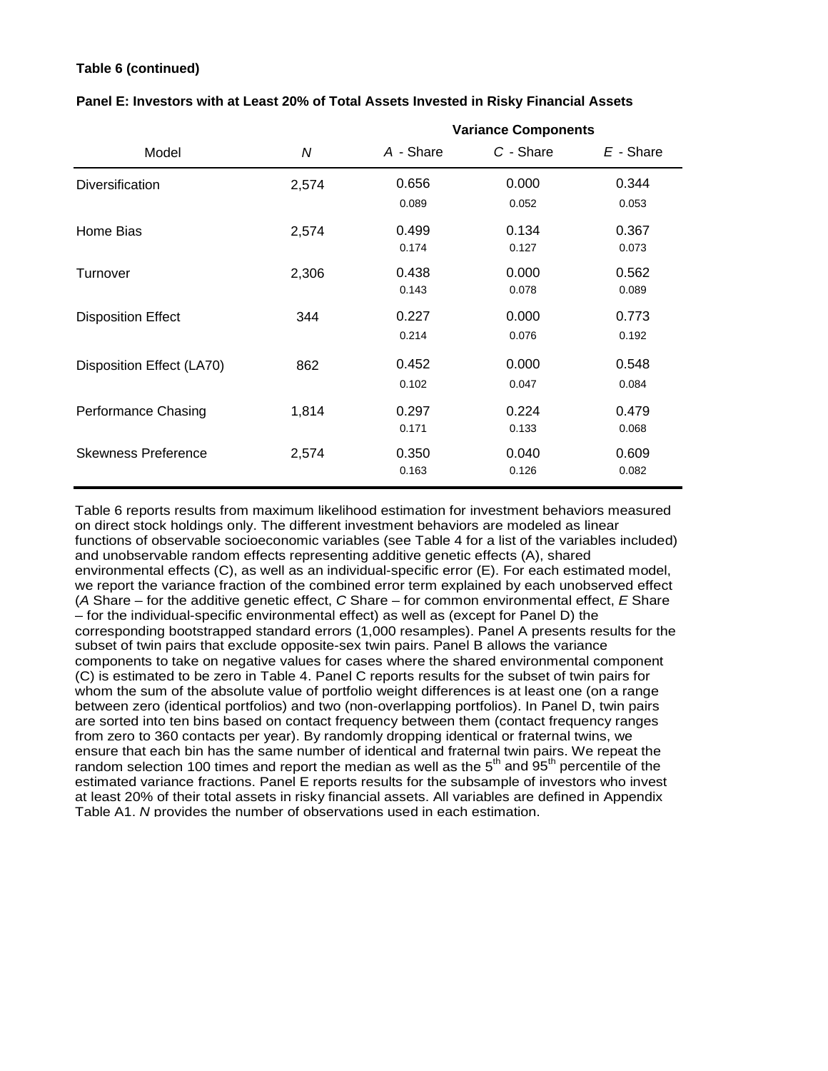**Table 6 (continued)**

**Panel E: Investors with at Least 20% of Total Assets Invested in Risky Financial Assets**

| Model | *N* | Variance Components | | |
|---|---|---|---|---|
| | | *A* - Share | *C* - Share | *E* - Share |
| Diversification | 2,574 | 0.656 | 0.000 | 0.344 |
| | | 0.089 | 0.052 | 0.053 |
| Home Bias | 2,574 | 0.499 | 0.134 | 0.367 |
| | | 0.174 | 0.127 | 0.073 |
| Turnover | 2,306 | 0.438 | 0.000 | 0.562 |
| | | 0.143 | 0.078 | 0.089 |
| Disposition Effect | 344 | 0.227 | 0.000 | 0.773 |
| | | 0.214 | 0.076 | 0.192 |
| Disposition Effect (LA70) | 862 | 0.452 | 0.000 | 0.548 |
| | | 0.102 | 0.047 | 0.084 |
| Performance Chasing | 1,814 | 0.297 | 0.224 | 0.479 |
| | | 0.171 | 0.133 | 0.068 |
| Skewness Preference | 2,574 | 0.350 | 0.040 | 0.609 |
| | | 0.163 | 0.126 | 0.082 |

Table 6 reports results from maximum likelihood estimation for investment behaviors measured on direct stock holdings only. The different investment behaviors are modeled as linear functions of observable socioeconomic variables (see Table 4 for a list of the variables included) and unobservable random effects representing additive genetic effects (A), shared environmental effects (C), as well as an individual-specific error (E). For each estimated model, we report the variance fraction of the combined error term explained by each unobserved effect (*A* Share – for the additive genetic effect, *C* Share – for common environmental effect, *E* Share – for the individual-specific environmental effect) as well as (except for Panel D) the corresponding bootstrapped standard errors (1,000 resamples). Panel A presents results for the subset of twin pairs that exclude opposite-sex twin pairs. Panel B allows the variance components to take on negative values for cases where the shared environmental component (C) is estimated to be zero in Table 4. Panel C reports results for the subset of twin pairs for whom the sum of the absolute value of portfolio weight differences is at least one (on a range between zero (identical portfolios) and two (non-overlapping portfolios). In Panel D, twin pairs are sorted into ten bins based on contact frequency between them (contact frequency ranges from zero to 360 contacts per year). By randomly dropping identical or fraternal twins, we ensure that each bin has the same number of identical and fraternal twin pairs. We repeat the random selection 100 times and report the median as well as the $5^{th}$ and $95^{th}$ percentile of the estimated variance fractions. Panel E reports results for the subsample of investors who invest at least 20% of their total assets in risky financial assets. All variables are defined in Appendix Table A1. *N* provides the number of observations used in each estimation.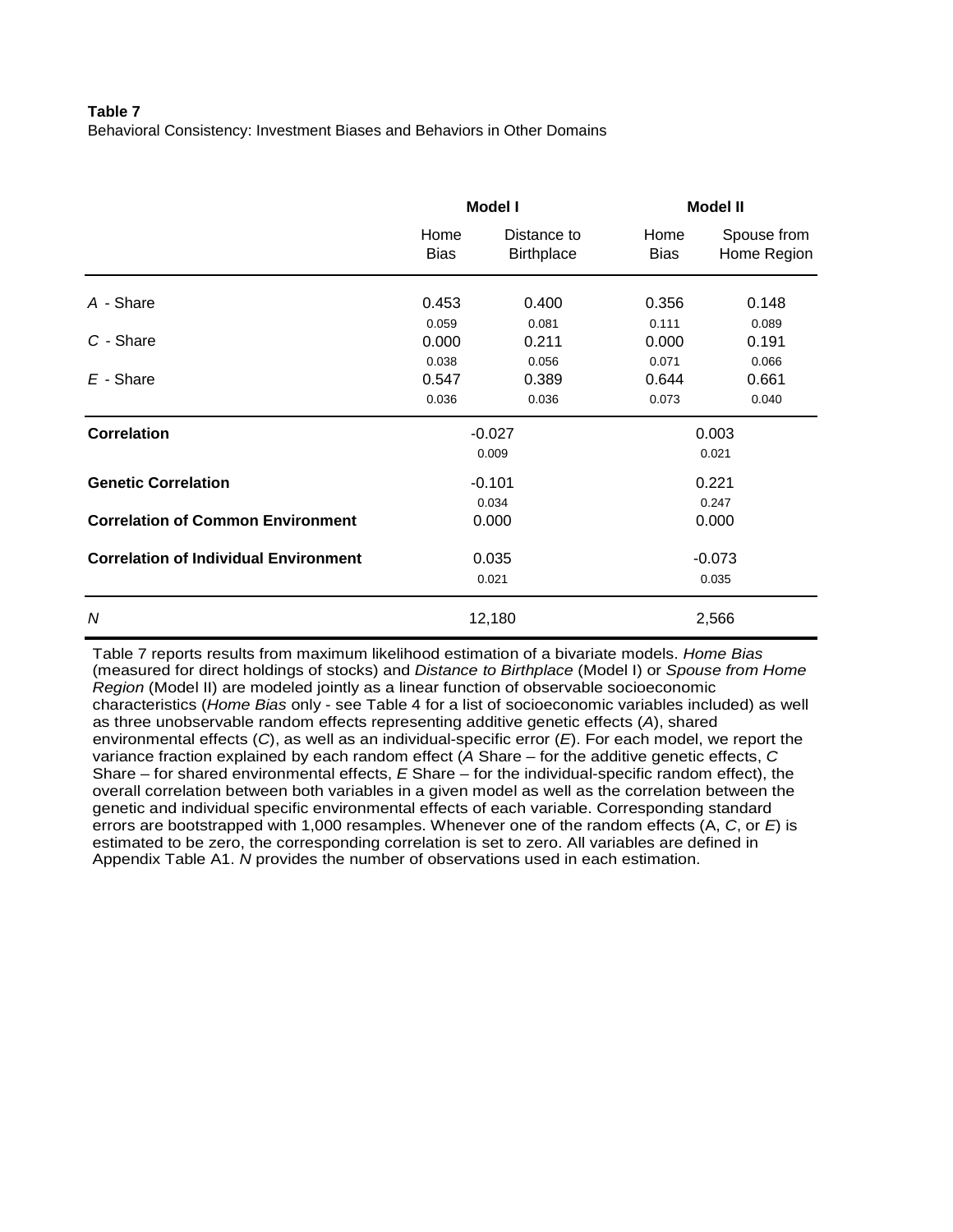**Table 7**

Behavioral Consistency: Investment Biases and Behaviors in Other Domains

| | Model I | | Model II | |
|---|---|---|---|---|
| | Home Bias | Distance to Birthplace | Home Bias | Spouse from Home Region |
| *A* - Share | 0.453 | 0.400 | 0.356 | 0.148 |
| | 0.059 | 0.081 | 0.111 | 0.089 |
| *C* - Share | 0.000 | 0.211 | 0.000 | 0.191 |
| | 0.038 | 0.056 | 0.071 | 0.066 |
| *E* - Share | 0.547 | 0.389 | 0.644 | 0.661 |
| | 0.036 | 0.036 | 0.073 | 0.040 |
| **Correlation** | -0.027 | | 0.003 | |
| | 0.009 | | 0.021 | |
| **Genetic Correlation** | -0.101 | | 0.221 | |
| | 0.034 | | 0.247 | |
| **Correlation of Common Environment** | 0.000 | | 0.000 | |
| **Correlation of Individual Environment** | 0.035 | | -0.073 | |
| | 0.021 | | 0.035 | |
| *N* | 12,180 | | 2,566 | |

Table 7 reports results from maximum likelihood estimation of a bivariate models. *Home Bias* (measured for direct holdings of stocks) and *Distance to Birthplace* (Model I) or *Spouse from Home Region* (Model II) are modeled jointly as a linear function of observable socioeconomic characteristics (*Home Bias* only - see Table 4 for a list of socioeconomic variables included) as well as three unobservable random effects representing additive genetic effects (*A*), shared environmental effects (*C*), as well as an individual-specific error (*E*). For each model, we report the variance fraction explained by each random effect (*A* Share – for the additive genetic effects, *C* Share – for shared environmental effects, *E* Share – for the individual-specific random effect), the overall correlation between both variables in a given model as well as the correlation between the genetic and individual specific environmental effects of each variable. Corresponding standard errors are bootstrapped with 1,000 resamples. Whenever one of the random effects (A, *C*, or *E*) is estimated to be zero, the corresponding correlation is set to zero. All variables are defined in Appendix Table A1. *N* provides the number of observations used in each estimation.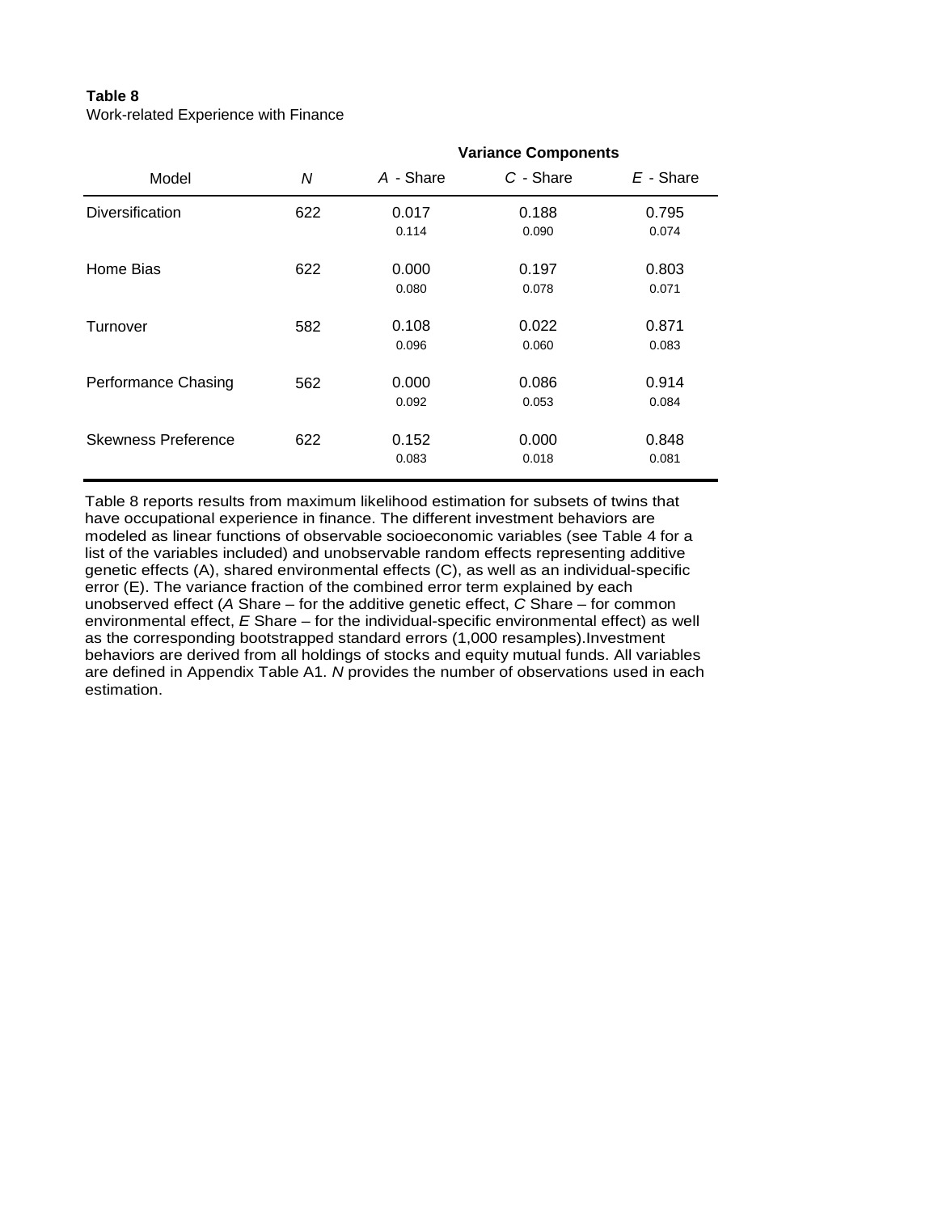**Table 8**
Work-related Experience with Finance

| Model | *N* | Variance Components | | |
|---|---|---|---|---|
| | | *A* - Share | *C* - Share | *E* - Share |
| Diversification | 622 | 0.017 | 0.188 | 0.795 |
| | | 0.114 | 0.090 | 0.074 |
| Home Bias | 622 | 0.000 | 0.197 | 0.803 |
| | | 0.080 | 0.078 | 0.071 |
| Turnover | 582 | 0.108 | 0.022 | 0.871 |
| | | 0.096 | 0.060 | 0.083 |
| Performance Chasing | 562 | 0.000 | 0.086 | 0.914 |
| | | 0.092 | 0.053 | 0.084 |
| Skewness Preference | 622 | 0.152 | 0.000 | 0.848 |
| | | 0.083 | 0.018 | 0.081 |

Table 8 reports results from maximum likelihood estimation for subsets of twins that have occupational experience in finance. The different investment behaviors are modeled as linear functions of observable socioeconomic variables (see Table 4 for a list of the variables included) and unobservable random effects representing additive genetic effects (A), shared environmental effects (C), as well as an individual-specific error (E). The variance fraction of the combined error term explained by each unobserved effect (*A* Share – for the additive genetic effect, *C* Share – for common environmental effect, *E* Share – for the individual-specific environmental effect) as well as the corresponding bootstrapped standard errors (1,000 resamples).Investment behaviors are derived from all holdings of stocks and equity mutual funds. All variables are defined in Appendix Table A1. *N* provides the number of observations used in each estimation.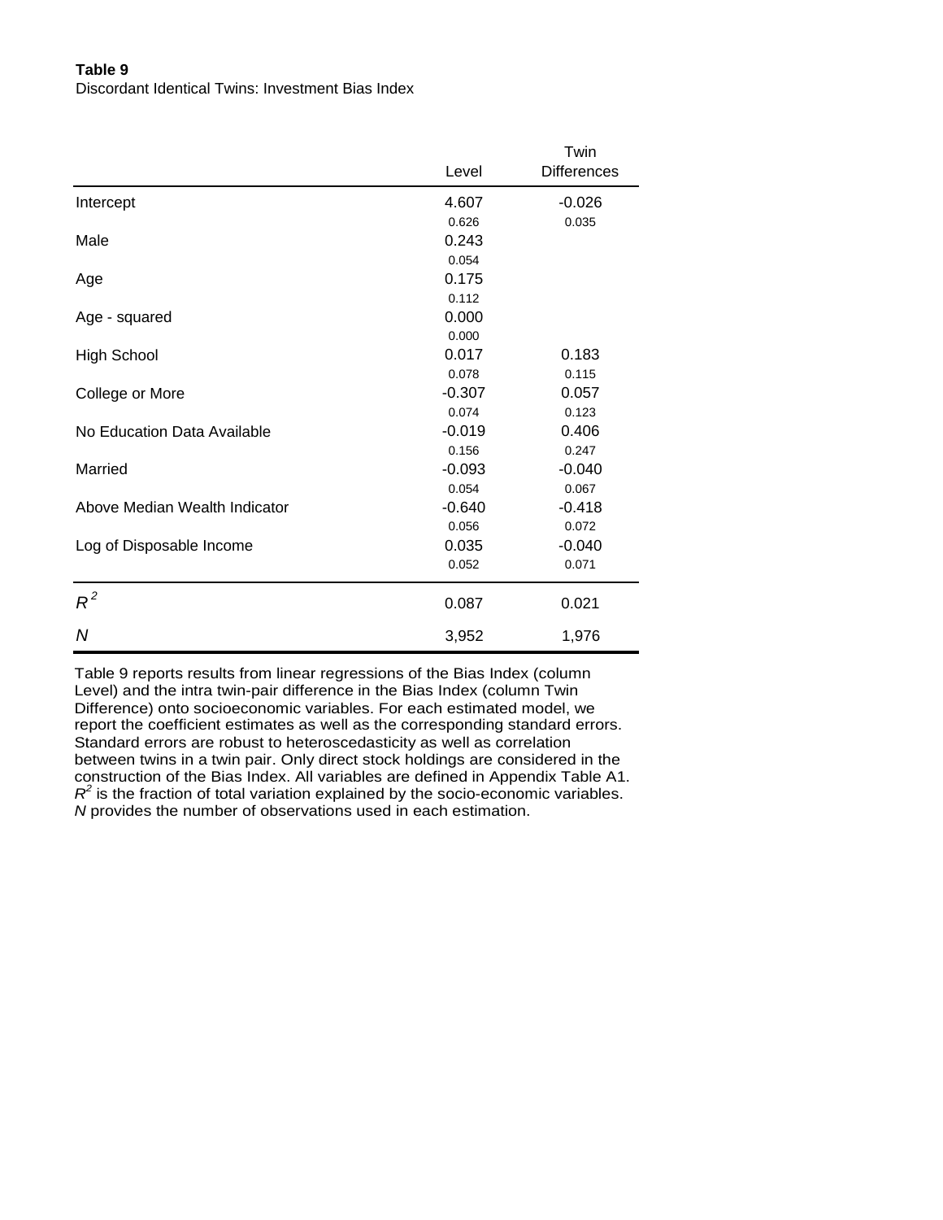**Table 9**

Discordant Identical Twins: Investment Bias Index

| | Level | Twin Differences |
|---|---|---|
| Intercept | 4.607 | -0.026 |
| | 0.626 | 0.035 |
| Male | 0.243 | |
| | 0.054 | |
| Age | 0.175 | |
| | 0.112 | |
| Age - squared | 0.000 | |
| | 0.000 | |
| High School | 0.017 | 0.183 |
| | 0.078 | 0.115 |
| College or More | -0.307 | 0.057 |
| | 0.074 | 0.123 |
| No Education Data Available | -0.019 | 0.406 |
| | 0.156 | 0.247 |
| Married | -0.093 | -0.040 |
| | 0.054 | 0.067 |
| Above Median Wealth Indicator | -0.640 | -0.418 |
| | 0.056 | 0.072 |
| Log of Disposable Income | 0.035 | -0.040 |
| | 0.052 | 0.071 |
| $R^2$ | 0.087 | 0.021 |
| *N* | 3,952 | 1,976 |

Table 9 reports results from linear regressions of the Bias Index (column Level) and the intra twin-pair difference in the Bias Index (column Twin Difference) onto socioeconomic variables. For each estimated model, we report the coefficient estimates as well as the corresponding standard errors. Standard errors are robust to heteroscedasticity as well as correlation between twins in a twin pair. Only direct stock holdings are considered in the construction of the Bias Index. All variables are defined in Appendix Table A1. $R^2$ is the fraction of total variation explained by the socio-economic variables. *N* provides the number of observations used in each estimation.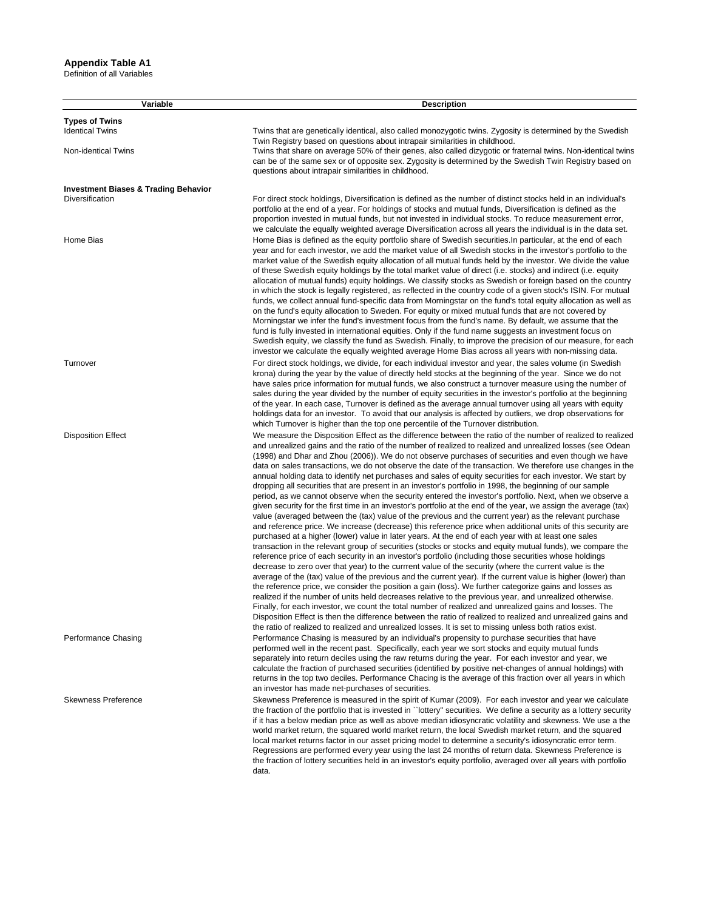**Appendix Table A1**
Definition of all Variables

| Variable | Description |
|---|---|
| **Types of Twins** | |
| Identical Twins | Twins that are genetically identical, also called monozygotic twins. Zygosity is determined by the Swedish Twin Registry based on questions about intrapair similarities in childhood. |
| Non-identical Twins | Twins that share on average 50% of their genes, also called dizygotic or fraternal twins. Non-identical twins can be of the same sex or of opposite sex. Zygosity is determined by the Swedish Twin Registry based on questions about intrapair similarities in childhood. |
| **Investment Biases & Trading Behavior** | |
| Diversification | For direct stock holdings, Diversification is defined as the number of distinct stocks held in an individual's portfolio at the end of a year. For holdings of stocks and mutual funds, Diversification is defined as the proportion invested in mutual funds, but not invested in individual stocks. To reduce measurement error, we calculate the equally weighted average Diversification across all years the individual is in the data set. |
| Home Bias | Home Bias is defined as the equity portfolio share of Swedish securities.In particular, at the end of each year and for each investor, we add the market value of all Swedish stocks in the investor's portfolio to the market value of the Swedish equity allocation of all mutual funds held by the investor. We divide the value of these Swedish equity holdings by the total market value of direct (i.e. stocks) and indirect (i.e. equity allocation of mutual funds) equity holdings. We classify stocks as Swedish or foreign based on the country in which the stock is legally registered, as reflected in the country code of a given stock's ISIN. For mutual funds, we collect annual fund-specific data from Morningstar on the fund's total equity allocation as well as on the fund's equity allocation to Sweden. For equity or mixed mutual funds that are not covered by Morningstar we infer the fund's investment focus from the fund's name. By default, we assume that the fund is fully invested in international equities. Only if the fund name suggests an investment focus on Swedish equity, we classify the fund as Swedish. Finally, to improve the precision of our measure, for each investor we calculate the equally weighted average Home Bias across all years with non-missing data. |
| Turnover | For direct stock holdings, we divide, for each individual investor and year, the sales volume (in Swedish krona) during the year by the value of directly held stocks at the beginning of the year. Since we do not have sales price information for mutual funds, we also construct a turnover measure using the number of sales during the year divided by the number of equity securities in the investor's portfolio at the beginning of the year. In each case, Turnover is defined as the average annual turnover using all years with equity holdings data for an investor. To avoid that our analysis is affected by outliers, we drop observations for which Turnover is higher than the top one percentile of the Turnover distribution. |
| Disposition Effect | We measure the Disposition Effect as the difference between the ratio of the number of realized to realized and unrealized gains and the ratio of the number of realized to realized and unrealized losses (see Odean (1998) and Dhar and Zhou (2006)). We do not observe purchases of securities and even though we have data on sales transactions, we do not observe the date of the transaction. We therefore use changes in the annual holding data to identify net purchases and sales of equity securities for each investor. We start by dropping all securities that are present in an investor's portfolio in 1998, the beginning of our sample period, as we cannot observe when the security entered the investor's portfolio. Next, when we observe a given security for the first time in an investor's portfolio at the end of the year, we assign the average (tax) value (averaged between the (tax) value of the previous and the current year) as the relevant purchase and reference price. We increase (decrease) this reference price when additional units of this security are purchased at a higher (lower) value in later years. At the end of each year with at least one sales transaction in the relevant group of securities (stocks or stocks and equity mutual funds), we compare the reference price of each security in an investor's portfolio (including those securities whose holdings decrease to zero over that year) to the currrent value of the security (where the current value is the average of the (tax) value of the previous and the current year). If the current value is higher (lower) than the reference price, we consider the position a gain (loss). We further categorize gains and losses as realized if the number of units held decreases relative to the previous year, and unrealized otherwise. Finally, for each investor, we count the total number of realized and unrealized gains and losses. The Disposition Effect is then the difference between the ratio of realized to realized and unrealized gains and the ratio of realized to realized and unrealized losses. It is set to missing unless both ratios exist. |
| Performance Chasing | Performance Chasing is measured by an individual's propensity to purchase securities that have performed well in the recent past. Specifically, each year we sort stocks and equity mutual funds separately into return deciles using the raw returns during the year. For each investor and year, we calculate the fraction of purchased securities (identified by positive net-changes of annual holdings) with returns in the top two deciles. Performance Chacing is the average of this fraction over all years in which an investor has made net-purchases of securities. |
| Skewness Preference | Skewness Preference is measured in the spirit of Kumar (2009). For each investor and year we calculate the fraction of the portfolio that is invested in ``lottery'' securities. We define a security as a lottery security if it has a below median price as well as above median idiosyncratic volatility and skewness. We use a the world market return, the squared world market return, the local Swedish market return, and the squared local market returns factor in our asset pricing model to determine a security's idiosyncratic error term. Regressions are performed every year using the last 24 months of return data. Skewness Preference is the fraction of lottery securities held in an investor's equity portfolio, averaged over all years with portfolio data. |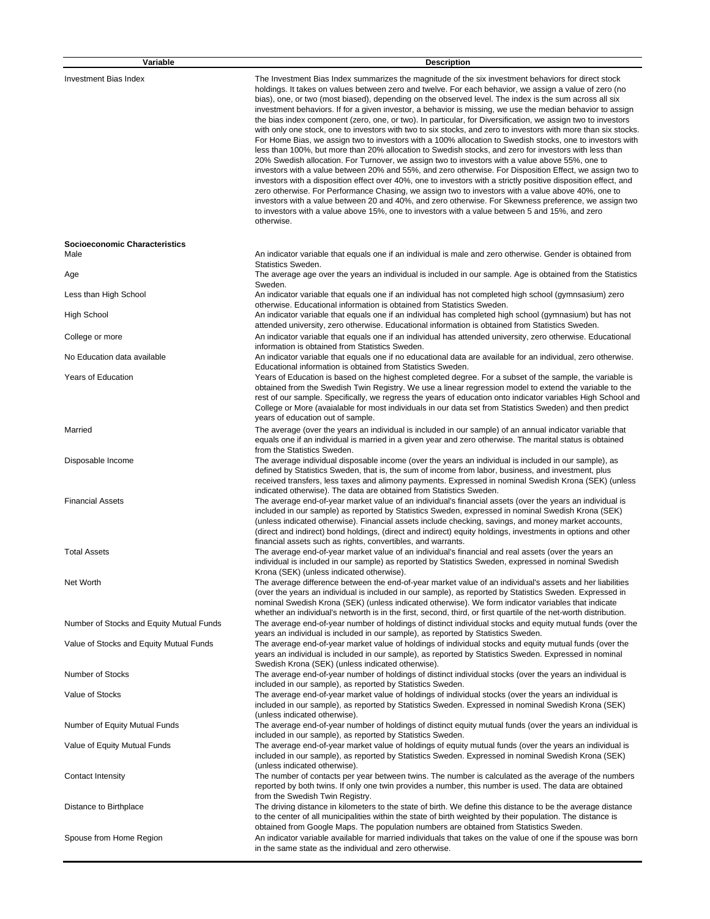| Variable | Description |
|---|---|
| Investment Bias Index | The Investment Bias Index summarizes the magnitude of the six investment behaviors for direct stock holdings. It takes on values between zero and twelve. For each behavior, we assign a value of zero (no bias), one, or two (most biased), depending on the observed level. The index is the sum across all six investment behaviors. If for a given investor, a behavior is missing, we use the median behavior to assign the bias index component (zero, one, or two). In particular, for Diversification, we assign two to investors with only one stock, one to investors with two to six stocks, and zero to investors with more than six stocks. For Home Bias, we assign two to investors with a 100% allocation to Swedish stocks, one to investors with less than 100%, but more than 20% allocation to Swedish stocks, and zero for investors with less than 20% Swedish allocation. For Turnover, we assign two to investors with a value above 55%, one to investors with a value between 20% and 55%, and zero otherwise. For Disposition Effect, we assign two to investors with a disposition effect over 40%, one to investors with a strictly positive disposition effect, and zero otherwise. For Performance Chasing, we assign two to investors with a value above 40%, one to investors with a value between 20 and 40%, and zero otherwise. For Skewness preference, we assign two to investors with a value above 15%, one to investors with a value between 5 and 15%, and zero otherwise. |
| **Socioeconomic Characteristics** | |
| Male | An indicator variable that equals one if an individual is male and zero otherwise. Gender is obtained from Statistics Sweden. |
| Age | The average age over the years an individual is included in our sample. Age is obtained from the Statistics Sweden. |
| Less than High School | An indicator variable that equals one if an individual has not completed high school (gymnsasium) zero otherwise. Educational information is obtained from Statistics Sweden. |
| High School | An indicator variable that equals one if an individual has completed high school (gymnasium) but has not attended university, zero otherwise. Educational information is obtained from Statistics Sweden. |
| College or more | An indicator variable that equals one if an individual has attended university, zero otherwise. Educational information is obtained from Statistics Sweden. |
| No Education data available | An indicator variable that equals one if no educational data are available for an individual, zero otherwise. Educational information is obtained from Statistics Sweden. |
| Years of Education | Years of Education is based on the highest completed degree. For a subset of the sample, the variable is obtained from the Swedish Twin Registry. We use a linear regression model to extend the variable to the rest of our sample. Specifically, we regress the years of education onto indicator variables High School and College or More (avaialable for most individuals in our data set from Statistics Sweden) and then predict years of education out of sample. |
| Married | The average (over the years an individual is included in our sample) of an annual indicator variable that equals one if an individual is married in a given year and zero otherwise. The marital status is obtained from the Statistics Sweden. |
| Disposable Income | The average individual disposable income (over the years an individual is included in our sample), as defined by Statistics Sweden, that is, the sum of income from labor, business, and investment, plus received transfers, less taxes and alimony payments. Expressed in nominal Swedish Krona (SEK) (unless indicated otherwise). The data are obtained from Statistics Sweden. |
| Financial Assets | The average end-of-year market value of an individual's financial assets (over the years an individual is included in our sample) as reported by Statistics Sweden, expressed in nominal Swedish Krona (SEK) (unless indicated otherwise). Financial assets include checking, savings, and money market accounts, (direct and indirect) bond holdings, (direct and indirect) equity holdings, investments in options and other financial assets such as rights, convertibles, and warrants. |
| Total Assets | The average end-of-year market value of an individual's financial and real assets (over the years an individual is included in our sample) as reported by Statistics Sweden, expressed in nominal Swedish Krona (SEK) (unless indicated otherwise). |
| Net Worth | The average difference between the end-of-year market value of an individual's assets and her liabilities (over the years an individual is included in our sample), as reported by Statistics Sweden. Expressed in nominal Swedish Krona (SEK) (unless indicated otherwise). We form indicator variables that indicate whether an individual's networth is in the first, second, third, or first quartile of the net-worth distribution. |
| Number of Stocks and Equity Mutual Funds | The average end-of-year number of holdings of distinct individual stocks and equity mutual funds (over the years an individual is included in our sample), as reported by Statistics Sweden. |
| Value of Stocks and Equity Mutual Funds | The average end-of-year market value of holdings of individual stocks and equity mutual funds (over the years an individual is included in our sample), as reported by Statistics Sweden. Expressed in nominal Swedish Krona (SEK) (unless indicated otherwise). |
| Number of Stocks | The average end-of-year number of holdings of distinct individual stocks (over the years an individual is included in our sample), as reported by Statistics Sweden. |
| Value of Stocks | The average end-of-year market value of holdings of individual stocks (over the years an individual is included in our sample), as reported by Statistics Sweden. Expressed in nominal Swedish Krona (SEK) (unless indicated otherwise). |
| Number of Equity Mutual Funds | The average end-of-year number of holdings of distinct equity mutual funds (over the years an individual is included in our sample), as reported by Statistics Sweden. |
| Value of Equity Mutual Funds | The average end-of-year market value of holdings of equity mutual funds (over the years an individual is included in our sample), as reported by Statistics Sweden. Expressed in nominal Swedish Krona (SEK) (unless indicated otherwise). |
| Contact Intensity | The number of contacts per year between twins. The number is calculated as the average of the numbers reported by both twins. If only one twin provides a number, this number is used. The data are obtained from the Swedish Twin Registry. |
| Distance to Birthplace | The driving distance in kilometers to the state of birth. We define this distance to be the average distance to the center of all municipalities within the state of birth weighted by their population. The distance is obtained from Google Maps. The population numbers are obtained from Statistics Sweden. |
| Spouse from Home Region | An indicator variable available for married individuals that takes on the value of one if the spouse was born in the same state as the individual and zero otherwise. |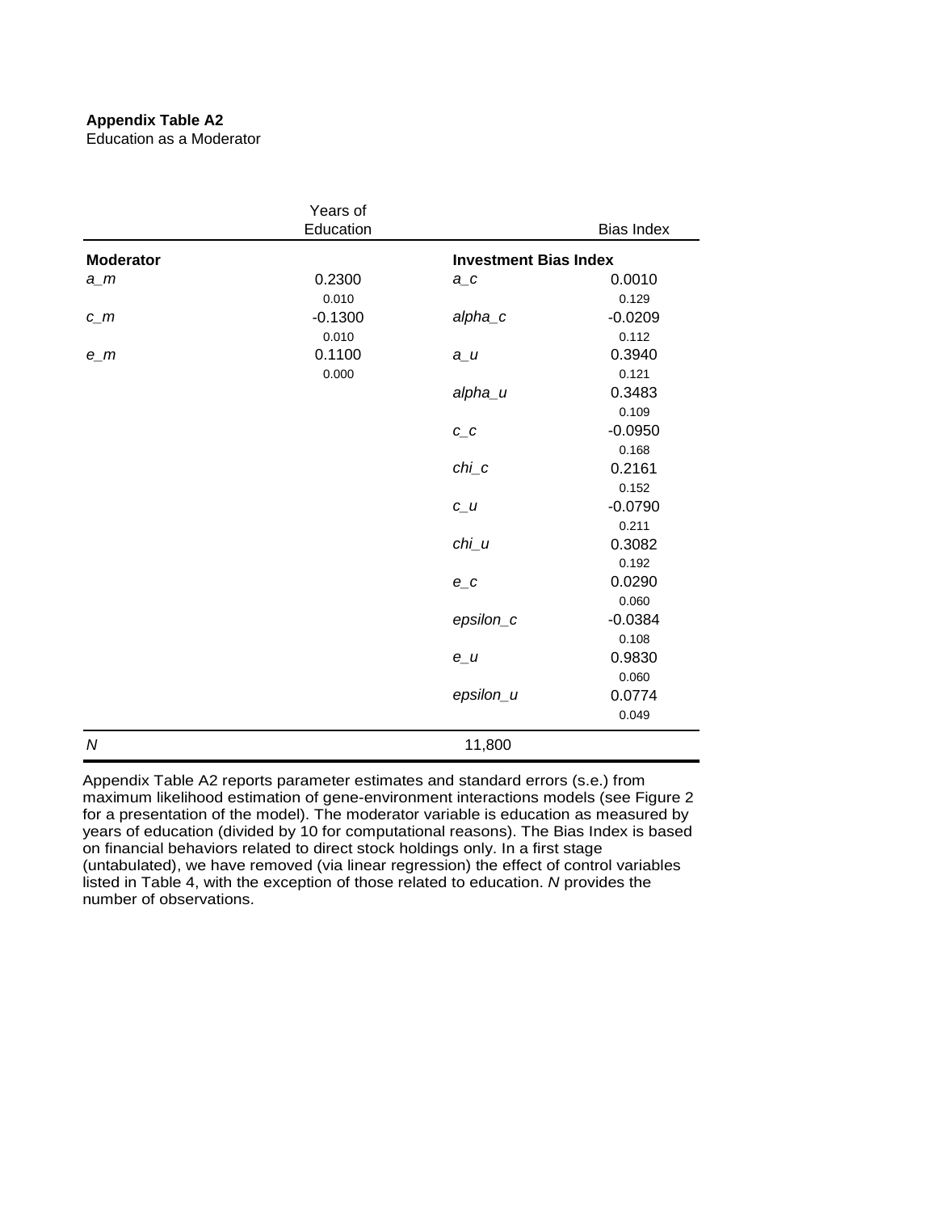**Appendix Table A2**
Education as a Moderator

| | Years of Education | | Bias Index |
|---|---|---|---|
| **Moderator** | | **Investment Bias Index** | |
| *a_m* | 0.2300 | *a_c* | 0.0010 |
| | 0.010 | | 0.129 |
| *c_m* | -0.1300 | *alpha_c* | -0.0209 |
| | 0.010 | | 0.112 |
| *e_m* | 0.1100 | *a_u* | 0.3940 |
| | 0.000 | | 0.121 |
| | | *alpha_u* | 0.3483 |
| | | | 0.109 |
| | | *c_c* | -0.0950 |
| | | | 0.168 |
| | | *chi_c* | 0.2161 |
| | | | 0.152 |
| | | *c_u* | -0.0790 |
| | | | 0.211 |
| | | *chi_u* | 0.3082 |
| | | | 0.192 |
| | | *e_c* | 0.0290 |
| | | | 0.060 |
| | | *epsilon_c* | -0.0384 |
| | | | 0.108 |
| | | *e_u* | 0.9830 |
| | | | 0.060 |
| | | *epsilon_u* | 0.0774 |
| | | | 0.049 |
| *N* | | 11,800 | |

Appendix Table A2 reports parameter estimates and standard errors (s.e.) from maximum likelihood estimation of gene-environment interactions models (see Figure 2 for a presentation of the model). The moderator variable is education as measured by years of education (divided by 10 for computational reasons). The Bias Index is based on financial behaviors related to direct stock holdings only. In a first stage (untabulated), we have removed (via linear regression) the effect of control variables listed in Table 4, with the exception of those related to education. *N* provides the number of observations.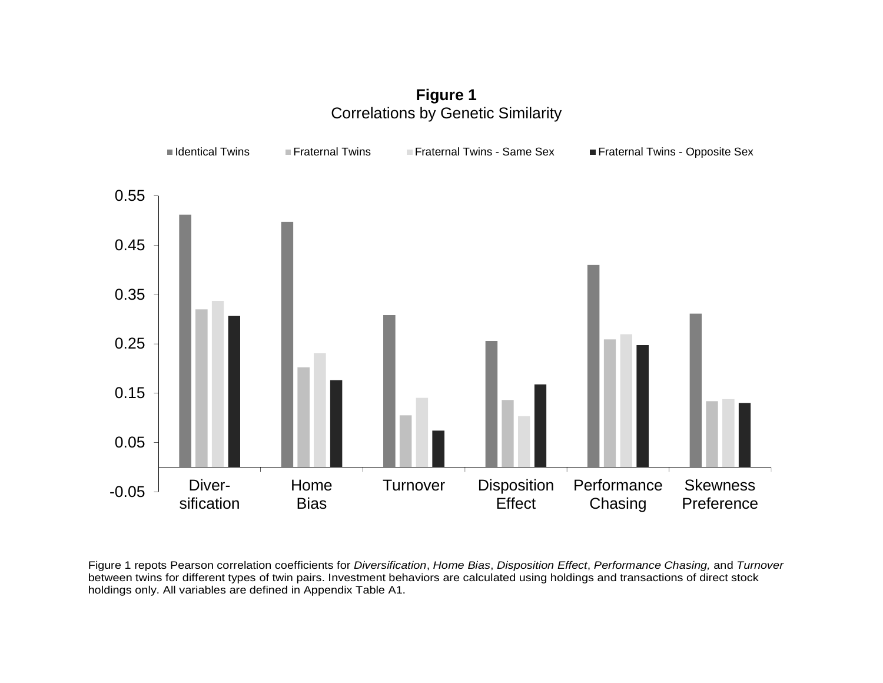**Figure 1**
Correlations by Genetic Similarity

Figure 1 repots Pearson correlation coefficients for *Diversification*, *Home Bias*, *Disposition Effect*, *Performance Chasing,* and *Turnover* between twins for different types of twin pairs. Investment behaviors are calculated using holdings and transactions of direct stock holdings only. All variables are defined in Appendix Table A1.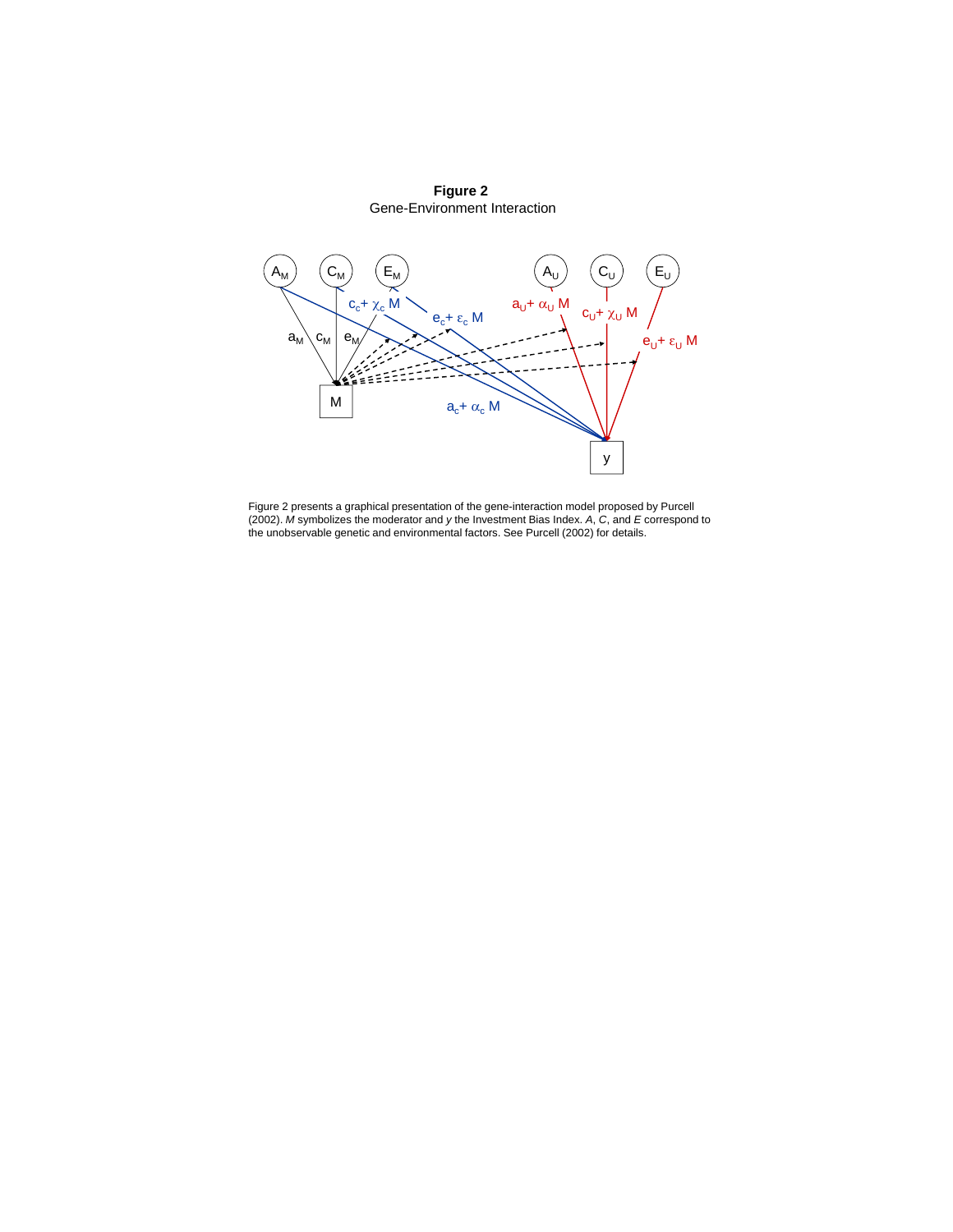**Figure 2**

Gene-Environment Interaction

Figure 2 presents a graphical presentation of the gene-interaction model proposed by Purcell (2002). *M* symbolizes the moderator and *y* the Investment Bias Index. *A*, *C*, and *E* correspond to the unobservable genetic and environmental factors. See Purcell (2002) for details.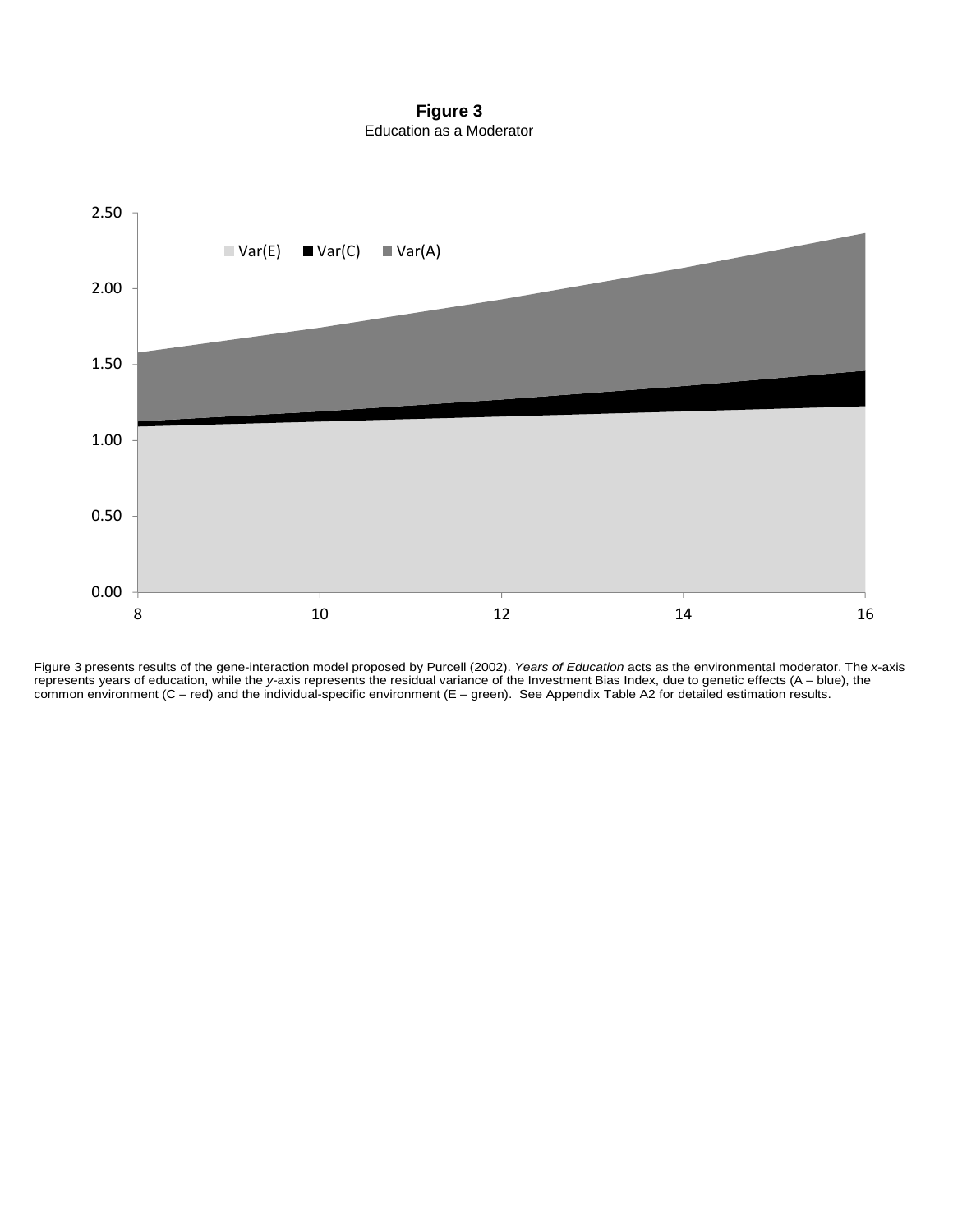**Figure 3**
Education as a Moderator

2.50
2.00
1.50
1.00
0.50
0.00

Var(E) Var(C) Var(A)

8 10 12 14 16

Figure 3 presents results of the gene-interaction model proposed by Purcell (2002). *Years of Education* acts as the environmental moderator. The *x*-axis represents years of education, while the *y*-axis represents the residual variance of the Investment Bias Index, due to genetic effects (A – blue), the common environment (C – red) and the individual-specific environment (E – green). See Appendix Table A2 for detailed estimation results.